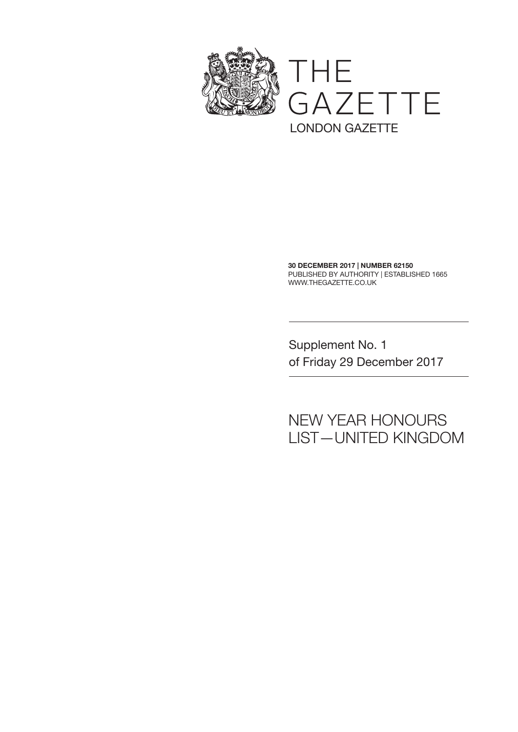# THE GAZETTE

LONDON GAZETTE

**30 DECEMBER 2017 | NUMBER 62150**
PUBLISHED BY AUTHORITY | ESTABLISHED 1665
WWW.THEGAZETTE.CO.UK

Supplement No. 1
of Friday 29 December 2017

## NEW YEAR HONOURS LIST—UNITED KINGDOM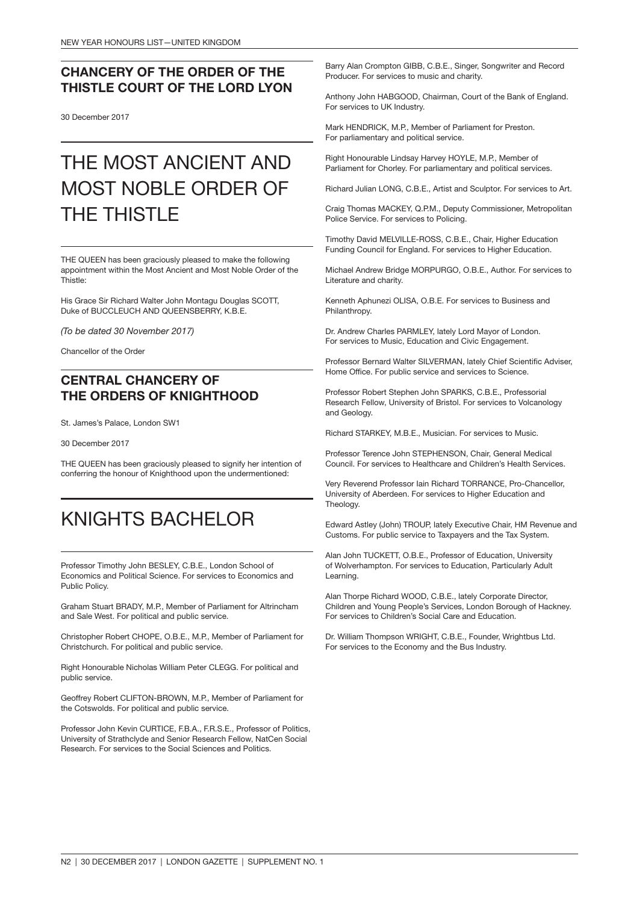## CHANCERY OF THE ORDER OF THE THISTLE COURT OF THE LORD LYON

30 December 2017

# THE MOST ANCIENT AND MOST NOBLE ORDER OF THE THISTLE

THE QUEEN has been graciously pleased to make the following appointment within the Most Ancient and Most Noble Order of the Thistle:

His Grace Sir Richard Walter John Montagu Douglas SCOTT, Duke of BUCCLEUCH AND QUEENSBERRY, K.B.E.

*(To be dated 30 November 2017)*

Chancellor of the Order

## CENTRAL CHANCERY OF THE ORDERS OF KNIGHTHOOD

St. James's Palace, London SW1

30 December 2017

THE QUEEN has been graciously pleased to signify her intention of conferring the honour of Knighthood upon the undermentioned:

# KNIGHTS BACHELOR

Professor Timothy John BESLEY, C.B.E., London School of Economics and Political Science. For services to Economics and Public Policy.

Graham Stuart BRADY, M.P., Member of Parliament for Altrincham and Sale West. For political and public service.

Christopher Robert CHOPE, O.B.E., M.P., Member of Parliament for Christchurch. For political and public service.

Right Honourable Nicholas William Peter CLEGG. For political and public service.

Geoffrey Robert CLIFTON-BROWN, M.P., Member of Parliament for the Cotswolds. For political and public service.

Professor John Kevin CURTICE, F.B.A., F.R.S.E., Professor of Politics, University of Strathclyde and Senior Research Fellow, NatCen Social Research. For services to the Social Sciences and Politics.

Barry Alan Crompton GIBB, C.B.E., Singer, Songwriter and Record Producer. For services to music and charity.

Anthony John HABGOOD, Chairman, Court of the Bank of England. For services to UK Industry.

Mark HENDRICK, M.P., Member of Parliament for Preston. For parliamentary and political service.

Right Honourable Lindsay Harvey HOYLE, M.P., Member of Parliament for Chorley. For parliamentary and political services.

Richard Julian LONG, C.B.E., Artist and Sculptor. For services to Art.

Craig Thomas MACKEY, Q.P.M., Deputy Commissioner, Metropolitan Police Service. For services to Policing.

Timothy David MELVILLE-ROSS, C.B.E., Chair, Higher Education Funding Council for England. For services to Higher Education.

Michael Andrew Bridge MORPURGO, O.B.E., Author. For services to Literature and charity.

Kenneth Aphunezi OLISA, O.B.E. For services to Business and Philanthropy.

Dr. Andrew Charles PARMLEY, lately Lord Mayor of London. For services to Music, Education and Civic Engagement.

Professor Bernard Walter SILVERMAN, lately Chief Scientific Adviser, Home Office. For public service and services to Science.

Professor Robert Stephen John SPARKS, C.B.E., Professorial Research Fellow, University of Bristol. For services to Volcanology and Geology.

Richard STARKEY, M.B.E., Musician. For services to Music.

Professor Terence John STEPHENSON, Chair, General Medical Council. For services to Healthcare and Children's Health Services.

Very Reverend Professor Iain Richard TORRANCE, Pro-Chancellor, University of Aberdeen. For services to Higher Education and Theology.

Edward Astley (John) TROUP, lately Executive Chair, HM Revenue and Customs. For public service to Taxpayers and the Tax System.

Alan John TUCKETT, O.B.E., Professor of Education, University of Wolverhampton. For services to Education, Particularly Adult Learning.

Alan Thorpe Richard WOOD, C.B.E., lately Corporate Director, Children and Young People's Services, London Borough of Hackney. For services to Children's Social Care and Education.

Dr. William Thompson WRIGHT, C.B.E., Founder, Wrightbus Ltd. For services to the Economy and the Bus Industry.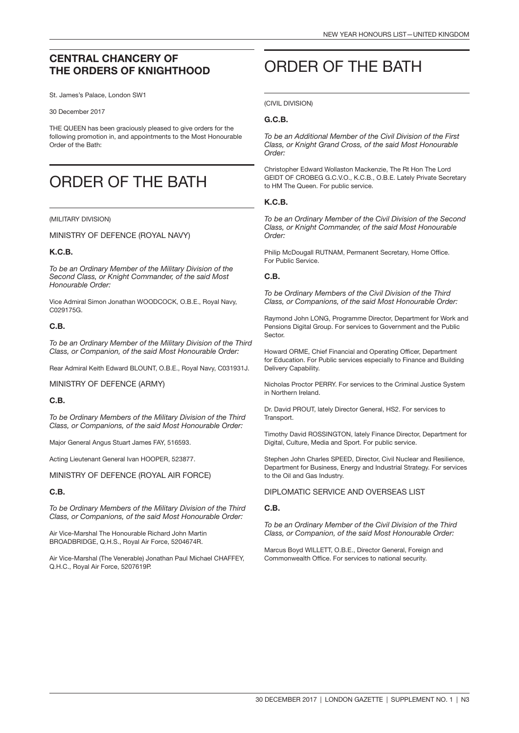## CENTRAL CHANCERY OF THE ORDERS OF KNIGHTHOOD

St. James's Palace, London SW1

30 December 2017

THE QUEEN has been graciously pleased to give orders for the following promotion in, and appointments to the Most Honourable Order of the Bath:

# ORDER OF THE BATH

(MILITARY DIVISION)

MINISTRY OF DEFENCE (ROYAL NAVY)

### K.C.B.

*To be an Ordinary Member of the Military Division of the Second Class, or Knight Commander, of the said Most Honourable Order:*

Vice Admiral Simon Jonathan WOODCOCK, O.B.E., Royal Navy, C029175G.

### C.B.

*To be an Ordinary Member of the Military Division of the Third Class, or Companion, of the said Most Honourable Order:*

Rear Admiral Keith Edward BLOUNT, O.B.E., Royal Navy, C031931J.

MINISTRY OF DEFENCE (ARMY)

### C.B.

*To be Ordinary Members of the Military Division of the Third Class, or Companions, of the said Most Honourable Order:*

Major General Angus Stuart James FAY, 516593.

Acting Lieutenant General Ivan HOOPER, 523877.

MINISTRY OF DEFENCE (ROYAL AIR FORCE)

### C.B.

*To be Ordinary Members of the Military Division of the Third Class, or Companions, of the said Most Honourable Order:*

Air Vice-Marshal The Honourable Richard John Martin BROADBRIDGE, Q.H.S., Royal Air Force, 5204674R.

Air Vice-Marshal (The Venerable) Jonathan Paul Michael CHAFFEY, Q.H.C., Royal Air Force, 5207619P.

# ORDER OF THE BATH

(CIVIL DIVISION)

### G.C.B.

*To be an Additional Member of the Civil Division of the First Class, or Knight Grand Cross, of the said Most Honourable Order:*

Christopher Edward Wollaston Mackenzie, The Rt Hon The Lord GEIDT OF CROBEG G.C.V.O., K.C.B., O.B.E. Lately Private Secretary to HM The Queen. For public service.

### K.C.B.

*To be an Ordinary Member of the Civil Division of the Second Class, or Knight Commander, of the said Most Honourable Order:*

Philip McDougall RUTNAM, Permanent Secretary, Home Office. For Public Service.

### C.B.

*To be Ordinary Members of the Civil Division of the Third Class, or Companions, of the said Most Honourable Order:*

Raymond John LONG, Programme Director, Department for Work and Pensions Digital Group. For services to Government and the Public Sector.

Howard ORME, Chief Financial and Operating Officer, Department for Education. For Public services especially to Finance and Building Delivery Capability.

Nicholas Proctor PERRY. For services to the Criminal Justice System in Northern Ireland.

Dr. David PROUT, lately Director General, HS2. For services to Transport.

Timothy David ROSSINGTON, lately Finance Director, Department for Digital, Culture, Media and Sport. For public service.

Stephen John Charles SPEED, Director, Civil Nuclear and Resilience, Department for Business, Energy and Industrial Strategy. For services to the Oil and Gas Industry.

DIPLOMATIC SERVICE AND OVERSEAS LIST

### C.B.

*To be an Ordinary Member of the Civil Division of the Third Class, or Companion, of the said Most Honourable Order:*

Marcus Boyd WILLETT, O.B.E., Director General, Foreign and Commonwealth Office. For services to national security.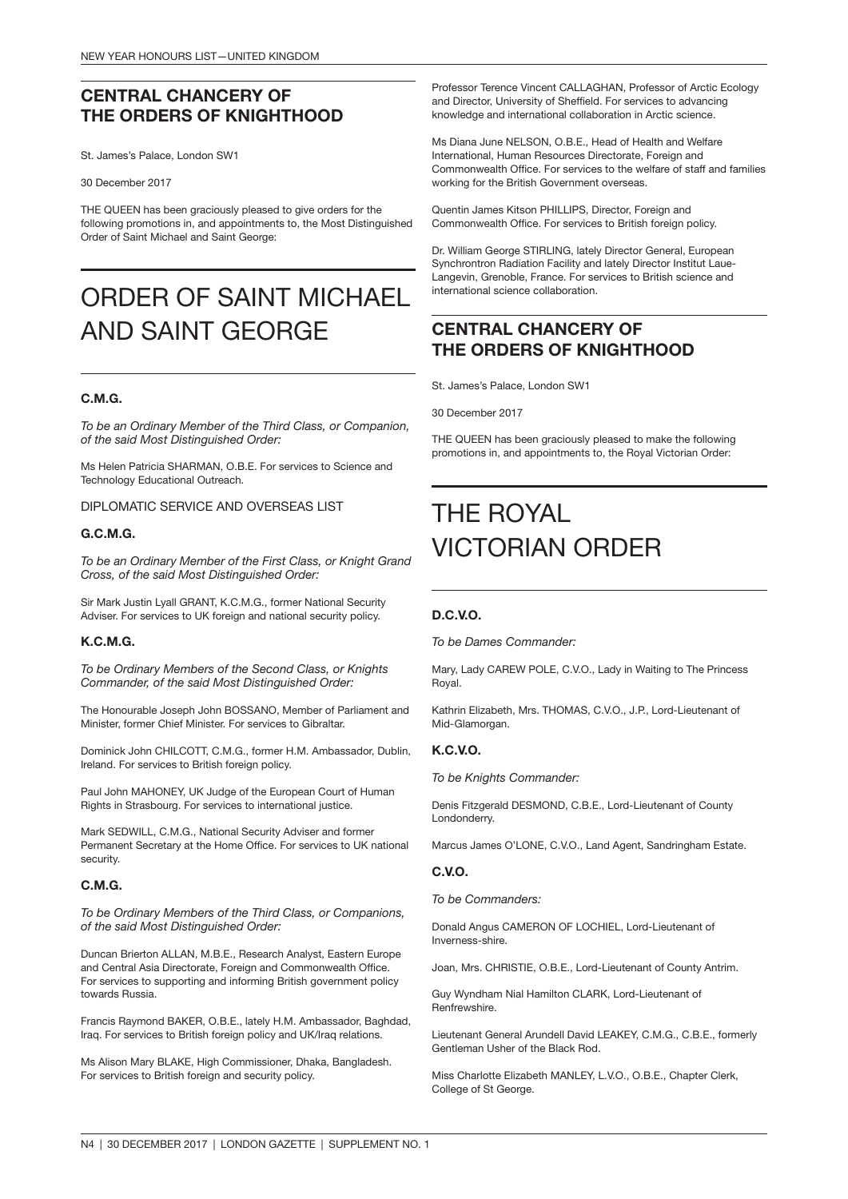## CENTRAL CHANCERY OF THE ORDERS OF KNIGHTHOOD

St. James's Palace, London SW1

30 December 2017

THE QUEEN has been graciously pleased to give orders for the following promotions in, and appointments to, the Most Distinguished Order of Saint Michael and Saint George:

# ORDER OF SAINT MICHAEL AND SAINT GEORGE

### C.M.G.

*To be an Ordinary Member of the Third Class, or Companion, of the said Most Distinguished Order:*

Ms Helen Patricia SHARMAN, O.B.E. For services to Science and Technology Educational Outreach.

DIPLOMATIC SERVICE AND OVERSEAS LIST

### G.C.M.G.

*To be an Ordinary Member of the First Class, or Knight Grand Cross, of the said Most Distinguished Order:*

Sir Mark Justin Lyall GRANT, K.C.M.G., former National Security Adviser. For services to UK foreign and national security policy.

### K.C.M.G.

*To be Ordinary Members of the Second Class, or Knights Commander, of the said Most Distinguished Order:*

The Honourable Joseph John BOSSANO, Member of Parliament and Minister, former Chief Minister. For services to Gibraltar.

Dominick John CHILCOTT, C.M.G., former H.M. Ambassador, Dublin, Ireland. For services to British foreign policy.

Paul John MAHONEY, UK Judge of the European Court of Human Rights in Strasbourg. For services to international justice.

Mark SEDWILL, C.M.G., National Security Adviser and former Permanent Secretary at the Home Office. For services to UK national security.

### C.M.G.

*To be Ordinary Members of the Third Class, or Companions, of the said Most Distinguished Order:*

Duncan Brierton ALLAN, M.B.E., Research Analyst, Eastern Europe and Central Asia Directorate, Foreign and Commonwealth Office. For services to supporting and informing British government policy towards Russia.

Francis Raymond BAKER, O.B.E., lately H.M. Ambassador, Baghdad, Iraq. For services to British foreign policy and UK/Iraq relations.

Ms Alison Mary BLAKE, High Commissioner, Dhaka, Bangladesh. For services to British foreign and security policy.

Professor Terence Vincent CALLAGHAN, Professor of Arctic Ecology and Director, University of Sheffield. For services to advancing knowledge and international collaboration in Arctic science.

Ms Diana June NELSON, O.B.E., Head of Health and Welfare International, Human Resources Directorate, Foreign and Commonwealth Office. For services to the welfare of staff and families working for the British Government overseas.

Quentin James Kitson PHILLIPS, Director, Foreign and Commonwealth Office. For services to British foreign policy.

Dr. William George STIRLING, lately Director General, European Synchrontron Radiation Facility and lately Director Institut Laue-Langevin, Grenoble, France. For services to British science and international science collaboration.

## CENTRAL CHANCERY OF THE ORDERS OF KNIGHTHOOD

St. James's Palace, London SW1

30 December 2017

THE QUEEN has been graciously pleased to make the following promotions in, and appointments to, the Royal Victorian Order:

# THE ROYAL VICTORIAN ORDER

### D.C.V.O.

*To be Dames Commander:*

Mary, Lady CAREW POLE, C.V.O., Lady in Waiting to The Princess Royal.

Kathrin Elizabeth, Mrs. THOMAS, C.V.O., J.P., Lord-Lieutenant of Mid-Glamorgan.

### K.C.V.O.

*To be Knights Commander:*

Denis Fitzgerald DESMOND, C.B.E., Lord-Lieutenant of County Londonderry.

Marcus James O'LONE, C.V.O., Land Agent, Sandringham Estate.

### C.V.O.

*To be Commanders:*

Donald Angus CAMERON OF LOCHIEL, Lord-Lieutenant of Inverness-shire.

Joan, Mrs. CHRISTIE, O.B.E., Lord-Lieutenant of County Antrim.

Guy Wyndham Nial Hamilton CLARK, Lord-Lieutenant of Renfrewshire.

Lieutenant General Arundell David LEAKEY, C.M.G., C.B.E., formerly Gentleman Usher of the Black Rod.

Miss Charlotte Elizabeth MANLEY, L.V.O., O.B.E., Chapter Clerk, College of St George.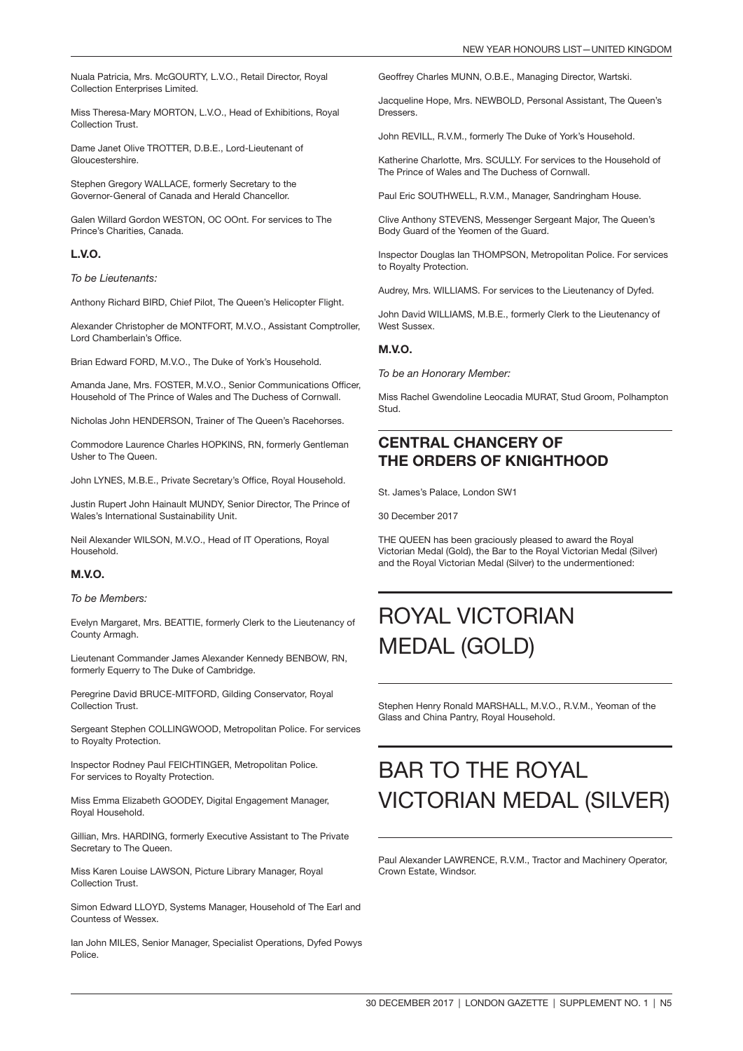Nuala Patricia, Mrs. McGOURTY, L.V.O., Retail Director, Royal Collection Enterprises Limited.

Miss Theresa-Mary MORTON, L.V.O., Head of Exhibitions, Royal Collection Trust.

Dame Janet Olive TROTTER, D.B.E., Lord-Lieutenant of Gloucestershire.

Stephen Gregory WALLACE, formerly Secretary to the Governor-General of Canada and Herald Chancellor.

Galen Willard Gordon WESTON, OC OOnt. For services to The Prince's Charities, Canada.

### L.V.O.

*To be Lieutenants:*

Anthony Richard BIRD, Chief Pilot, The Queen's Helicopter Flight.

Alexander Christopher de MONTFORT, M.V.O., Assistant Comptroller, Lord Chamberlain's Office.

Brian Edward FORD, M.V.O., The Duke of York's Household.

Amanda Jane, Mrs. FOSTER, M.V.O., Senior Communications Officer, Household of The Prince of Wales and The Duchess of Cornwall.

Nicholas John HENDERSON, Trainer of The Queen's Racehorses.

Commodore Laurence Charles HOPKINS, RN, formerly Gentleman Usher to The Queen.

John LYNES, M.B.E., Private Secretary's Office, Royal Household.

Justin Rupert John Hainault MUNDY, Senior Director, The Prince of Wales's International Sustainability Unit.

Neil Alexander WILSON, M.V.O., Head of IT Operations, Royal Household.

### M.V.O.

*To be Members:*

Evelyn Margaret, Mrs. BEATTIE, formerly Clerk to the Lieutenancy of County Armagh.

Lieutenant Commander James Alexander Kennedy BENBOW, RN, formerly Equerry to The Duke of Cambridge.

Peregrine David BRUCE-MITFORD, Gilding Conservator, Royal Collection Trust.

Sergeant Stephen COLLINGWOOD, Metropolitan Police. For services to Royalty Protection.

Inspector Rodney Paul FEICHTINGER, Metropolitan Police. For services to Royalty Protection.

Miss Emma Elizabeth GOODEY, Digital Engagement Manager, Royal Household.

Gillian, Mrs. HARDING, formerly Executive Assistant to The Private Secretary to The Queen.

Miss Karen Louise LAWSON, Picture Library Manager, Royal Collection Trust.

Simon Edward LLOYD, Systems Manager, Household of The Earl and Countess of Wessex.

Ian John MILES, Senior Manager, Specialist Operations, Dyfed Powys Police.

Geoffrey Charles MUNN, O.B.E., Managing Director, Wartski.

Jacqueline Hope, Mrs. NEWBOLD, Personal Assistant, The Queen's Dressers.

John REVILL, R.V.M., formerly The Duke of York's Household.

Katherine Charlotte, Mrs. SCULLY. For services to the Household of The Prince of Wales and The Duchess of Cornwall.

Paul Eric SOUTHWELL, R.V.M., Manager, Sandringham House.

Clive Anthony STEVENS, Messenger Sergeant Major, The Queen's Body Guard of the Yeomen of the Guard.

Inspector Douglas Ian THOMPSON, Metropolitan Police. For services to Royalty Protection.

Audrey, Mrs. WILLIAMS. For services to the Lieutenancy of Dyfed.

John David WILLIAMS, M.B.E., formerly Clerk to the Lieutenancy of West Sussex.

### M.V.O.

*To be an Honorary Member:*

Miss Rachel Gwendoline Leocadia MURAT, Stud Groom, Polhampton Stud.

## CENTRAL CHANCERY OF THE ORDERS OF KNIGHTHOOD

St. James's Palace, London SW1

30 December 2017

THE QUEEN has been graciously pleased to award the Royal Victorian Medal (Gold), the Bar to the Royal Victorian Medal (Silver) and the Royal Victorian Medal (Silver) to the undermentioned:

# ROYAL VICTORIAN MEDAL (GOLD)

Stephen Henry Ronald MARSHALL, M.V.O., R.V.M., Yeoman of the Glass and China Pantry, Royal Household.

# BAR TO THE ROYAL VICTORIAN MEDAL (SILVER)

Paul Alexander LAWRENCE, R.V.M., Tractor and Machinery Operator, Crown Estate, Windsor.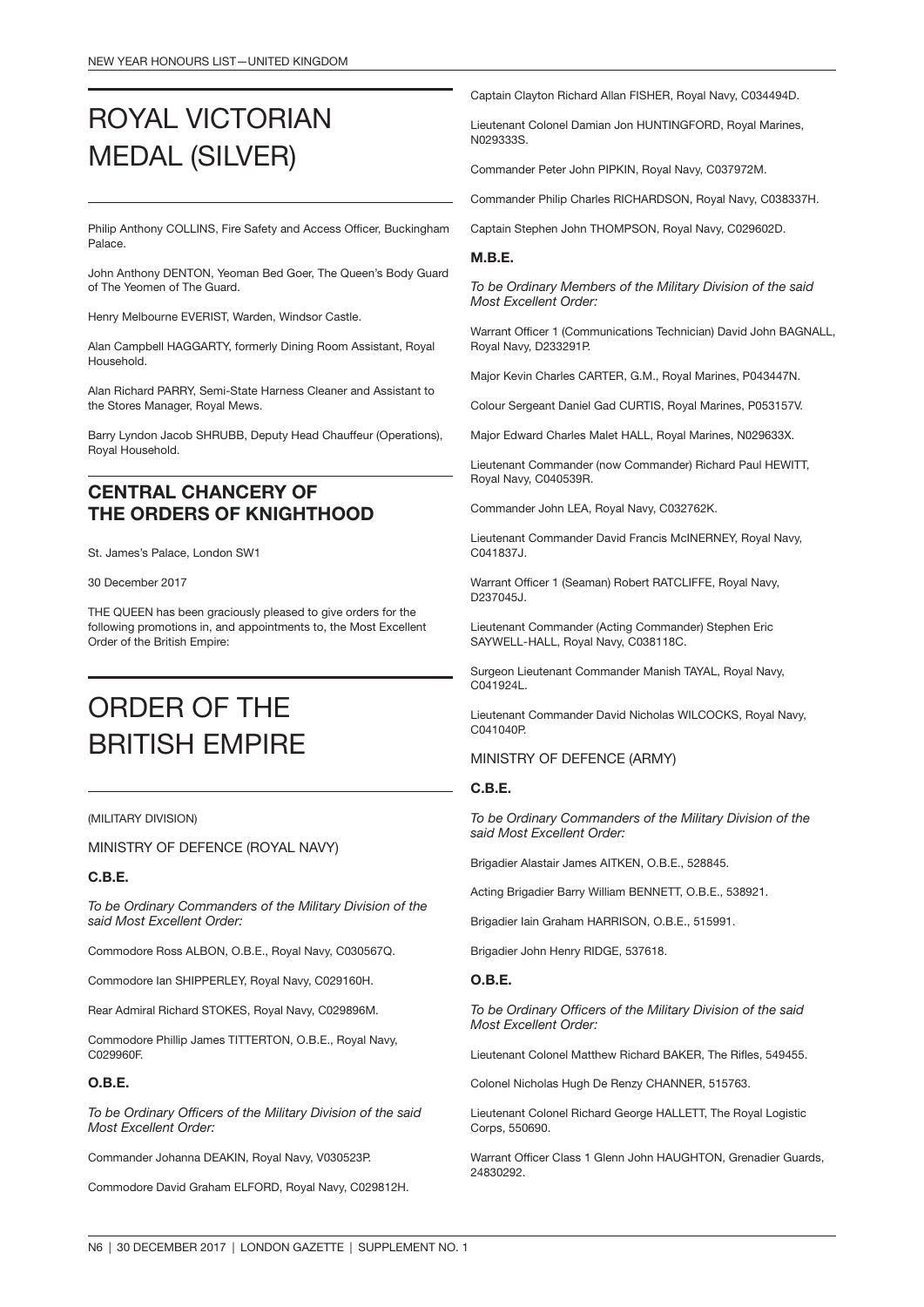# ROYAL VICTORIAN MEDAL (SILVER)

Philip Anthony COLLINS, Fire Safety and Access Officer, Buckingham Palace.

John Anthony DENTON, Yeoman Bed Goer, The Queen's Body Guard of The Yeomen of The Guard.

Henry Melbourne EVERIST, Warden, Windsor Castle.

Alan Campbell HAGGARTY, formerly Dining Room Assistant, Royal Household.

Alan Richard PARRY, Semi-State Harness Cleaner and Assistant to the Stores Manager, Royal Mews.

Barry Lyndon Jacob SHRUBB, Deputy Head Chauffeur (Operations), Royal Household.

## CENTRAL CHANCERY OF THE ORDERS OF KNIGHTHOOD

St. James's Palace, London SW1

30 December 2017

THE QUEEN has been graciously pleased to give orders for the following promotions in, and appointments to, the Most Excellent Order of the British Empire:

# ORDER OF THE BRITISH EMPIRE

(MILITARY DIVISION)

MINISTRY OF DEFENCE (ROYAL NAVY)

### C.B.E.

*To be Ordinary Commanders of the Military Division of the said Most Excellent Order:*

Commodore Ross ALBON, O.B.E., Royal Navy, C030567Q.

Commodore Ian SHIPPERLEY, Royal Navy, C029160H.

Rear Admiral Richard STOKES, Royal Navy, C029896M.

Commodore Phillip James TITTERTON, O.B.E., Royal Navy, C029960F.

### O.B.E.

*To be Ordinary Officers of the Military Division of the said Most Excellent Order:*

Commander Johanna DEAKIN, Royal Navy, V030523P.

Commodore David Graham ELFORD, Royal Navy, C029812H.

Captain Clayton Richard Allan FISHER, Royal Navy, C034494D.

Lieutenant Colonel Damian Jon HUNTINGFORD, Royal Marines, N029333S.

Commander Peter John PIPKIN, Royal Navy, C037972M.

Commander Philip Charles RICHARDSON, Royal Navy, C038337H.

Captain Stephen John THOMPSON, Royal Navy, C029602D.

### M.B.E.

*To be Ordinary Members of the Military Division of the said Most Excellent Order:*

Warrant Officer 1 (Communications Technician) David John BAGNALL, Royal Navy, D233291P.

Major Kevin Charles CARTER, G.M., Royal Marines, P043447N.

Colour Sergeant Daniel Gad CURTIS, Royal Marines, P053157V.

Major Edward Charles Malet HALL, Royal Marines, N029633X.

Lieutenant Commander (now Commander) Richard Paul HEWITT, Royal Navy, C040539R.

Commander John LEA, Royal Navy, C032762K.

Lieutenant Commander David Francis McINERNEY, Royal Navy, C041837J.

Warrant Officer 1 (Seaman) Robert RATCLIFFE, Royal Navy, D237045J.

Lieutenant Commander (Acting Commander) Stephen Eric SAYWELL-HALL, Royal Navy, C038118C.

Surgeon Lieutenant Commander Manish TAYAL, Royal Navy, C041924L.

Lieutenant Commander David Nicholas WILCOCKS, Royal Navy, C041040P.

MINISTRY OF DEFENCE (ARMY)

### C.B.E.

*To be Ordinary Commanders of the Military Division of the said Most Excellent Order:*

Brigadier Alastair James AITKEN, O.B.E., 528845.

Acting Brigadier Barry William BENNETT, O.B.E., 538921.

Brigadier Iain Graham HARRISON, O.B.E., 515991.

Brigadier John Henry RIDGE, 537618.

### O.B.E.

*To be Ordinary Officers of the Military Division of the said Most Excellent Order:*

Lieutenant Colonel Matthew Richard BAKER, The Rifles, 549455.

Colonel Nicholas Hugh De Renzy CHANNER, 515763.

Lieutenant Colonel Richard George HALLETT, The Royal Logistic Corps, 550690.

Warrant Officer Class 1 Glenn John HAUGHTON, Grenadier Guards, 24830292.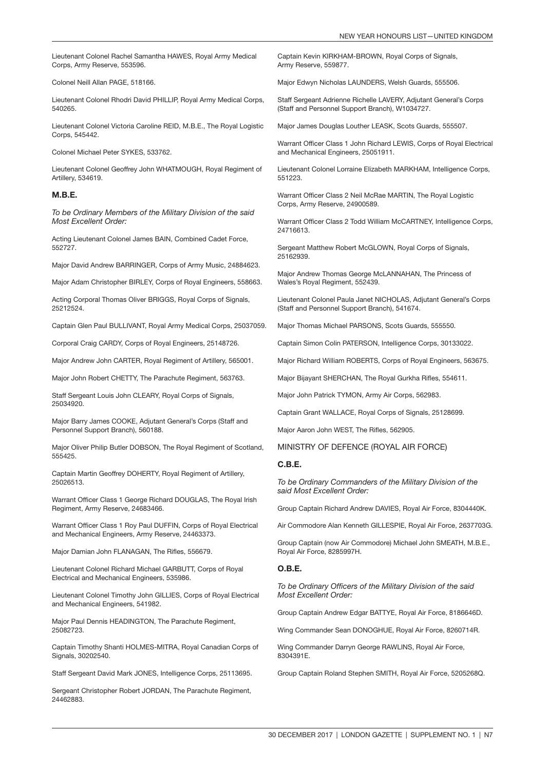Lieutenant Colonel Rachel Samantha HAWES, Royal Army Medical Corps, Army Reserve, 553596.

Colonel Neill Allan PAGE, 518166.

Lieutenant Colonel Rhodri David PHILLIP, Royal Army Medical Corps, 540265.

Lieutenant Colonel Victoria Caroline REID, M.B.E., The Royal Logistic Corps, 545442.

Colonel Michael Peter SYKES, 533762.

Lieutenant Colonel Geoffrey John WHATMOUGH, Royal Regiment of Artillery, 534619.

### M.B.E.

*To be Ordinary Members of the Military Division of the said Most Excellent Order:*

Acting Lieutenant Colonel James BAIN, Combined Cadet Force, 552727.

Major David Andrew BARRINGER, Corps of Army Music, 24884623.

Major Adam Christopher BIRLEY, Corps of Royal Engineers, 558663.

Acting Corporal Thomas Oliver BRIGGS, Royal Corps of Signals, 25212524.

Captain Glen Paul BULLIVANT, Royal Army Medical Corps, 25037059.

Corporal Craig CARDY, Corps of Royal Engineers, 25148726.

Major Andrew John CARTER, Royal Regiment of Artillery, 565001.

Major John Robert CHETTY, The Parachute Regiment, 563763.

Staff Sergeant Louis John CLEARY, Royal Corps of Signals, 25034920.

Major Barry James COOKE, Adjutant General's Corps (Staff and Personnel Support Branch), 560188.

Major Oliver Philip Butler DOBSON, The Royal Regiment of Scotland, 555425.

Captain Martin Geoffrey DOHERTY, Royal Regiment of Artillery, 25026513.

Warrant Officer Class 1 George Richard DOUGLAS, The Royal Irish Regiment, Army Reserve, 24683466.

Warrant Officer Class 1 Roy Paul DUFFIN, Corps of Royal Electrical and Mechanical Engineers, Army Reserve, 24463373.

Major Damian John FLANAGAN, The Rifles, 556679.

Lieutenant Colonel Richard Michael GARBUTT, Corps of Royal Electrical and Mechanical Engineers, 535986.

Lieutenant Colonel Timothy John GILLIES, Corps of Royal Electrical and Mechanical Engineers, 541982.

Major Paul Dennis HEADINGTON, The Parachute Regiment, 25082723.

Captain Timothy Shanti HOLMES-MITRA, Royal Canadian Corps of Signals, 30202540.

Staff Sergeant David Mark JONES, Intelligence Corps, 25113695.

Sergeant Christopher Robert JORDAN, The Parachute Regiment, 24462883.

Captain Kevin KIRKHAM-BROWN, Royal Corps of Signals, Army Reserve, 559877.

Major Edwyn Nicholas LAUNDERS, Welsh Guards, 555506.

Staff Sergeant Adrienne Richelle LAVERY, Adjutant General's Corps (Staff and Personnel Support Branch), W1034727.

Major James Douglas Louther LEASK, Scots Guards, 555507.

Warrant Officer Class 1 John Richard LEWIS, Corps of Royal Electrical and Mechanical Engineers, 25051911.

Lieutenant Colonel Lorraine Elizabeth MARKHAM, Intelligence Corps, 551223.

Warrant Officer Class 2 Neil McRae MARTIN, The Royal Logistic Corps, Army Reserve, 24900589.

Warrant Officer Class 2 Todd William McCARTNEY, Intelligence Corps, 24716613.

Sergeant Matthew Robert McGLOWN, Royal Corps of Signals, 25162939.

Major Andrew Thomas George McLANNAHAN, The Princess of Wales's Royal Regiment, 552439.

Lieutenant Colonel Paula Janet NICHOLAS, Adjutant General's Corps (Staff and Personnel Support Branch), 541674.

Major Thomas Michael PARSONS, Scots Guards, 555550.

Captain Simon Colin PATERSON, Intelligence Corps, 30133022.

Major Richard William ROBERTS, Corps of Royal Engineers, 563675.

Major Bijayant SHERCHAN, The Royal Gurkha Rifles, 554611.

Major John Patrick TYMON, Army Air Corps, 562983.

Captain Grant WALLACE, Royal Corps of Signals, 25128699.

Major Aaron John WEST, The Rifles, 562905.

## MINISTRY OF DEFENCE (ROYAL AIR FORCE)

### C.B.E.

*To be Ordinary Commanders of the Military Division of the said Most Excellent Order:*

Group Captain Richard Andrew DAVIES, Royal Air Force, 8304440K.

Air Commodore Alan Kenneth GILLESPIE, Royal Air Force, 2637703G.

Group Captain (now Air Commodore) Michael John SMEATH, M.B.E., Royal Air Force, 8285997H.

### O.B.E.

*To be Ordinary Officers of the Military Division of the said Most Excellent Order:*

Group Captain Andrew Edgar BATTYE, Royal Air Force, 8186646D.

Wing Commander Sean DONOGHUE, Royal Air Force, 8260714R.

Wing Commander Darryn George RAWLINS, Royal Air Force, 8304391E.

Group Captain Roland Stephen SMITH, Royal Air Force, 5205268Q.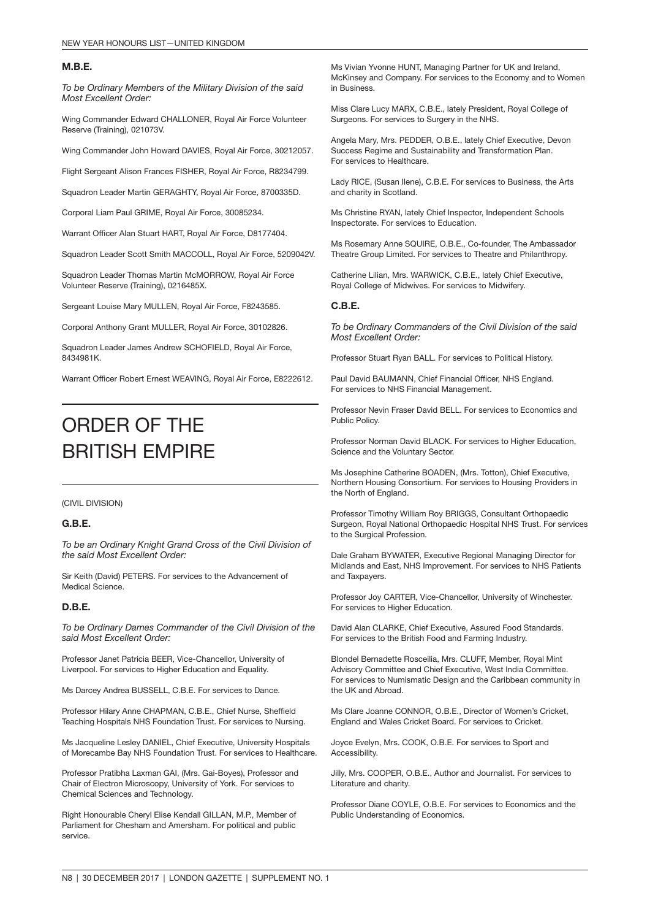### M.B.E.

*To be Ordinary Members of the Military Division of the said Most Excellent Order:*

Wing Commander Edward CHALLONER, Royal Air Force Volunteer Reserve (Training), 021073V.

Wing Commander John Howard DAVIES, Royal Air Force, 30212057.

Flight Sergeant Alison Frances FISHER, Royal Air Force, R8234799.

Squadron Leader Martin GERAGHTY, Royal Air Force, 8700335D.

Corporal Liam Paul GRIME, Royal Air Force, 30085234.

Warrant Officer Alan Stuart HART, Royal Air Force, D8177404.

Squadron Leader Scott Smith MACCOLL, Royal Air Force, 5209042V.

Squadron Leader Thomas Martin McMORROW, Royal Air Force Volunteer Reserve (Training), 0216485X.

Sergeant Louise Mary MULLEN, Royal Air Force, F8243585.

Corporal Anthony Grant MULLER, Royal Air Force, 30102826.

Squadron Leader James Andrew SCHOFIELD, Royal Air Force, 8434981K.

Warrant Officer Robert Ernest WEAVING, Royal Air Force, E8222612.

# ORDER OF THE BRITISH EMPIRE

(CIVIL DIVISION)

### G.B.E.

*To be an Ordinary Knight Grand Cross of the Civil Division of the said Most Excellent Order:*

Sir Keith (David) PETERS. For services to the Advancement of Medical Science.

### D.B.E.

*To be Ordinary Dames Commander of the Civil Division of the said Most Excellent Order:*

Professor Janet Patricia BEER, Vice-Chancellor, University of Liverpool. For services to Higher Education and Equality.

Ms Darcey Andrea BUSSELL, C.B.E. For services to Dance.

Professor Hilary Anne CHAPMAN, C.B.E., Chief Nurse, Sheffield Teaching Hospitals NHS Foundation Trust. For services to Nursing.

Ms Jacqueline Lesley DANIEL, Chief Executive, University Hospitals of Morecambe Bay NHS Foundation Trust. For services to Healthcare.

Professor Pratibha Laxman GAI, (Mrs. Gai-Boyes), Professor and Chair of Electron Microscopy, University of York. For services to Chemical Sciences and Technology.

Right Honourable Cheryl Elise Kendall GILLAN, M.P., Member of Parliament for Chesham and Amersham. For political and public service.

Ms Vivian Yvonne HUNT, Managing Partner for UK and Ireland, McKinsey and Company. For services to the Economy and to Women in Business.

Miss Clare Lucy MARX, C.B.E., lately President, Royal College of Surgeons. For services to Surgery in the NHS.

Angela Mary, Mrs. PEDDER, O.B.E., lately Chief Executive, Devon Success Regime and Sustainability and Transformation Plan. For services to Healthcare.

Lady RICE, (Susan Ilene), C.B.E. For services to Business, the Arts and charity in Scotland.

Ms Christine RYAN, lately Chief Inspector, Independent Schools Inspectorate. For services to Education.

Ms Rosemary Anne SQUIRE, O.B.E., Co-founder, The Ambassador Theatre Group Limited. For services to Theatre and Philanthropy.

Catherine Lilian, Mrs. WARWICK, C.B.E., lately Chief Executive, Royal College of Midwives. For services to Midwifery.

### C.B.E.

*To be Ordinary Commanders of the Civil Division of the said Most Excellent Order:*

Professor Stuart Ryan BALL. For services to Political History.

Paul David BAUMANN, Chief Financial Officer, NHS England. For services to NHS Financial Management.

Professor Nevin Fraser David BELL. For services to Economics and Public Policy.

Professor Norman David BLACK. For services to Higher Education, Science and the Voluntary Sector.

Ms Josephine Catherine BOADEN, (Mrs. Totton), Chief Executive, Northern Housing Consortium. For services to Housing Providers in the North of England.

Professor Timothy William Roy BRIGGS, Consultant Orthopaedic Surgeon, Royal National Orthopaedic Hospital NHS Trust. For services to the Surgical Profession.

Dale Graham BYWATER, Executive Regional Managing Director for Midlands and East, NHS Improvement. For services to NHS Patients and Taxpayers.

Professor Joy CARTER, Vice-Chancellor, University of Winchester. For services to Higher Education.

David Alan CLARKE, Chief Executive, Assured Food Standards. For services to the British Food and Farming Industry.

Blondel Bernadette Rosceilia, Mrs. CLUFF, Member, Royal Mint Advisory Committee and Chief Executive, West India Committee. For services to Numismatic Design and the Caribbean community in the UK and Abroad.

Ms Clare Joanne CONNOR, O.B.E., Director of Women's Cricket, England and Wales Cricket Board. For services to Cricket.

Joyce Evelyn, Mrs. COOK, O.B.E. For services to Sport and Accessibility.

Jilly, Mrs. COOPER, O.B.E., Author and Journalist. For services to Literature and charity.

Professor Diane COYLE, O.B.E. For services to Economics and the Public Understanding of Economics.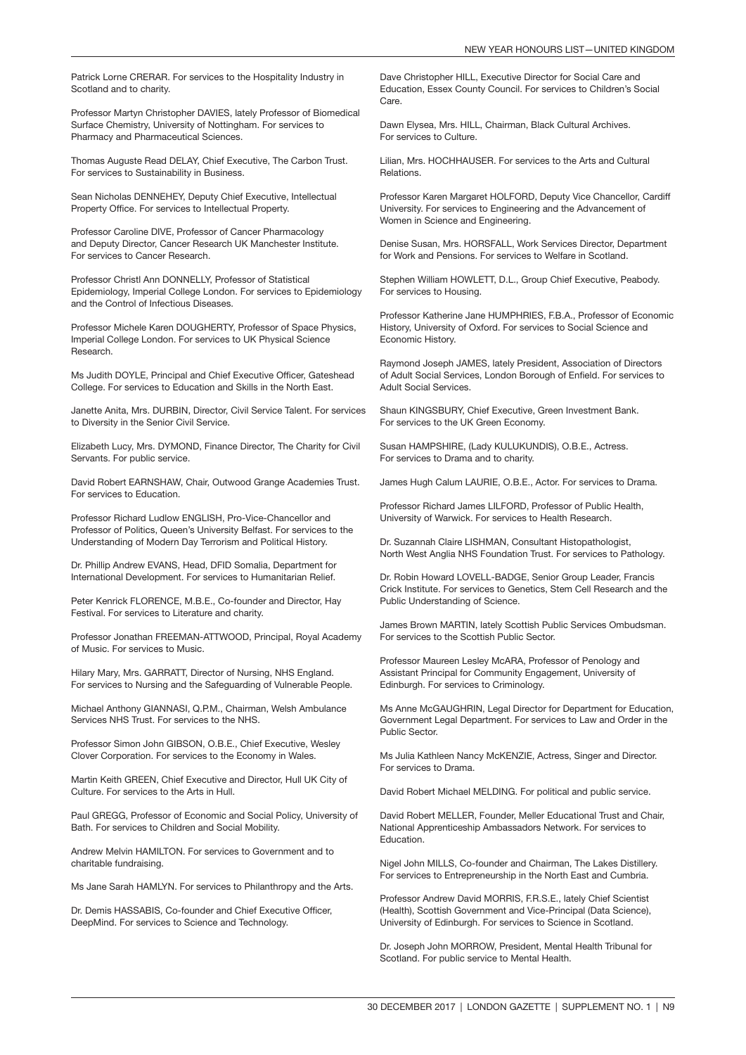Patrick Lorne CRERAR. For services to the Hospitality Industry in Scotland and to charity.

Professor Martyn Christopher DAVIES, lately Professor of Biomedical Surface Chemistry, University of Nottingham. For services to Pharmacy and Pharmaceutical Sciences.

Thomas Auguste Read DELAY, Chief Executive, The Carbon Trust. For services to Sustainability in Business.

Sean Nicholas DENNEHEY, Deputy Chief Executive, Intellectual Property Office. For services to Intellectual Property.

Professor Caroline DIVE, Professor of Cancer Pharmacology and Deputy Director, Cancer Research UK Manchester Institute. For services to Cancer Research.

Professor Christl Ann DONNELLY, Professor of Statistical Epidemiology, Imperial College London. For services to Epidemiology and the Control of Infectious Diseases.

Professor Michele Karen DOUGHERTY, Professor of Space Physics, Imperial College London. For services to UK Physical Science Research.

Ms Judith DOYLE, Principal and Chief Executive Officer, Gateshead College. For services to Education and Skills in the North East.

Janette Anita, Mrs. DURBIN, Director, Civil Service Talent. For services to Diversity in the Senior Civil Service.

Elizabeth Lucy, Mrs. DYMOND, Finance Director, The Charity for Civil Servants. For public service.

David Robert EARNSHAW, Chair, Outwood Grange Academies Trust. For services to Education.

Professor Richard Ludlow ENGLISH, Pro-Vice-Chancellor and Professor of Politics, Queen's University Belfast. For services to the Understanding of Modern Day Terrorism and Political History.

Dr. Phillip Andrew EVANS, Head, DFID Somalia, Department for International Development. For services to Humanitarian Relief.

Peter Kenrick FLORENCE, M.B.E., Co-founder and Director, Hay Festival. For services to Literature and charity.

Professor Jonathan FREEMAN-ATTWOOD, Principal, Royal Academy of Music. For services to Music.

Hilary Mary, Mrs. GARRATT, Director of Nursing, NHS England. For services to Nursing and the Safeguarding of Vulnerable People.

Michael Anthony GIANNASI, Q.P.M., Chairman, Welsh Ambulance Services NHS Trust. For services to the NHS.

Professor Simon John GIBSON, O.B.E., Chief Executive, Wesley Clover Corporation. For services to the Economy in Wales.

Martin Keith GREEN, Chief Executive and Director, Hull UK City of Culture. For services to the Arts in Hull.

Paul GREGG, Professor of Economic and Social Policy, University of Bath. For services to Children and Social Mobility.

Andrew Melvin HAMILTON. For services to Government and to charitable fundraising.

Ms Jane Sarah HAMLYN. For services to Philanthropy and the Arts.

Dr. Demis HASSABIS, Co-founder and Chief Executive Officer, DeepMind. For services to Science and Technology.

Dave Christopher HILL, Executive Director for Social Care and Education, Essex County Council. For services to Children's Social Care.

Dawn Elysea, Mrs. HILL, Chairman, Black Cultural Archives. For services to Culture.

Lilian, Mrs. HOCHHAUSER. For services to the Arts and Cultural Relations.

Professor Karen Margaret HOLFORD, Deputy Vice Chancellor, Cardiff University. For services to Engineering and the Advancement of Women in Science and Engineering.

Denise Susan, Mrs. HORSFALL, Work Services Director, Department for Work and Pensions. For services to Welfare in Scotland.

Stephen William HOWLETT, D.L., Group Chief Executive, Peabody. For services to Housing.

Professor Katherine Jane HUMPHRIES, F.B.A., Professor of Economic History, University of Oxford. For services to Social Science and Economic History.

Raymond Joseph JAMES, lately President, Association of Directors of Adult Social Services, London Borough of Enfield. For services to Adult Social Services.

Shaun KINGSBURY, Chief Executive, Green Investment Bank. For services to the UK Green Economy.

Susan HAMPSHIRE, (Lady KULUKUNDIS), O.B.E., Actress. For services to Drama and to charity.

James Hugh Calum LAURIE, O.B.E., Actor. For services to Drama.

Professor Richard James LILFORD, Professor of Public Health, University of Warwick. For services to Health Research.

Dr. Suzannah Claire LISHMAN, Consultant Histopathologist, North West Anglia NHS Foundation Trust. For services to Pathology.

Dr. Robin Howard LOVELL-BADGE, Senior Group Leader, Francis Crick Institute. For services to Genetics, Stem Cell Research and the Public Understanding of Science.

James Brown MARTIN, lately Scottish Public Services Ombudsman. For services to the Scottish Public Sector.

Professor Maureen Lesley McARA, Professor of Penology and Assistant Principal for Community Engagement, University of Edinburgh. For services to Criminology.

Ms Anne McGAUGHRIN, Legal Director for Department for Education, Government Legal Department. For services to Law and Order in the Public Sector.

Ms Julia Kathleen Nancy McKENZIE, Actress, Singer and Director. For services to Drama.

David Robert Michael MELDING. For political and public service.

David Robert MELLER, Founder, Meller Educational Trust and Chair, National Apprenticeship Ambassadors Network. For services to Education.

Nigel John MILLS, Co-founder and Chairman, The Lakes Distillery. For services to Entrepreneurship in the North East and Cumbria.

Professor Andrew David MORRIS, F.R.S.E., lately Chief Scientist (Health), Scottish Government and Vice-Principal (Data Science), University of Edinburgh. For services to Science in Scotland.

Dr. Joseph John MORROW, President, Mental Health Tribunal for Scotland. For public service to Mental Health.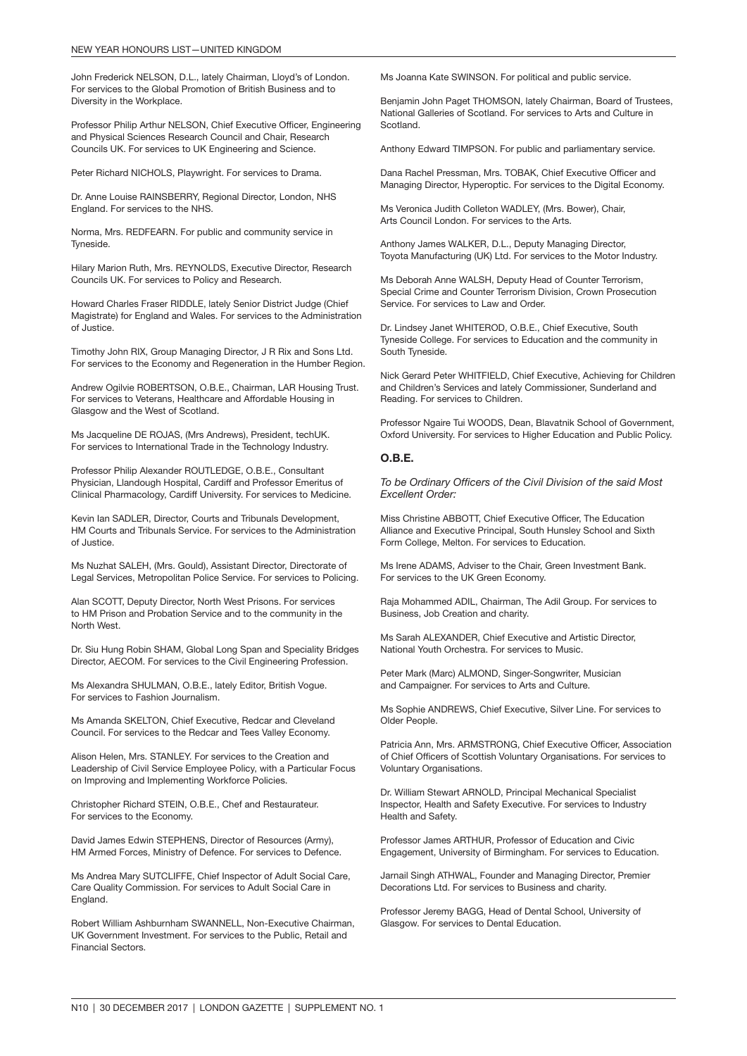John Frederick NELSON, D.L., lately Chairman, Lloyd's of London. For services to the Global Promotion of British Business and to Diversity in the Workplace.

Professor Philip Arthur NELSON, Chief Executive Officer, Engineering and Physical Sciences Research Council and Chair, Research Councils UK. For services to UK Engineering and Science.

Peter Richard NICHOLS, Playwright. For services to Drama.

Dr. Anne Louise RAINSBERRY, Regional Director, London, NHS England. For services to the NHS.

Norma, Mrs. REDFEARN. For public and community service in Tyneside.

Hilary Marion Ruth, Mrs. REYNOLDS, Executive Director, Research Councils UK. For services to Policy and Research.

Howard Charles Fraser RIDDLE, lately Senior District Judge (Chief Magistrate) for England and Wales. For services to the Administration of Justice.

Timothy John RIX, Group Managing Director, J R Rix and Sons Ltd. For services to the Economy and Regeneration in the Humber Region.

Andrew Ogilvie ROBERTSON, O.B.E., Chairman, LAR Housing Trust. For services to Veterans, Healthcare and Affordable Housing in Glasgow and the West of Scotland.

Ms Jacqueline DE ROJAS, (Mrs Andrews), President, techUK. For services to International Trade in the Technology Industry.

Professor Philip Alexander ROUTLEDGE, O.B.E., Consultant Physician, Llandough Hospital, Cardiff and Professor Emeritus of Clinical Pharmacology, Cardiff University. For services to Medicine.

Kevin Ian SADLER, Director, Courts and Tribunals Development, HM Courts and Tribunals Service. For services to the Administration of Justice.

Ms Nuzhat SALEH, (Mrs. Gould), Assistant Director, Directorate of Legal Services, Metropolitan Police Service. For services to Policing.

Alan SCOTT, Deputy Director, North West Prisons. For services to HM Prison and Probation Service and to the community in the North West.

Dr. Siu Hung Robin SHAM, Global Long Span and Speciality Bridges Director, AECOM. For services to the Civil Engineering Profession.

Ms Alexandra SHULMAN, O.B.E., lately Editor, British Vogue. For services to Fashion Journalism.

Ms Amanda SKELTON, Chief Executive, Redcar and Cleveland Council. For services to the Redcar and Tees Valley Economy.

Alison Helen, Mrs. STANLEY. For services to the Creation and Leadership of Civil Service Employee Policy, with a Particular Focus on Improving and Implementing Workforce Policies.

Christopher Richard STEIN, O.B.E., Chef and Restaurateur. For services to the Economy.

David James Edwin STEPHENS, Director of Resources (Army), HM Armed Forces, Ministry of Defence. For services to Defence.

Ms Andrea Mary SUTCLIFFE, Chief Inspector of Adult Social Care, Care Quality Commission. For services to Adult Social Care in England.

Robert William Ashburnham SWANNELL, Non-Executive Chairman, UK Government Investment. For services to the Public, Retail and Financial Sectors.

Ms Joanna Kate SWINSON. For political and public service.

Benjamin John Paget THOMSON, lately Chairman, Board of Trustees, National Galleries of Scotland. For services to Arts and Culture in Scotland.

Anthony Edward TIMPSON. For public and parliamentary service.

Dana Rachel Pressman, Mrs. TOBAK, Chief Executive Officer and Managing Director, Hyperoptic. For services to the Digital Economy.

Ms Veronica Judith Colleton WADLEY, (Mrs. Bower), Chair, Arts Council London. For services to the Arts.

Anthony James WALKER, D.L., Deputy Managing Director, Toyota Manufacturing (UK) Ltd. For services to the Motor Industry.

Ms Deborah Anne WALSH, Deputy Head of Counter Terrorism, Special Crime and Counter Terrorism Division, Crown Prosecution Service. For services to Law and Order.

Dr. Lindsey Janet WHITEROD, O.B.E., Chief Executive, South Tyneside College. For services to Education and the community in South Tyneside.

Nick Gerard Peter WHITFIELD, Chief Executive, Achieving for Children and Children's Services and lately Commissioner, Sunderland and Reading. For services to Children.

Professor Ngaire Tui WOODS, Dean, Blavatnik School of Government, Oxford University. For services to Higher Education and Public Policy.

## O.B.E.

*To be Ordinary Officers of the Civil Division of the said Most Excellent Order:*

Miss Christine ABBOTT, Chief Executive Officer, The Education Alliance and Executive Principal, South Hunsley School and Sixth Form College, Melton. For services to Education.

Ms Irene ADAMS, Adviser to the Chair, Green Investment Bank. For services to the UK Green Economy.

Raja Mohammed ADIL, Chairman, The Adil Group. For services to Business, Job Creation and charity.

Ms Sarah ALEXANDER, Chief Executive and Artistic Director, National Youth Orchestra. For services to Music.

Peter Mark (Marc) ALMOND, Singer-Songwriter, Musician and Campaigner. For services to Arts and Culture.

Ms Sophie ANDREWS, Chief Executive, Silver Line. For services to Older People.

Patricia Ann, Mrs. ARMSTRONG, Chief Executive Officer, Association of Chief Officers of Scottish Voluntary Organisations. For services to Voluntary Organisations.

Dr. William Stewart ARNOLD, Principal Mechanical Specialist Inspector, Health and Safety Executive. For services to Industry Health and Safety.

Professor James ARTHUR, Professor of Education and Civic Engagement, University of Birmingham. For services to Education.

Jarnail Singh ATHWAL, Founder and Managing Director, Premier Decorations Ltd. For services to Business and charity.

Professor Jeremy BAGG, Head of Dental School, University of Glasgow. For services to Dental Education.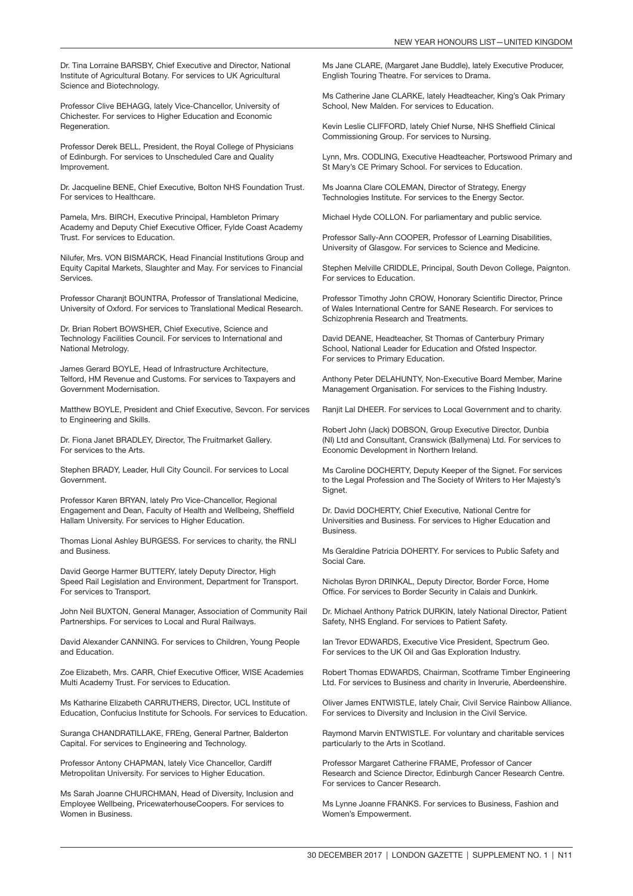Dr. Tina Lorraine BARSBY, Chief Executive and Director, National Institute of Agricultural Botany. For services to UK Agricultural Science and Biotechnology.

Professor Clive BEHAGG, lately Vice-Chancellor, University of Chichester. For services to Higher Education and Economic Regeneration.

Professor Derek BELL, President, the Royal College of Physicians of Edinburgh. For services to Unscheduled Care and Quality Improvement.

Dr. Jacqueline BENE, Chief Executive, Bolton NHS Foundation Trust. For services to Healthcare.

Pamela, Mrs. BIRCH, Executive Principal, Hambleton Primary Academy and Deputy Chief Executive Officer, Fylde Coast Academy Trust. For services to Education.

Nilufer, Mrs. VON BISMARCK, Head Financial Institutions Group and Equity Capital Markets, Slaughter and May. For services to Financial Services.

Professor Charanjt BOUNTRA, Professor of Translational Medicine, University of Oxford. For services to Translational Medical Research.

Dr. Brian Robert BOWSHER, Chief Executive, Science and Technology Facilities Council. For services to International and National Metrology.

James Gerard BOYLE, Head of Infrastructure Architecture, Telford, HM Revenue and Customs. For services to Taxpayers and Government Modernisation.

Matthew BOYLE, President and Chief Executive, Sevcon. For services to Engineering and Skills.

Dr. Fiona Janet BRADLEY, Director, The Fruitmarket Gallery. For services to the Arts.

Stephen BRADY, Leader, Hull City Council. For services to Local Government.

Professor Karen BRYAN, lately Pro Vice-Chancellor, Regional Engagement and Dean, Faculty of Health and Wellbeing, Sheffield Hallam University. For services to Higher Education.

Thomas Lional Ashley BURGESS. For services to charity, the RNLI and Business.

David George Harmer BUTTERY, lately Deputy Director, High Speed Rail Legislation and Environment, Department for Transport. For services to Transport.

John Neil BUXTON, General Manager, Association of Community Rail Partnerships. For services to Local and Rural Railways.

David Alexander CANNING. For services to Children, Young People and Education.

Zoe Elizabeth, Mrs. CARR, Chief Executive Officer, WISE Academies Multi Academy Trust. For services to Education.

Ms Katharine Elizabeth CARRUTHERS, Director, UCL Institute of Education, Confucius Institute for Schools. For services to Education.

Suranga CHANDRATILLAKE, FREng, General Partner, Balderton Capital. For services to Engineering and Technology.

Professor Antony CHAPMAN, lately Vice Chancellor, Cardiff Metropolitan University. For services to Higher Education.

Ms Sarah Joanne CHURCHMAN, Head of Diversity, Inclusion and Employee Wellbeing, PricewaterhouseCoopers. For services to Women in Business.

Ms Jane CLARE, (Margaret Jane Buddle), lately Executive Producer, English Touring Theatre. For services to Drama.

Ms Catherine Jane CLARKE, lately Headteacher, King's Oak Primary School, New Malden. For services to Education.

Kevin Leslie CLIFFORD, lately Chief Nurse, NHS Sheffield Clinical Commissioning Group. For services to Nursing.

Lynn, Mrs. CODLING, Executive Headteacher, Portswood Primary and St Mary's CE Primary School. For services to Education.

Ms Joanna Clare COLEMAN, Director of Strategy, Energy Technologies Institute. For services to the Energy Sector.

Michael Hyde COLLON. For parliamentary and public service.

Professor Sally-Ann COOPER, Professor of Learning Disabilities, University of Glasgow. For services to Science and Medicine.

Stephen Melville CRIDDLE, Principal, South Devon College, Paignton. For services to Education.

Professor Timothy John CROW, Honorary Scientific Director, Prince of Wales International Centre for SANE Research. For services to Schizophrenia Research and Treatments.

David DEANE, Headteacher, St Thomas of Canterbury Primary School, National Leader for Education and Ofsted Inspector. For services to Primary Education.

Anthony Peter DELAHUNTY, Non-Executive Board Member, Marine Management Organisation. For services to the Fishing Industry.

Ranjit Lal DHEER. For services to Local Government and to charity.

Robert John (Jack) DOBSON, Group Executive Director, Dunbia (NI) Ltd and Consultant, Cranswick (Ballymena) Ltd. For services to Economic Development in Northern Ireland.

Ms Caroline DOCHERTY, Deputy Keeper of the Signet. For services to the Legal Profession and The Society of Writers to Her Majesty's Signet.

Dr. David DOCHERTY, Chief Executive, National Centre for Universities and Business. For services to Higher Education and Business.

Ms Geraldine Patricia DOHERTY. For services to Public Safety and Social Care.

Nicholas Byron DRINKAL, Deputy Director, Border Force, Home Office. For services to Border Security in Calais and Dunkirk.

Dr. Michael Anthony Patrick DURKIN, lately National Director, Patient Safety, NHS England. For services to Patient Safety.

Ian Trevor EDWARDS, Executive Vice President, Spectrum Geo. For services to the UK Oil and Gas Exploration Industry.

Robert Thomas EDWARDS, Chairman, Scotframe Timber Engineering Ltd. For services to Business and charity in Inverurie, Aberdeenshire.

Oliver James ENTWISTLE, lately Chair, Civil Service Rainbow Alliance. For services to Diversity and Inclusion in the Civil Service.

Raymond Marvin ENTWISTLE. For voluntary and charitable services particularly to the Arts in Scotland.

Professor Margaret Catherine FRAME, Professor of Cancer Research and Science Director, Edinburgh Cancer Research Centre. For services to Cancer Research.

Ms Lynne Joanne FRANKS. For services to Business, Fashion and Women's Empowerment.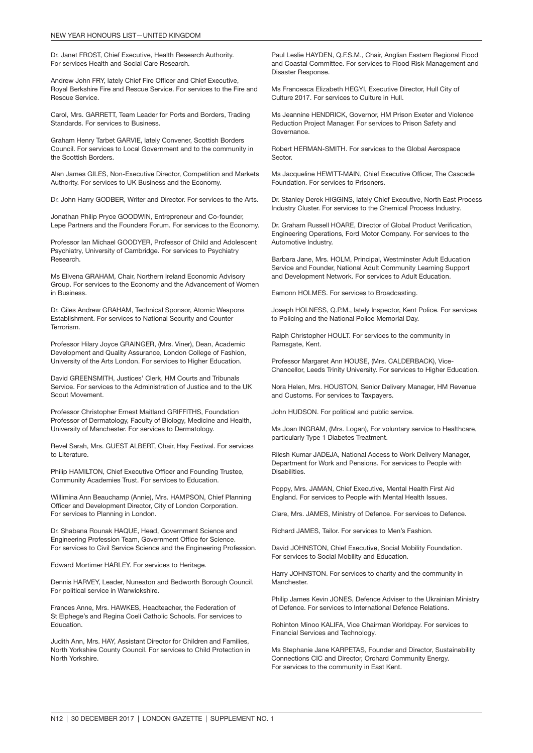Dr. Janet FROST, Chief Executive, Health Research Authority. For services Health and Social Care Research.

Andrew John FRY, lately Chief Fire Officer and Chief Executive, Royal Berkshire Fire and Rescue Service. For services to the Fire and Rescue Service.

Carol, Mrs. GARRETT, Team Leader for Ports and Borders, Trading Standards. For services to Business.

Graham Henry Tarbet GARVIE, lately Convener, Scottish Borders Council. For services to Local Government and to the community in the Scottish Borders.

Alan James GILES, Non-Executive Director, Competition and Markets Authority. For services to UK Business and the Economy.

Dr. John Harry GODBER, Writer and Director. For services to the Arts.

Jonathan Philip Pryce GOODWIN, Entrepreneur and Co-founder, Lepe Partners and the Founders Forum. For services to the Economy.

Professor Ian Michael GOODYER, Professor of Child and Adolescent Psychiatry, University of Cambridge. For services to Psychiatry Research.

Ms Ellvena GRAHAM, Chair, Northern Ireland Economic Advisory Group. For services to the Economy and the Advancement of Women in Business.

Dr. Giles Andrew GRAHAM, Technical Sponsor, Atomic Weapons Establishment. For services to National Security and Counter Terrorism.

Professor Hilary Joyce GRAINGER, (Mrs. Viner), Dean, Academic Development and Quality Assurance, London College of Fashion, University of the Arts London. For services to Higher Education.

David GREENSMITH, Justices' Clerk, HM Courts and Tribunals Service. For services to the Administration of Justice and to the UK Scout Movement.

Professor Christopher Ernest Maitland GRIFFITHS, Foundation Professor of Dermatology, Faculty of Biology, Medicine and Health, University of Manchester. For services to Dermatology.

Revel Sarah, Mrs. GUEST ALBERT, Chair, Hay Festival. For services to Literature.

Philip HAMILTON, Chief Executive Officer and Founding Trustee, Community Academies Trust. For services to Education.

Willimina Ann Beauchamp (Annie), Mrs. HAMPSON, Chief Planning Officer and Development Director, City of London Corporation. For services to Planning in London.

Dr. Shabana Rounak HAQUE, Head, Government Science and Engineering Profession Team, Government Office for Science. For services to Civil Service Science and the Engineering Profession.

Edward Mortimer HARLEY. For services to Heritage.

Dennis HARVEY, Leader, Nuneaton and Bedworth Borough Council. For political service in Warwickshire.

Frances Anne, Mrs. HAWKES, Headteacher, the Federation of St Elphege's and Regina Coeli Catholic Schools. For services to Education.

Judith Ann, Mrs. HAY, Assistant Director for Children and Families, North Yorkshire County Council. For services to Child Protection in North Yorkshire.

Paul Leslie HAYDEN, Q.F.S.M., Chair, Anglian Eastern Regional Flood and Coastal Committee. For services to Flood Risk Management and Disaster Response.

Ms Francesca Elizabeth HEGYI, Executive Director, Hull City of Culture 2017. For services to Culture in Hull.

Ms Jeannine HENDRICK, Governor, HM Prison Exeter and Violence Reduction Project Manager. For services to Prison Safety and Governance.

Robert HERMAN-SMITH. For services to the Global Aerospace Sector.

Ms Jacqueline HEWITT-MAIN, Chief Executive Officer, The Cascade Foundation. For services to Prisoners.

Dr. Stanley Derek HIGGINS, lately Chief Executive, North East Process Industry Cluster. For services to the Chemical Process Industry.

Dr. Graham Russell HOARE, Director of Global Product Verification, Engineering Operations, Ford Motor Company. For services to the Automotive Industry.

Barbara Jane, Mrs. HOLM, Principal, Westminster Adult Education Service and Founder, National Adult Community Learning Support and Development Network. For services to Adult Education.

Eamonn HOLMES. For services to Broadcasting.

Joseph HOLNESS, Q.P.M., lately Inspector, Kent Police. For services to Policing and the National Police Memorial Day.

Ralph Christopher HOULT. For services to the community in Ramsgate, Kent.

Professor Margaret Ann HOUSE, (Mrs. CALDERBACK), Vice-Chancellor, Leeds Trinity University. For services to Higher Education.

Nora Helen, Mrs. HOUSTON, Senior Delivery Manager, HM Revenue and Customs. For services to Taxpayers.

John HUDSON. For political and public service.

Ms Joan INGRAM, (Mrs. Logan), For voluntary service to Healthcare, particularly Type 1 Diabetes Treatment.

Rilesh Kumar JADEJA, National Access to Work Delivery Manager, Department for Work and Pensions. For services to People with Disabilities.

Poppy, Mrs. JAMAN, Chief Executive, Mental Health First Aid England. For services to People with Mental Health Issues.

Clare, Mrs. JAMES, Ministry of Defence. For services to Defence.

Richard JAMES, Tailor. For services to Men's Fashion.

David JOHNSTON, Chief Executive, Social Mobility Foundation. For services to Social Mobility and Education.

Harry JOHNSTON. For services to charity and the community in Manchester.

Philip James Kevin JONES, Defence Adviser to the Ukrainian Ministry of Defence. For services to International Defence Relations.

Rohinton Minoo KALIFA, Vice Chairman Worldpay. For services to Financial Services and Technology.

Ms Stephanie Jane KARPETAS, Founder and Director, Sustainability Connections CIC and Director, Orchard Community Energy. For services to the community in East Kent.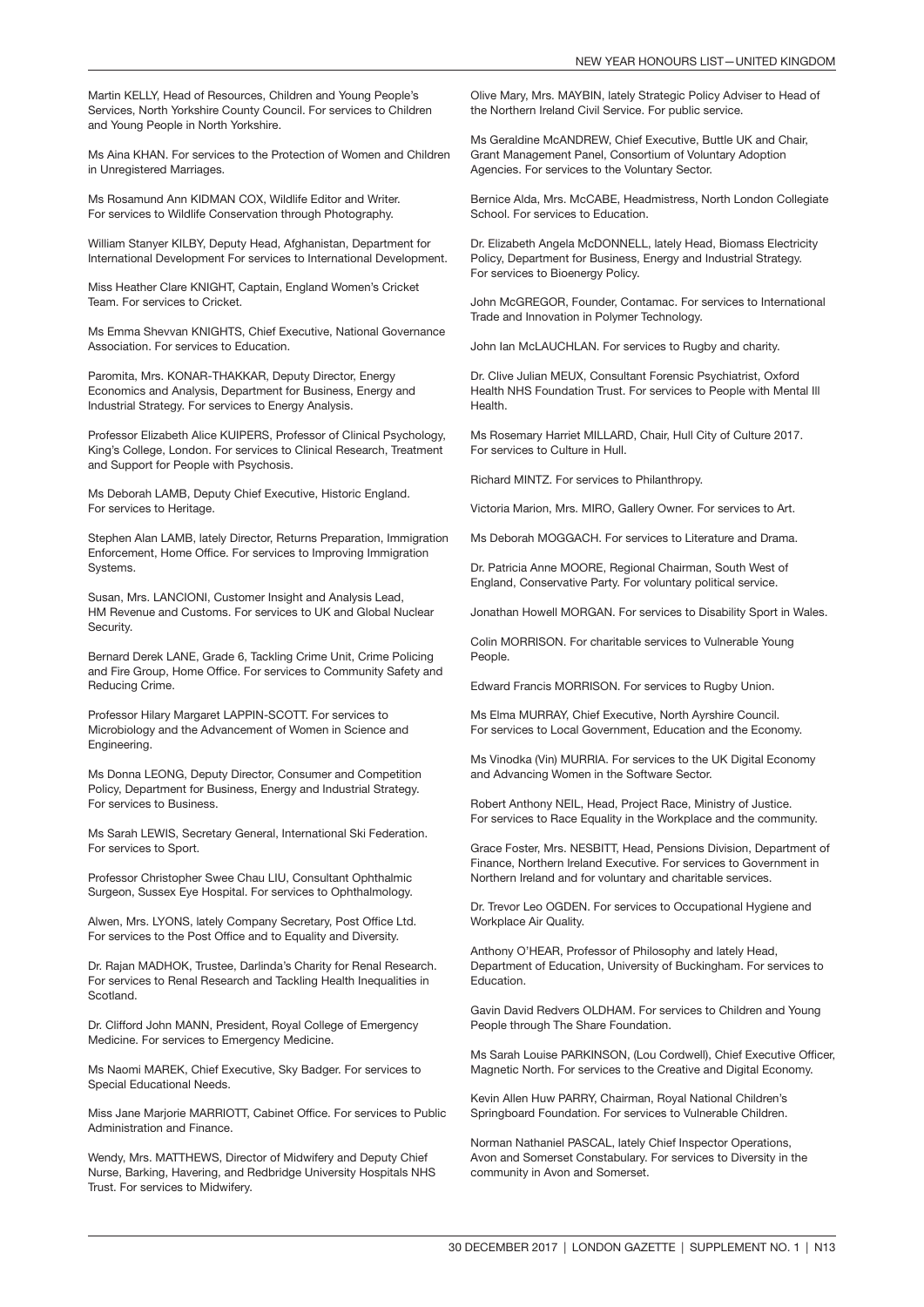Martin KELLY, Head of Resources, Children and Young People's Services, North Yorkshire County Council. For services to Children and Young People in North Yorkshire.

Ms Aina KHAN. For services to the Protection of Women and Children in Unregistered Marriages.

Ms Rosamund Ann KIDMAN COX, Wildlife Editor and Writer. For services to Wildlife Conservation through Photography.

William Stanyer KILBY, Deputy Head, Afghanistan, Department for International Development For services to International Development.

Miss Heather Clare KNIGHT, Captain, England Women's Cricket Team. For services to Cricket.

Ms Emma Shevvan KNIGHTS, Chief Executive, National Governance Association. For services to Education.

Paromita, Mrs. KONAR-THAKKAR, Deputy Director, Energy Economics and Analysis, Department for Business, Energy and Industrial Strategy. For services to Energy Analysis.

Professor Elizabeth Alice KUIPERS, Professor of Clinical Psychology, King's College, London. For services to Clinical Research, Treatment and Support for People with Psychosis.

Ms Deborah LAMB, Deputy Chief Executive, Historic England. For services to Heritage.

Stephen Alan LAMB, lately Director, Returns Preparation, Immigration Enforcement, Home Office. For services to Improving Immigration Systems.

Susan, Mrs. LANCIONI, Customer Insight and Analysis Lead, HM Revenue and Customs. For services to UK and Global Nuclear Security.

Bernard Derek LANE, Grade 6, Tackling Crime Unit, Crime Policing and Fire Group, Home Office. For services to Community Safety and Reducing Crime.

Professor Hilary Margaret LAPPIN-SCOTT. For services to Microbiology and the Advancement of Women in Science and Engineering.

Ms Donna LEONG, Deputy Director, Consumer and Competition Policy, Department for Business, Energy and Industrial Strategy. For services to Business.

Ms Sarah LEWIS, Secretary General, International Ski Federation. For services to Sport.

Professor Christopher Swee Chau LIU, Consultant Ophthalmic Surgeon, Sussex Eye Hospital. For services to Ophthalmology.

Alwen, Mrs. LYONS, lately Company Secretary, Post Office Ltd. For services to the Post Office and to Equality and Diversity.

Dr. Rajan MADHOK, Trustee, Darlinda's Charity for Renal Research. For services to Renal Research and Tackling Health Inequalities in Scotland.

Dr. Clifford John MANN, President, Royal College of Emergency Medicine. For services to Emergency Medicine.

Ms Naomi MAREK, Chief Executive, Sky Badger. For services to Special Educational Needs.

Miss Jane Marjorie MARRIOTT, Cabinet Office. For services to Public Administration and Finance.

Wendy, Mrs. MATTHEWS, Director of Midwifery and Deputy Chief Nurse, Barking, Havering, and Redbridge University Hospitals NHS Trust. For services to Midwifery.

Olive Mary, Mrs. MAYBIN, lately Strategic Policy Adviser to Head of the Northern Ireland Civil Service. For public service.

Ms Geraldine McANDREW, Chief Executive, Buttle UK and Chair, Grant Management Panel, Consortium of Voluntary Adoption Agencies. For services to the Voluntary Sector.

Bernice Alda, Mrs. McCABE, Headmistress, North London Collegiate School. For services to Education.

Dr. Elizabeth Angela McDONNELL, lately Head, Biomass Electricity Policy, Department for Business, Energy and Industrial Strategy. For services to Bioenergy Policy.

John McGREGOR, Founder, Contamac. For services to International Trade and Innovation in Polymer Technology.

John Ian McLAUCHLAN. For services to Rugby and charity.

Dr. Clive Julian MEUX, Consultant Forensic Psychiatrist, Oxford Health NHS Foundation Trust. For services to People with Mental Ill Health.

Ms Rosemary Harriet MILLARD, Chair, Hull City of Culture 2017. For services to Culture in Hull.

Richard MINTZ. For services to Philanthropy.

Victoria Marion, Mrs. MIRO, Gallery Owner. For services to Art.

Ms Deborah MOGGACH. For services to Literature and Drama.

Dr. Patricia Anne MOORE, Regional Chairman, South West of England, Conservative Party. For voluntary political service.

Jonathan Howell MORGAN. For services to Disability Sport in Wales.

Colin MORRISON. For charitable services to Vulnerable Young People.

Edward Francis MORRISON. For services to Rugby Union.

Ms Elma MURRAY, Chief Executive, North Ayrshire Council. For services to Local Government, Education and the Economy.

Ms Vinodka (Vin) MURRIA. For services to the UK Digital Economy and Advancing Women in the Software Sector.

Robert Anthony NEIL, Head, Project Race, Ministry of Justice. For services to Race Equality in the Workplace and the community.

Grace Foster, Mrs. NESBITT, Head, Pensions Division, Department of Finance, Northern Ireland Executive. For services to Government in Northern Ireland and for voluntary and charitable services.

Dr. Trevor Leo OGDEN. For services to Occupational Hygiene and Workplace Air Quality.

Anthony O'HEAR, Professor of Philosophy and lately Head, Department of Education, University of Buckingham. For services to Education.

Gavin David Redvers OLDHAM. For services to Children and Young People through The Share Foundation.

Ms Sarah Louise PARKINSON, (Lou Cordwell), Chief Executive Officer, Magnetic North. For services to the Creative and Digital Economy.

Kevin Allen Huw PARRY, Chairman, Royal National Children's Springboard Foundation. For services to Vulnerable Children.

Norman Nathaniel PASCAL, lately Chief Inspector Operations, Avon and Somerset Constabulary. For services to Diversity in the community in Avon and Somerset.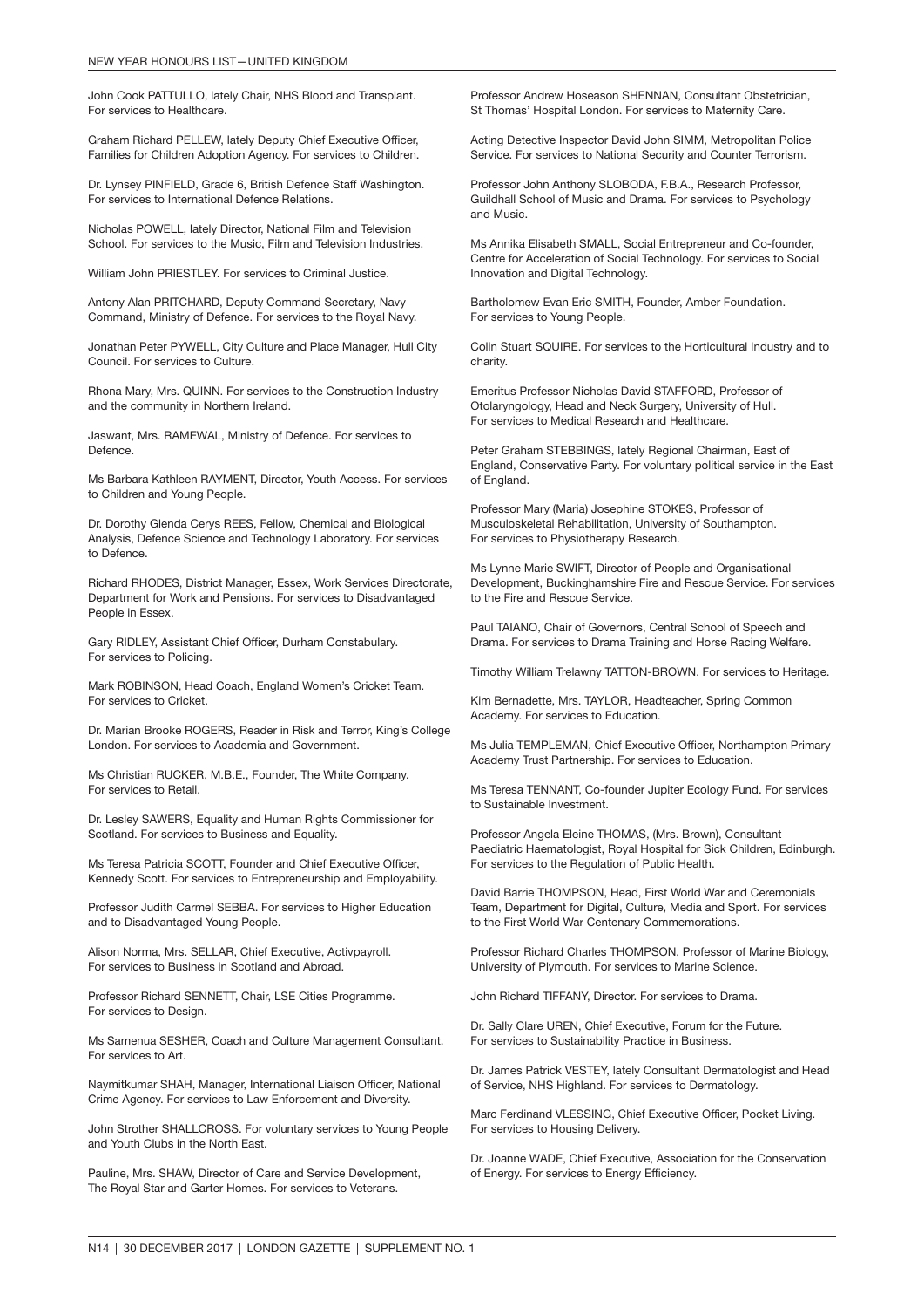John Cook PATTULLO, lately Chair, NHS Blood and Transplant. For services to Healthcare.

Graham Richard PELLEW, lately Deputy Chief Executive Officer, Families for Children Adoption Agency. For services to Children.

Dr. Lynsey PINFIELD, Grade 6, British Defence Staff Washington. For services to International Defence Relations.

Nicholas POWELL, lately Director, National Film and Television School. For services to the Music, Film and Television Industries.

William John PRIESTLEY. For services to Criminal Justice.

Antony Alan PRITCHARD, Deputy Command Secretary, Navy Command, Ministry of Defence. For services to the Royal Navy.

Jonathan Peter PYWELL, City Culture and Place Manager, Hull City Council. For services to Culture.

Rhona Mary, Mrs. QUINN. For services to the Construction Industry and the community in Northern Ireland.

Jaswant, Mrs. RAMEWAL, Ministry of Defence. For services to Defence.

Ms Barbara Kathleen RAYMENT, Director, Youth Access. For services to Children and Young People.

Dr. Dorothy Glenda Cerys REES, Fellow, Chemical and Biological Analysis, Defence Science and Technology Laboratory. For services to Defence.

Richard RHODES, District Manager, Essex, Work Services Directorate, Department for Work and Pensions. For services to Disadvantaged People in Essex.

Gary RIDLEY, Assistant Chief Officer, Durham Constabulary. For services to Policing.

Mark ROBINSON, Head Coach, England Women's Cricket Team. For services to Cricket.

Dr. Marian Brooke ROGERS, Reader in Risk and Terror, King's College London. For services to Academia and Government.

Ms Christian RUCKER, M.B.E., Founder, The White Company. For services to Retail.

Dr. Lesley SAWERS, Equality and Human Rights Commissioner for Scotland. For services to Business and Equality.

Ms Teresa Patricia SCOTT, Founder and Chief Executive Officer, Kennedy Scott. For services to Entrepreneurship and Employability.

Professor Judith Carmel SEBBA. For services to Higher Education and to Disadvantaged Young People.

Alison Norma, Mrs. SELLAR, Chief Executive, Activpayroll. For services to Business in Scotland and Abroad.

Professor Richard SENNETT, Chair, LSE Cities Programme. For services to Design.

Ms Samenua SESHER, Coach and Culture Management Consultant. For services to Art.

Naymitkumar SHAH, Manager, International Liaison Officer, National Crime Agency. For services to Law Enforcement and Diversity.

John Strother SHALLCROSS. For voluntary services to Young People and Youth Clubs in the North East.

Pauline, Mrs. SHAW, Director of Care and Service Development, The Royal Star and Garter Homes. For services to Veterans.

Professor Andrew Hoseason SHENNAN, Consultant Obstetrician, St Thomas' Hospital London. For services to Maternity Care.

Acting Detective Inspector David John SIMM, Metropolitan Police Service. For services to National Security and Counter Terrorism.

Professor John Anthony SLOBODA, F.B.A., Research Professor, Guildhall School of Music and Drama. For services to Psychology and Music.

Ms Annika Elisabeth SMALL, Social Entrepreneur and Co-founder, Centre for Acceleration of Social Technology. For services to Social Innovation and Digital Technology.

Bartholomew Evan Eric SMITH, Founder, Amber Foundation. For services to Young People.

Colin Stuart SQUIRE. For services to the Horticultural Industry and to charity.

Emeritus Professor Nicholas David STAFFORD, Professor of Otolaryngology, Head and Neck Surgery, University of Hull. For services to Medical Research and Healthcare.

Peter Graham STEBBINGS, lately Regional Chairman, East of England, Conservative Party. For voluntary political service in the East of England.

Professor Mary (Maria) Josephine STOKES, Professor of Musculoskeletal Rehabilitation, University of Southampton. For services to Physiotherapy Research.

Ms Lynne Marie SWIFT, Director of People and Organisational Development, Buckinghamshire Fire and Rescue Service. For services to the Fire and Rescue Service.

Paul TAIANO, Chair of Governors, Central School of Speech and Drama. For services to Drama Training and Horse Racing Welfare.

Timothy William Trelawny TATTON-BROWN. For services to Heritage.

Kim Bernadette, Mrs. TAYLOR, Headteacher, Spring Common Academy. For services to Education.

Ms Julia TEMPLEMAN, Chief Executive Officer, Northampton Primary Academy Trust Partnership. For services to Education.

Ms Teresa TENNANT, Co-founder Jupiter Ecology Fund. For services to Sustainable Investment.

Professor Angela Eleine THOMAS, (Mrs. Brown), Consultant Paediatric Haematologist, Royal Hospital for Sick Children, Edinburgh. For services to the Regulation of Public Health.

David Barrie THOMPSON, Head, First World War and Ceremonials Team, Department for Digital, Culture, Media and Sport. For services to the First World War Centenary Commemorations.

Professor Richard Charles THOMPSON, Professor of Marine Biology, University of Plymouth. For services to Marine Science.

John Richard TIFFANY, Director. For services to Drama.

Dr. Sally Clare UREN, Chief Executive, Forum for the Future. For services to Sustainability Practice in Business.

Dr. James Patrick VESTEY, lately Consultant Dermatologist and Head of Service, NHS Highland. For services to Dermatology.

Marc Ferdinand VLESSING, Chief Executive Officer, Pocket Living. For services to Housing Delivery.

Dr. Joanne WADE, Chief Executive, Association for the Conservation of Energy. For services to Energy Efficiency.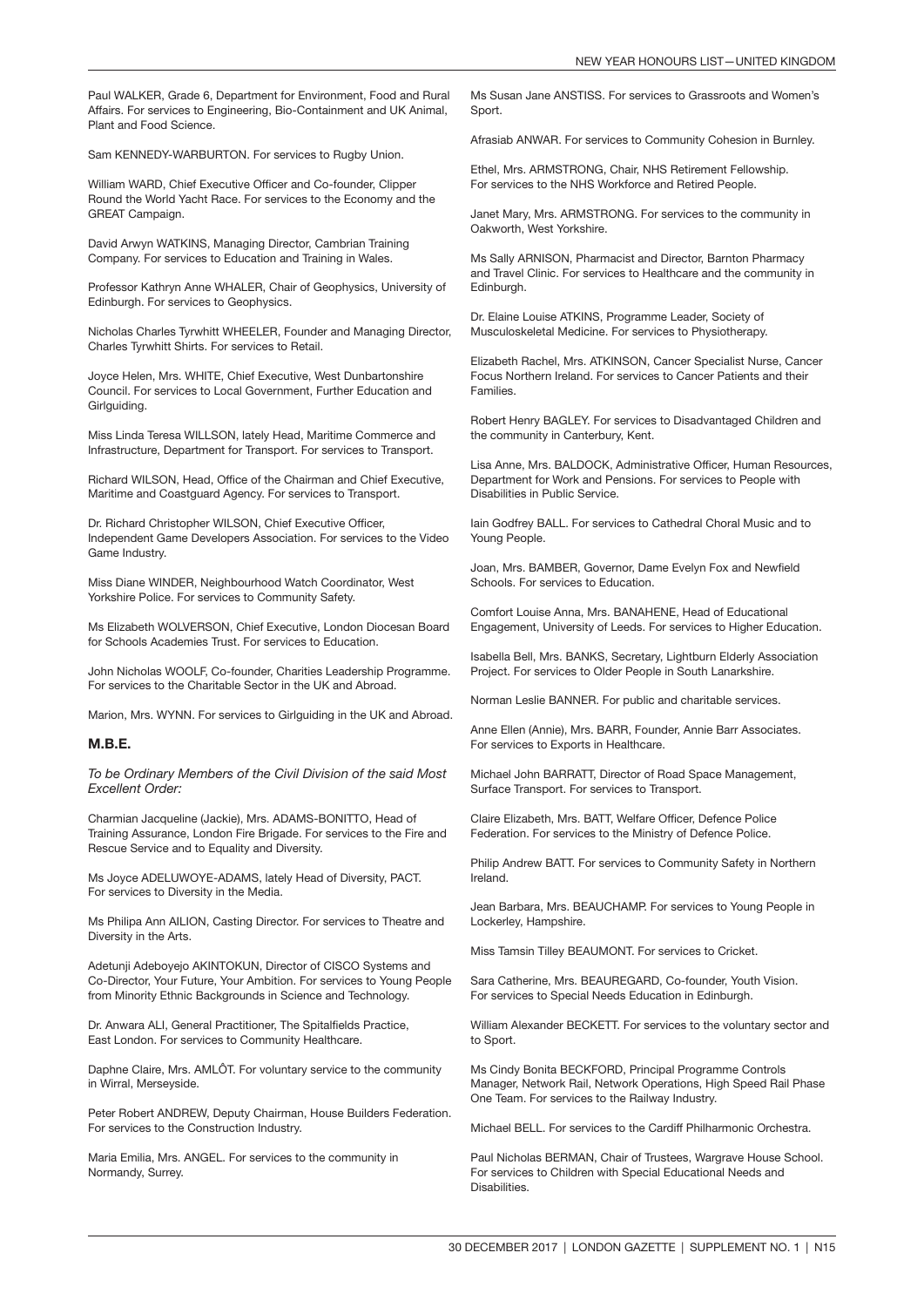Paul WALKER, Grade 6, Department for Environment, Food and Rural Affairs. For services to Engineering, Bio-Containment and UK Animal, Plant and Food Science.

Sam KENNEDY-WARBURTON. For services to Rugby Union.

William WARD, Chief Executive Officer and Co-founder, Clipper Round the World Yacht Race. For services to the Economy and the GREAT Campaign.

David Arwyn WATKINS, Managing Director, Cambrian Training Company. For services to Education and Training in Wales.

Professor Kathryn Anne WHALER, Chair of Geophysics, University of Edinburgh. For services to Geophysics.

Nicholas Charles Tyrwhitt WHEELER, Founder and Managing Director, Charles Tyrwhitt Shirts. For services to Retail.

Joyce Helen, Mrs. WHITE, Chief Executive, West Dunbartonshire Council. For services to Local Government, Further Education and Girlguiding.

Miss Linda Teresa WILLSON, lately Head, Maritime Commerce and Infrastructure, Department for Transport. For services to Transport.

Richard WILSON, Head, Office of the Chairman and Chief Executive, Maritime and Coastguard Agency. For services to Transport.

Dr. Richard Christopher WILSON, Chief Executive Officer, Independent Game Developers Association. For services to the Video Game Industry.

Miss Diane WINDER, Neighbourhood Watch Coordinator, West Yorkshire Police. For services to Community Safety.

Ms Elizabeth WOLVERSON, Chief Executive, London Diocesan Board for Schools Academies Trust. For services to Education.

John Nicholas WOOLF, Co-founder, Charities Leadership Programme. For services to the Charitable Sector in the UK and Abroad.

Marion, Mrs. WYNN. For services to Girlguiding in the UK and Abroad.

### M.B.E.

*To be Ordinary Members of the Civil Division of the said Most Excellent Order:*

Charmian Jacqueline (Jackie), Mrs. ADAMS-BONITTO, Head of Training Assurance, London Fire Brigade. For services to the Fire and Rescue Service and to Equality and Diversity.

Ms Joyce ADELUWOYE-ADAMS, lately Head of Diversity, PACT. For services to Diversity in the Media.

Ms Philipa Ann AILION, Casting Director. For services to Theatre and Diversity in the Arts.

Adetunji Adeboyejo AKINTOKUN, Director of CISCO Systems and Co-Director, Your Future, Your Ambition. For services to Young People from Minority Ethnic Backgrounds in Science and Technology.

Dr. Anwara ALI, General Practitioner, The Spitalfields Practice, East London. For services to Community Healthcare.

Daphne Claire, Mrs. AMLÔT. For voluntary service to the community in Wirral, Merseyside.

Peter Robert ANDREW, Deputy Chairman, House Builders Federation. For services to the Construction Industry.

Maria Emilia, Mrs. ANGEL. For services to the community in Normandy, Surrey.

Ms Susan Jane ANSTISS. For services to Grassroots and Women's Sport.

Afrasiab ANWAR. For services to Community Cohesion in Burnley.

Ethel, Mrs. ARMSTRONG, Chair, NHS Retirement Fellowship. For services to the NHS Workforce and Retired People.

Janet Mary, Mrs. ARMSTRONG. For services to the community in Oakworth, West Yorkshire.

Ms Sally ARNISON, Pharmacist and Director, Barnton Pharmacy and Travel Clinic. For services to Healthcare and the community in Edinburgh.

Dr. Elaine Louise ATKINS, Programme Leader, Society of Musculoskeletal Medicine. For services to Physiotherapy.

Elizabeth Rachel, Mrs. ATKINSON, Cancer Specialist Nurse, Cancer Focus Northern Ireland. For services to Cancer Patients and their Families.

Robert Henry BAGLEY. For services to Disadvantaged Children and the community in Canterbury, Kent.

Lisa Anne, Mrs. BALDOCK, Administrative Officer, Human Resources, Department for Work and Pensions. For services to People with Disabilities in Public Service.

Iain Godfrey BALL. For services to Cathedral Choral Music and to Young People.

Joan, Mrs. BAMBER, Governor, Dame Evelyn Fox and Newfield Schools. For services to Education.

Comfort Louise Anna, Mrs. BANAHENE, Head of Educational Engagement, University of Leeds. For services to Higher Education.

Isabella Bell, Mrs. BANKS, Secretary, Lightburn Elderly Association Project. For services to Older People in South Lanarkshire.

Norman Leslie BANNER. For public and charitable services.

Anne Ellen (Annie), Mrs. BARR, Founder, Annie Barr Associates. For services to Exports in Healthcare.

Michael John BARRATT, Director of Road Space Management, Surface Transport. For services to Transport.

Claire Elizabeth, Mrs. BATT, Welfare Officer, Defence Police Federation. For services to the Ministry of Defence Police.

Philip Andrew BATT. For services to Community Safety in Northern Ireland.

Jean Barbara, Mrs. BEAUCHAMP. For services to Young People in Lockerley, Hampshire.

Miss Tamsin Tilley BEAUMONT. For services to Cricket.

Sara Catherine, Mrs. BEAUREGARD, Co-founder, Youth Vision. For services to Special Needs Education in Edinburgh.

William Alexander BECKETT. For services to the voluntary sector and to Sport.

Ms Cindy Bonita BECKFORD, Principal Programme Controls Manager, Network Rail, Network Operations, High Speed Rail Phase One Team. For services to the Railway Industry.

Michael BELL. For services to the Cardiff Philharmonic Orchestra.

Paul Nicholas BERMAN, Chair of Trustees, Wargrave House School. For services to Children with Special Educational Needs and Disabilities.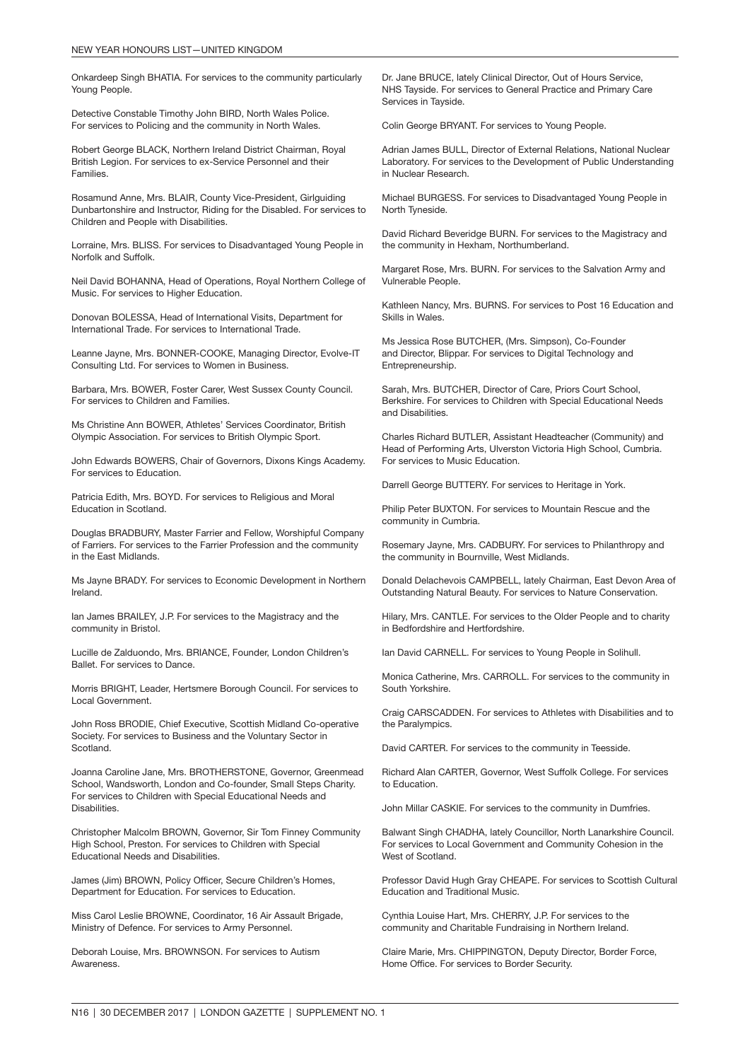Onkardeep Singh BHATIA. For services to the community particularly Young People.

Detective Constable Timothy John BIRD, North Wales Police. For services to Policing and the community in North Wales.

Robert George BLACK, Northern Ireland District Chairman, Royal British Legion. For services to ex-Service Personnel and their Families.

Rosamund Anne, Mrs. BLAIR, County Vice-President, Girlguiding Dunbartonshire and Instructor, Riding for the Disabled. For services to Children and People with Disabilities.

Lorraine, Mrs. BLISS. For services to Disadvantaged Young People in Norfolk and Suffolk.

Neil David BOHANNA, Head of Operations, Royal Northern College of Music. For services to Higher Education.

Donovan BOLESSA, Head of International Visits, Department for International Trade. For services to International Trade.

Leanne Jayne, Mrs. BONNER-COOKE, Managing Director, Evolve-IT Consulting Ltd. For services to Women in Business.

Barbara, Mrs. BOWER, Foster Carer, West Sussex County Council. For services to Children and Families.

Ms Christine Ann BOWER, Athletes' Services Coordinator, British Olympic Association. For services to British Olympic Sport.

John Edwards BOWERS, Chair of Governors, Dixons Kings Academy. For services to Education.

Patricia Edith, Mrs. BOYD. For services to Religious and Moral Education in Scotland.

Douglas BRADBURY, Master Farrier and Fellow, Worshipful Company of Farriers. For services to the Farrier Profession and the community in the East Midlands.

Ms Jayne BRADY. For services to Economic Development in Northern Ireland.

Ian James BRAILEY, J.P. For services to the Magistracy and the community in Bristol.

Lucille de Zalduondo, Mrs. BRIANCE, Founder, London Children's Ballet. For services to Dance.

Morris BRIGHT, Leader, Hertsmere Borough Council. For services to Local Government.

John Ross BRODIE, Chief Executive, Scottish Midland Co-operative Society. For services to Business and the Voluntary Sector in Scotland.

Joanna Caroline Jane, Mrs. BROTHERSTONE, Governor, Greenmead School, Wandsworth, London and Co-founder, Small Steps Charity. For services to Children with Special Educational Needs and Disabilities.

Christopher Malcolm BROWN, Governor, Sir Tom Finney Community High School, Preston. For services to Children with Special Educational Needs and Disabilities.

James (Jim) BROWN, Policy Officer, Secure Children's Homes, Department for Education. For services to Education.

Miss Carol Leslie BROWNE, Coordinator, 16 Air Assault Brigade, Ministry of Defence. For services to Army Personnel.

Deborah Louise, Mrs. BROWNSON. For services to Autism Awareness.

Dr. Jane BRUCE, lately Clinical Director, Out of Hours Service, NHS Tayside. For services to General Practice and Primary Care Services in Tayside.

Colin George BRYANT. For services to Young People.

Adrian James BULL, Director of External Relations, National Nuclear Laboratory. For services to the Development of Public Understanding in Nuclear Research.

Michael BURGESS. For services to Disadvantaged Young People in North Tyneside.

David Richard Beveridge BURN. For services to the Magistracy and the community in Hexham, Northumberland.

Margaret Rose, Mrs. BURN. For services to the Salvation Army and Vulnerable People.

Kathleen Nancy, Mrs. BURNS. For services to Post 16 Education and Skills in Wales.

Ms Jessica Rose BUTCHER, (Mrs. Simpson), Co-Founder and Director, Blippar. For services to Digital Technology and Entrepreneurship.

Sarah, Mrs. BUTCHER, Director of Care, Priors Court School, Berkshire. For services to Children with Special Educational Needs and Disabilities.

Charles Richard BUTLER, Assistant Headteacher (Community) and Head of Performing Arts, Ulverston Victoria High School, Cumbria. For services to Music Education.

Darrell George BUTTERY. For services to Heritage in York.

Philip Peter BUXTON. For services to Mountain Rescue and the community in Cumbria.

Rosemary Jayne, Mrs. CADBURY. For services to Philanthropy and the community in Bournville, West Midlands.

Donald Delachevois CAMPBELL, lately Chairman, East Devon Area of Outstanding Natural Beauty. For services to Nature Conservation.

Hilary, Mrs. CANTLE. For services to the Older People and to charity in Bedfordshire and Hertfordshire.

Ian David CARNELL. For services to Young People in Solihull.

Monica Catherine, Mrs. CARROLL. For services to the community in South Yorkshire.

Craig CARSCADDEN. For services to Athletes with Disabilities and to the Paralympics.

David CARTER. For services to the community in Teesside.

Richard Alan CARTER, Governor, West Suffolk College. For services to Education.

John Millar CASKIE. For services to the community in Dumfries.

Balwant Singh CHADHA, lately Councillor, North Lanarkshire Council. For services to Local Government and Community Cohesion in the West of Scotland.

Professor David Hugh Gray CHEAPE. For services to Scottish Cultural Education and Traditional Music.

Cynthia Louise Hart, Mrs. CHERRY, J.P. For services to the community and Charitable Fundraising in Northern Ireland.

Claire Marie, Mrs. CHIPPINGTON, Deputy Director, Border Force, Home Office. For services to Border Security.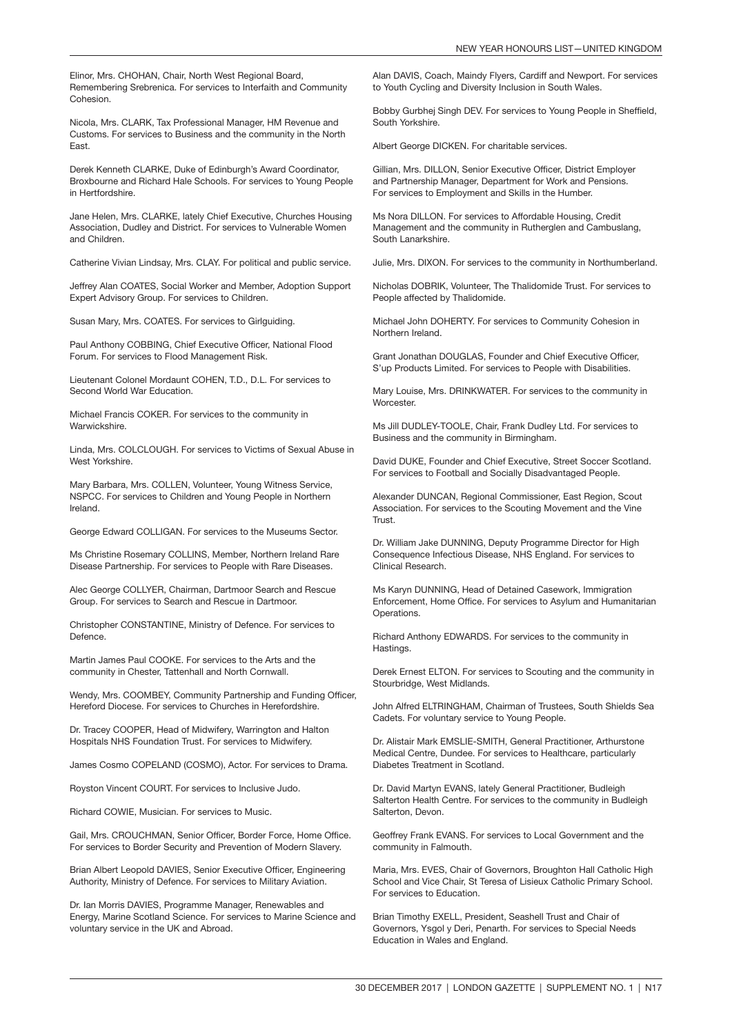Elinor, Mrs. CHOHAN, Chair, North West Regional Board, Remembering Srebrenica. For services to Interfaith and Community Cohesion.

Nicola, Mrs. CLARK, Tax Professional Manager, HM Revenue and Customs. For services to Business and the community in the North East.

Derek Kenneth CLARKE, Duke of Edinburgh's Award Coordinator, Broxbourne and Richard Hale Schools. For services to Young People in Hertfordshire.

Jane Helen, Mrs. CLARKE, lately Chief Executive, Churches Housing Association, Dudley and District. For services to Vulnerable Women and Children.

Catherine Vivian Lindsay, Mrs. CLAY. For political and public service.

Jeffrey Alan COATES, Social Worker and Member, Adoption Support Expert Advisory Group. For services to Children.

Susan Mary, Mrs. COATES. For services to Girlguiding.

Paul Anthony COBBING, Chief Executive Officer, National Flood Forum. For services to Flood Management Risk.

Lieutenant Colonel Mordaunt COHEN, T.D., D.L. For services to Second World War Education.

Michael Francis COKER. For services to the community in Warwickshire.

Linda, Mrs. COLCLOUGH. For services to Victims of Sexual Abuse in West Yorkshire.

Mary Barbara, Mrs. COLLEN, Volunteer, Young Witness Service, NSPCC. For services to Children and Young People in Northern Ireland.

George Edward COLLIGAN. For services to the Museums Sector.

Ms Christine Rosemary COLLINS, Member, Northern Ireland Rare Disease Partnership. For services to People with Rare Diseases.

Alec George COLLYER, Chairman, Dartmoor Search and Rescue Group. For services to Search and Rescue in Dartmoor.

Christopher CONSTANTINE, Ministry of Defence. For services to Defence.

Martin James Paul COOKE. For services to the Arts and the community in Chester, Tattenhall and North Cornwall.

Wendy, Mrs. COOMBEY, Community Partnership and Funding Officer, Hereford Diocese. For services to Churches in Herefordshire.

Dr. Tracey COOPER, Head of Midwifery, Warrington and Halton Hospitals NHS Foundation Trust. For services to Midwifery.

James Cosmo COPELAND (COSMO), Actor. For services to Drama.

Royston Vincent COURT. For services to Inclusive Judo.

Richard COWIE, Musician. For services to Music.

Gail, Mrs. CROUCHMAN, Senior Officer, Border Force, Home Office. For services to Border Security and Prevention of Modern Slavery.

Brian Albert Leopold DAVIES, Senior Executive Officer, Engineering Authority, Ministry of Defence. For services to Military Aviation.

Dr. Ian Morris DAVIES, Programme Manager, Renewables and Energy, Marine Scotland Science. For services to Marine Science and voluntary service in the UK and Abroad.

Alan DAVIS, Coach, Maindy Flyers, Cardiff and Newport. For services to Youth Cycling and Diversity Inclusion in South Wales.

Bobby Gurbhej Singh DEV. For services to Young People in Sheffield, South Yorkshire.

Albert George DICKEN. For charitable services.

Gillian, Mrs. DILLON, Senior Executive Officer, District Employer and Partnership Manager, Department for Work and Pensions. For services to Employment and Skills in the Humber.

Ms Nora DILLON. For services to Affordable Housing, Credit Management and the community in Rutherglen and Cambuslang, South Lanarkshire.

Julie, Mrs. DIXON. For services to the community in Northumberland.

Nicholas DOBRIK, Volunteer, The Thalidomide Trust. For services to People affected by Thalidomide.

Michael John DOHERTY. For services to Community Cohesion in Northern Ireland.

Grant Jonathan DOUGLAS, Founder and Chief Executive Officer, S'up Products Limited. For services to People with Disabilities.

Mary Louise, Mrs. DRINKWATER. For services to the community in Worcester.

Ms Jill DUDLEY-TOOLE, Chair, Frank Dudley Ltd. For services to Business and the community in Birmingham.

David DUKE, Founder and Chief Executive, Street Soccer Scotland. For services to Football and Socially Disadvantaged People.

Alexander DUNCAN, Regional Commissioner, East Region, Scout Association. For services to the Scouting Movement and the Vine Trust.

Dr. William Jake DUNNING, Deputy Programme Director for High Consequence Infectious Disease, NHS England. For services to Clinical Research.

Ms Karyn DUNNING, Head of Detained Casework, Immigration Enforcement, Home Office. For services to Asylum and Humanitarian Operations.

Richard Anthony EDWARDS. For services to the community in Hastings.

Derek Ernest ELTON. For services to Scouting and the community in Stourbridge, West Midlands.

John Alfred ELTRINGHAM, Chairman of Trustees, South Shields Sea Cadets. For voluntary service to Young People.

Dr. Alistair Mark EMSLIE-SMITH, General Practitioner, Arthurstone Medical Centre, Dundee. For services to Healthcare, particularly Diabetes Treatment in Scotland.

Dr. David Martyn EVANS, lately General Practitioner, Budleigh Salterton Health Centre. For services to the community in Budleigh Salterton, Devon.

Geoffrey Frank EVANS. For services to Local Government and the community in Falmouth.

Maria, Mrs. EVES, Chair of Governors, Broughton Hall Catholic High School and Vice Chair, St Teresa of Lisieux Catholic Primary School. For services to Education.

Brian Timothy EXELL, President, Seashell Trust and Chair of Governors, Ysgol y Deri, Penarth. For services to Special Needs Education in Wales and England.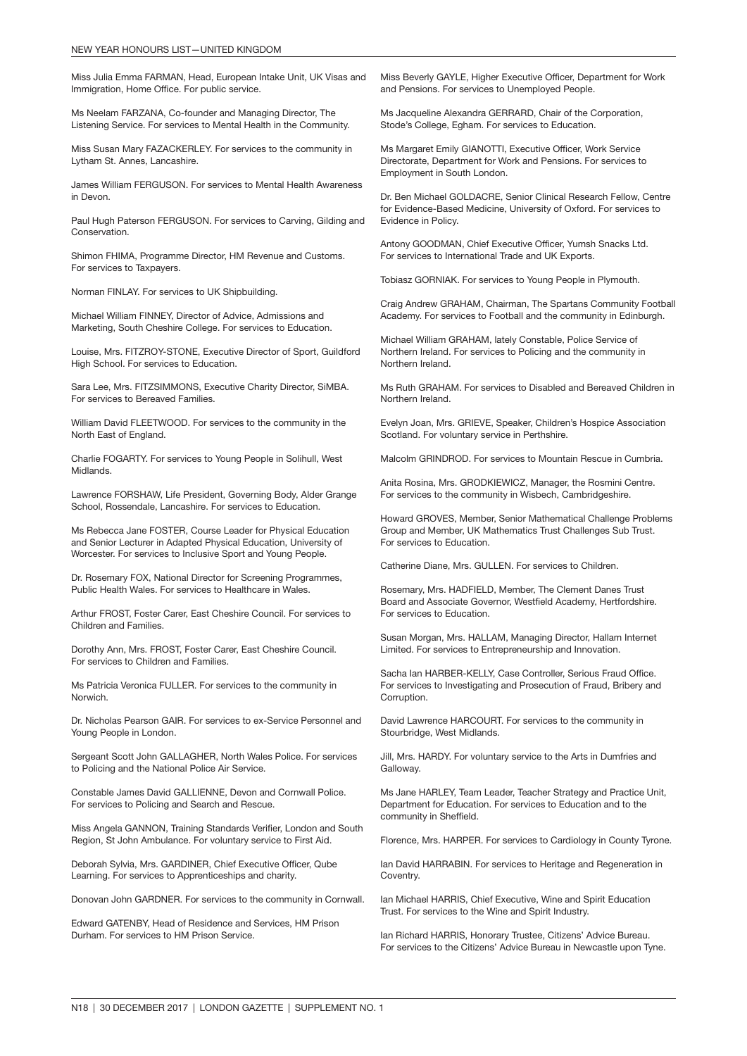Miss Julia Emma FARMAN, Head, European Intake Unit, UK Visas and Immigration, Home Office. For public service.

Ms Neelam FARZANA, Co-founder and Managing Director, The Listening Service. For services to Mental Health in the Community.

Miss Susan Mary FAZACKERLEY. For services to the community in Lytham St. Annes, Lancashire.

James William FERGUSON. For services to Mental Health Awareness in Devon.

Paul Hugh Paterson FERGUSON. For services to Carving, Gilding and Conservation.

Shimon FHIMA, Programme Director, HM Revenue and Customs. For services to Taxpayers.

Norman FINLAY. For services to UK Shipbuilding.

Michael William FINNEY, Director of Advice, Admissions and Marketing, South Cheshire College. For services to Education.

Louise, Mrs. FITZROY-STONE, Executive Director of Sport, Guildford High School. For services to Education.

Sara Lee, Mrs. FITZSIMMONS, Executive Charity Director, SiMBA. For services to Bereaved Families.

William David FLEETWOOD. For services to the community in the North East of England.

Charlie FOGARTY. For services to Young People in Solihull, West Midlands.

Lawrence FORSHAW, Life President, Governing Body, Alder Grange School, Rossendale, Lancashire. For services to Education.

Ms Rebecca Jane FOSTER, Course Leader for Physical Education and Senior Lecturer in Adapted Physical Education, University of Worcester. For services to Inclusive Sport and Young People.

Dr. Rosemary FOX, National Director for Screening Programmes, Public Health Wales. For services to Healthcare in Wales.

Arthur FROST, Foster Carer, East Cheshire Council. For services to Children and Families.

Dorothy Ann, Mrs. FROST, Foster Carer, East Cheshire Council. For services to Children and Families.

Ms Patricia Veronica FULLER. For services to the community in Norwich.

Dr. Nicholas Pearson GAIR. For services to ex-Service Personnel and Young People in London.

Sergeant Scott John GALLAGHER, North Wales Police. For services to Policing and the National Police Air Service.

Constable James David GALLIENNE, Devon and Cornwall Police. For services to Policing and Search and Rescue.

Miss Angela GANNON, Training Standards Verifier, London and South Region, St John Ambulance. For voluntary service to First Aid.

Deborah Sylvia, Mrs. GARDINER, Chief Executive Officer, Qube Learning. For services to Apprenticeships and charity.

Donovan John GARDNER. For services to the community in Cornwall.

Edward GATENBY, Head of Residence and Services, HM Prison Durham. For services to HM Prison Service.

Miss Beverly GAYLE, Higher Executive Officer, Department for Work and Pensions. For services to Unemployed People.

Ms Jacqueline Alexandra GERRARD, Chair of the Corporation, Stode's College, Egham. For services to Education.

Ms Margaret Emily GIANOTTI, Executive Officer, Work Service Directorate, Department for Work and Pensions. For services to Employment in South London.

Dr. Ben Michael GOLDACRE, Senior Clinical Research Fellow, Centre for Evidence-Based Medicine, University of Oxford. For services to Evidence in Policy.

Antony GOODMAN, Chief Executive Officer, Yumsh Snacks Ltd. For services to International Trade and UK Exports.

Tobiasz GORNIAK. For services to Young People in Plymouth.

Craig Andrew GRAHAM, Chairman, The Spartans Community Football Academy. For services to Football and the community in Edinburgh.

Michael William GRAHAM, lately Constable, Police Service of Northern Ireland. For services to Policing and the community in Northern Ireland.

Ms Ruth GRAHAM. For services to Disabled and Bereaved Children in Northern Ireland.

Evelyn Joan, Mrs. GRIEVE, Speaker, Children's Hospice Association Scotland. For voluntary service in Perthshire.

Malcolm GRINDROD. For services to Mountain Rescue in Cumbria.

Anita Rosina, Mrs. GRODKIEWICZ, Manager, the Rosmini Centre. For services to the community in Wisbech, Cambridgeshire.

Howard GROVES, Member, Senior Mathematical Challenge Problems Group and Member, UK Mathematics Trust Challenges Sub Trust. For services to Education.

Catherine Diane, Mrs. GULLEN. For services to Children.

Rosemary, Mrs. HADFIELD, Member, The Clement Danes Trust Board and Associate Governor, Westfield Academy, Hertfordshire. For services to Education.

Susan Morgan, Mrs. HALLAM, Managing Director, Hallam Internet Limited. For services to Entrepreneurship and Innovation.

Sacha Ian HARBER-KELLY, Case Controller, Serious Fraud Office. For services to Investigating and Prosecution of Fraud, Bribery and Corruption.

David Lawrence HARCOURT. For services to the community in Stourbridge, West Midlands.

Jill, Mrs. HARDY. For voluntary service to the Arts in Dumfries and Galloway.

Ms Jane HARLEY, Team Leader, Teacher Strategy and Practice Unit, Department for Education. For services to Education and to the community in Sheffield.

Florence, Mrs. HARPER. For services to Cardiology in County Tyrone.

Ian David HARRABIN. For services to Heritage and Regeneration in Coventry.

Ian Michael HARRIS, Chief Executive, Wine and Spirit Education Trust. For services to the Wine and Spirit Industry.

Ian Richard HARRIS, Honorary Trustee, Citizens' Advice Bureau. For services to the Citizens' Advice Bureau in Newcastle upon Tyne.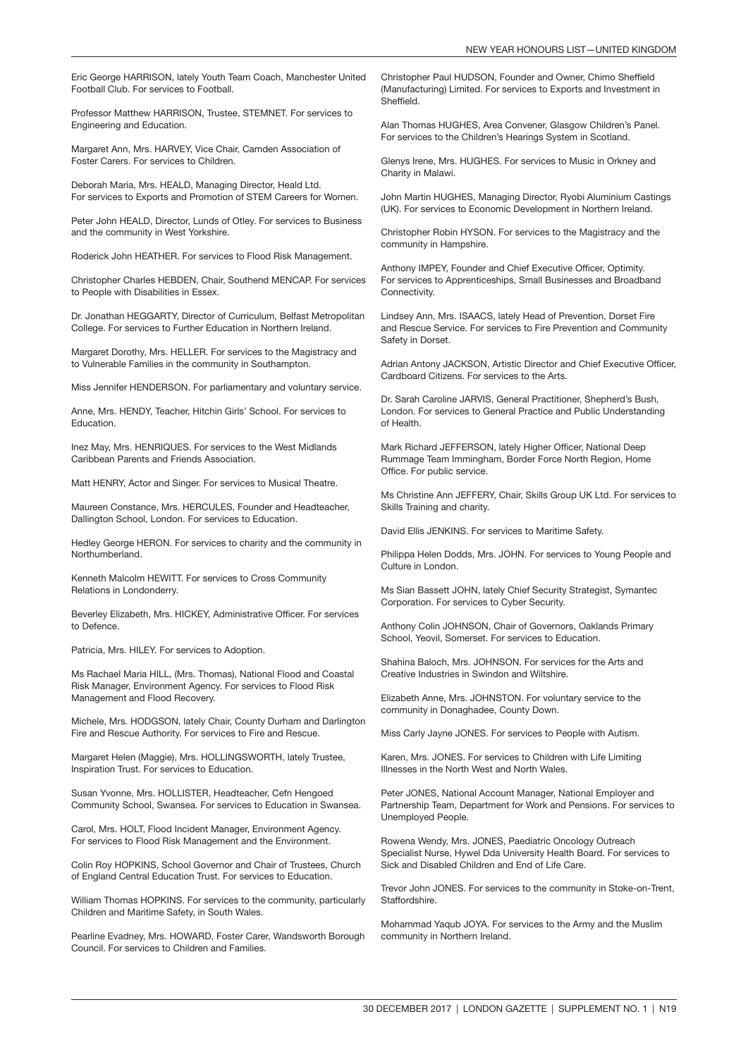Eric George HARRISON, lately Youth Team Coach, Manchester United Football Club. For services to Football.

Professor Matthew HARRISON, Trustee, STEMNET. For services to Engineering and Education.

Margaret Ann, Mrs. HARVEY, Vice Chair, Camden Association of Foster Carers. For services to Children.

Deborah Maria, Mrs. HEALD, Managing Director, Heald Ltd. For services to Exports and Promotion of STEM Careers for Women.

Peter John HEALD, Director, Lunds of Otley. For services to Business and the community in West Yorkshire.

Roderick John HEATHER. For services to Flood Risk Management.

Christopher Charles HEBDEN, Chair, Southend MENCAP. For services to People with Disabilities in Essex.

Dr. Jonathan HEGGARTY, Director of Curriculum, Belfast Metropolitan College. For services to Further Education in Northern Ireland.

Margaret Dorothy, Mrs. HELLER. For services to the Magistracy and to Vulnerable Families in the community in Southampton.

Miss Jennifer HENDERSON. For parliamentary and voluntary service.

Anne, Mrs. HENDY, Teacher, Hitchin Girls' School. For services to Education.

Inez May, Mrs. HENRIQUES. For services to the West Midlands Caribbean Parents and Friends Association.

Matt HENRY, Actor and Singer. For services to Musical Theatre.

Maureen Constance, Mrs. HERCULES, Founder and Headteacher, Dallington School, London. For services to Education.

Hedley George HERON. For services to charity and the community in Northumberland.

Kenneth Malcolm HEWITT. For services to Cross Community Relations in Londonderry.

Beverley Elizabeth, Mrs. HICKEY, Administrative Officer. For services to Defence.

Patricia, Mrs. HILEY. For services to Adoption.

Ms Rachael Maria HILL, (Mrs. Thomas), National Flood and Coastal Risk Manager, Environment Agency. For services to Flood Risk Management and Flood Recovery.

Michele, Mrs. HODGSON, lately Chair, County Durham and Darlington Fire and Rescue Authority. For services to Fire and Rescue.

Margaret Helen (Maggie), Mrs. HOLLINGSWORTH, lately Trustee, Inspiration Trust. For services to Education.

Susan Yvonne, Mrs. HOLLISTER, Headteacher, Cefn Hengoed Community School, Swansea. For services to Education in Swansea.

Carol, Mrs. HOLT, Flood Incident Manager, Environment Agency. For services to Flood Risk Management and the Environment.

Colin Roy HOPKINS, School Governor and Chair of Trustees, Church of England Central Education Trust. For services to Education.

William Thomas HOPKINS. For services to the community, particularly Children and Maritime Safety, in South Wales.

Pearline Evadney, Mrs. HOWARD, Foster Carer, Wandsworth Borough Council. For services to Children and Families.

Christopher Paul HUDSON, Founder and Owner, Chimo Sheffield (Manufacturing) Limited. For services to Exports and Investment in Sheffield.

Alan Thomas HUGHES, Area Convener, Glasgow Children's Panel. For services to the Children's Hearings System in Scotland.

Glenys Irene, Mrs. HUGHES. For services to Music in Orkney and Charity in Malawi.

John Martin HUGHES, Managing Director, Ryobi Aluminium Castings (UK). For services to Economic Development in Northern Ireland.

Christopher Robin HYSON. For services to the Magistracy and the community in Hampshire.

Anthony IMPEY, Founder and Chief Executive Officer, Optimity. For services to Apprenticeships, Small Businesses and Broadband Connectivity.

Lindsey Ann, Mrs. ISAACS, lately Head of Prevention, Dorset Fire and Rescue Service. For services to Fire Prevention and Community Safety in Dorset.

Adrian Antony JACKSON, Artistic Director and Chief Executive Officer, Cardboard Citizens. For services to the Arts.

Dr. Sarah Caroline JARVIS, General Practitioner, Shepherd's Bush, London. For services to General Practice and Public Understanding of Health.

Mark Richard JEFFERSON, lately Higher Officer, National Deep Rummage Team Immingham, Border Force North Region, Home Office. For public service.

Ms Christine Ann JEFFERY, Chair, Skills Group UK Ltd. For services to Skills Training and charity.

David Ellis JENKINS. For services to Maritime Safety.

Philippa Helen Dodds, Mrs. JOHN. For services to Young People and Culture in London.

Ms Sian Bassett JOHN, lately Chief Security Strategist, Symantec Corporation. For services to Cyber Security.

Anthony Colin JOHNSON, Chair of Governors, Oaklands Primary School, Yeovil, Somerset. For services to Education.

Shahina Baloch, Mrs. JOHNSON. For services for the Arts and Creative Industries in Swindon and Wiltshire.

Elizabeth Anne, Mrs. JOHNSTON. For voluntary service to the community in Donaghadee, County Down.

Miss Carly Jayne JONES. For services to People with Autism.

Karen, Mrs. JONES. For services to Children with Life Limiting Illnesses in the North West and North Wales.

Peter JONES, National Account Manager, National Employer and Partnership Team, Department for Work and Pensions. For services to Unemployed People.

Rowena Wendy, Mrs. JONES, Paediatric Oncology Outreach Specialist Nurse, Hywel Dda University Health Board. For services to Sick and Disabled Children and End of Life Care.

Trevor John JONES. For services to the community in Stoke-on-Trent, Staffordshire.

Mohammad Yaqub JOYA. For services to the Army and the Muslim community in Northern Ireland.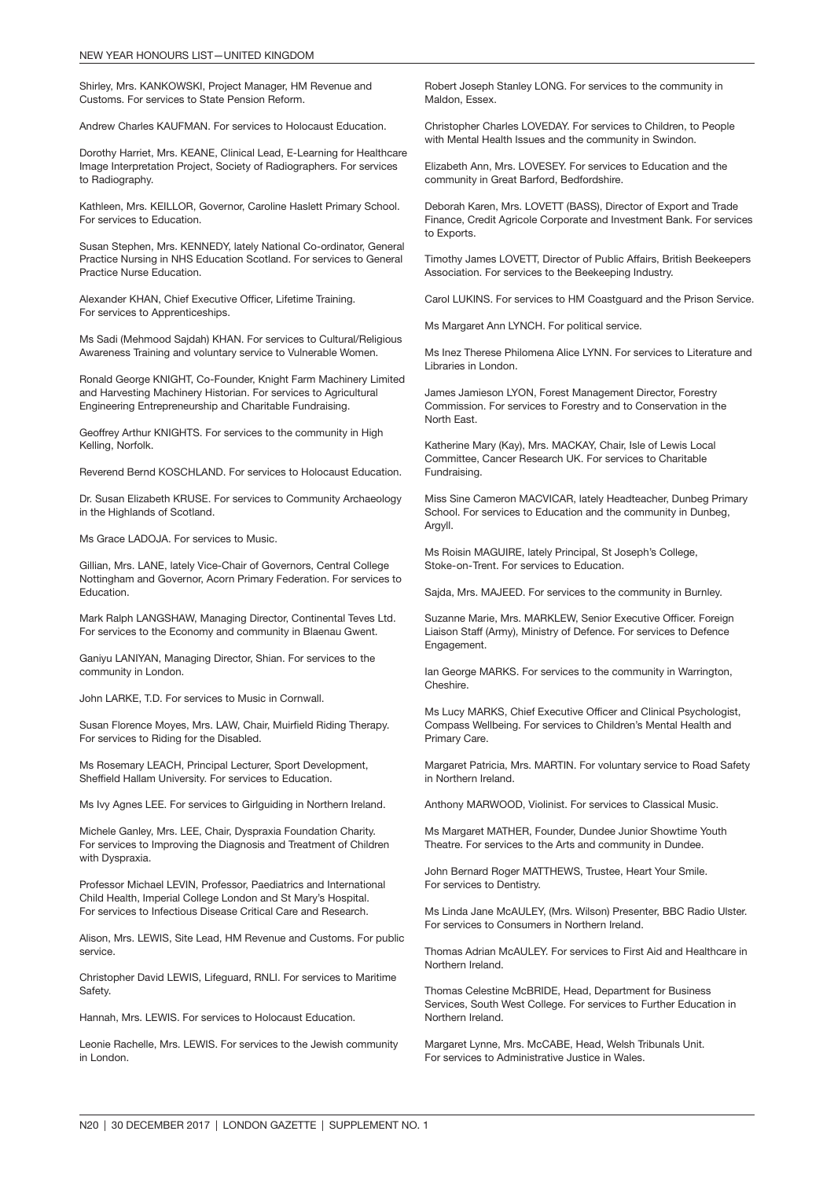Shirley, Mrs. KANKOWSKI, Project Manager, HM Revenue and Customs. For services to State Pension Reform.

Andrew Charles KAUFMAN. For services to Holocaust Education.

Dorothy Harriet, Mrs. KEANE, Clinical Lead, E-Learning for Healthcare Image Interpretation Project, Society of Radiographers. For services to Radiography.

Kathleen, Mrs. KEILLOR, Governor, Caroline Haslett Primary School. For services to Education.

Susan Stephen, Mrs. KENNEDY, lately National Co-ordinator, General Practice Nursing in NHS Education Scotland. For services to General Practice Nurse Education.

Alexander KHAN, Chief Executive Officer, Lifetime Training. For services to Apprenticeships.

Ms Sadi (Mehmood Sajdah) KHAN. For services to Cultural/Religious Awareness Training and voluntary service to Vulnerable Women.

Ronald George KNIGHT, Co-Founder, Knight Farm Machinery Limited and Harvesting Machinery Historian. For services to Agricultural Engineering Entrepreneurship and Charitable Fundraising.

Geoffrey Arthur KNIGHTS. For services to the community in High Kelling, Norfolk.

Reverend Bernd KOSCHLAND. For services to Holocaust Education.

Dr. Susan Elizabeth KRUSE. For services to Community Archaeology in the Highlands of Scotland.

Ms Grace LADOJA. For services to Music.

Gillian, Mrs. LANE, lately Vice-Chair of Governors, Central College Nottingham and Governor, Acorn Primary Federation. For services to Education.

Mark Ralph LANGSHAW, Managing Director, Continental Teves Ltd. For services to the Economy and community in Blaenau Gwent.

Ganiyu LANIYAN, Managing Director, Shian. For services to the community in London.

John LARKE, T.D. For services to Music in Cornwall.

Susan Florence Moyes, Mrs. LAW, Chair, Muirfield Riding Therapy. For services to Riding for the Disabled.

Ms Rosemary LEACH, Principal Lecturer, Sport Development, Sheffield Hallam University. For services to Education.

Ms Ivy Agnes LEE. For services to Girlguiding in Northern Ireland.

Michele Ganley, Mrs. LEE, Chair, Dyspraxia Foundation Charity. For services to Improving the Diagnosis and Treatment of Children with Dyspraxia.

Professor Michael LEVIN, Professor, Paediatrics and International Child Health, Imperial College London and St Mary's Hospital. For services to Infectious Disease Critical Care and Research.

Alison, Mrs. LEWIS, Site Lead, HM Revenue and Customs. For public service.

Christopher David LEWIS, Lifeguard, RNLI. For services to Maritime Safety.

Hannah, Mrs. LEWIS. For services to Holocaust Education.

Leonie Rachelle, Mrs. LEWIS. For services to the Jewish community in London.

Robert Joseph Stanley LONG. For services to the community in Maldon, Essex.

Christopher Charles LOVEDAY. For services to Children, to People with Mental Health Issues and the community in Swindon.

Elizabeth Ann, Mrs. LOVESEY. For services to Education and the community in Great Barford, Bedfordshire.

Deborah Karen, Mrs. LOVETT (BASS), Director of Export and Trade Finance, Credit Agricole Corporate and Investment Bank. For services to Exports.

Timothy James LOVETT, Director of Public Affairs, British Beekeepers Association. For services to the Beekeeping Industry.

Carol LUKINS. For services to HM Coastguard and the Prison Service.

Ms Margaret Ann LYNCH. For political service.

Ms Inez Therese Philomena Alice LYNN. For services to Literature and Libraries in London.

James Jamieson LYON, Forest Management Director, Forestry Commission. For services to Forestry and to Conservation in the North East.

Katherine Mary (Kay), Mrs. MACKAY, Chair, Isle of Lewis Local Committee, Cancer Research UK. For services to Charitable Fundraising.

Miss Sine Cameron MACVICAR, lately Headteacher, Dunbeg Primary School. For services to Education and the community in Dunbeg, Argyll.

Ms Roisin MAGUIRE, lately Principal, St Joseph's College, Stoke-on-Trent. For services to Education.

Sajda, Mrs. MAJEED. For services to the community in Burnley.

Suzanne Marie, Mrs. MARKLEW, Senior Executive Officer. Foreign Liaison Staff (Army), Ministry of Defence. For services to Defence Engagement.

Ian George MARKS. For services to the community in Warrington, Cheshire.

Ms Lucy MARKS, Chief Executive Officer and Clinical Psychologist, Compass Wellbeing. For services to Children's Mental Health and Primary Care.

Margaret Patricia, Mrs. MARTIN. For voluntary service to Road Safety in Northern Ireland.

Anthony MARWOOD, Violinist. For services to Classical Music.

Ms Margaret MATHER, Founder, Dundee Junior Showtime Youth Theatre. For services to the Arts and community in Dundee.

John Bernard Roger MATTHEWS, Trustee, Heart Your Smile. For services to Dentistry.

Ms Linda Jane McAULEY, (Mrs. Wilson) Presenter, BBC Radio Ulster. For services to Consumers in Northern Ireland.

Thomas Adrian McAULEY. For services to First Aid and Healthcare in Northern Ireland.

Thomas Celestine McBRIDE, Head, Department for Business Services, South West College. For services to Further Education in Northern Ireland.

Margaret Lynne, Mrs. McCABE, Head, Welsh Tribunals Unit. For services to Administrative Justice in Wales.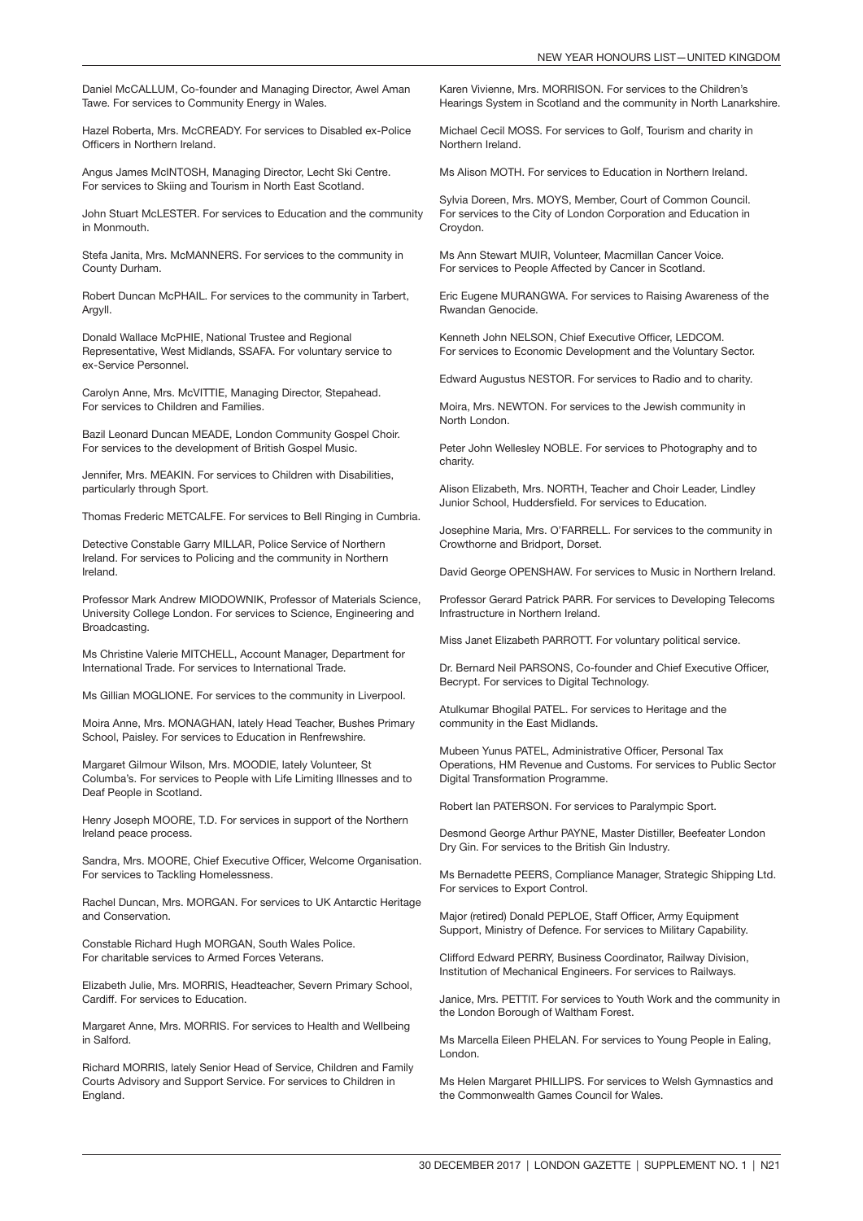Daniel McCALLUM, Co-founder and Managing Director, Awel Aman Tawe. For services to Community Energy in Wales.

Hazel Roberta, Mrs. McCREADY. For services to Disabled ex-Police Officers in Northern Ireland.

Angus James McINTOSH, Managing Director, Lecht Ski Centre. For services to Skiing and Tourism in North East Scotland.

John Stuart McLESTER. For services to Education and the community in Monmouth.

Stefa Janita, Mrs. McMANNERS. For services to the community in County Durham.

Robert Duncan McPHAIL. For services to the community in Tarbert, Argyll.

Donald Wallace McPHIE, National Trustee and Regional Representative, West Midlands, SSAFA. For voluntary service to ex-Service Personnel.

Carolyn Anne, Mrs. McVITTIE, Managing Director, Stepahead. For services to Children and Families.

Bazil Leonard Duncan MEADE, London Community Gospel Choir. For services to the development of British Gospel Music.

Jennifer, Mrs. MEAKIN. For services to Children with Disabilities, particularly through Sport.

Thomas Frederic METCALFE. For services to Bell Ringing in Cumbria.

Detective Constable Garry MILLAR, Police Service of Northern Ireland. For services to Policing and the community in Northern Ireland.

Professor Mark Andrew MIODOWNIK, Professor of Materials Science, University College London. For services to Science, Engineering and Broadcasting.

Ms Christine Valerie MITCHELL, Account Manager, Department for International Trade. For services to International Trade.

Ms Gillian MOGLIONE. For services to the community in Liverpool.

Moira Anne, Mrs. MONAGHAN, lately Head Teacher, Bushes Primary School, Paisley. For services to Education in Renfrewshire.

Margaret Gilmour Wilson, Mrs. MOODIE, lately Volunteer, St Columba's. For services to People with Life Limiting Illnesses and to Deaf People in Scotland.

Henry Joseph MOORE, T.D. For services in support of the Northern Ireland peace process.

Sandra, Mrs. MOORE, Chief Executive Officer, Welcome Organisation. For services to Tackling Homelessness.

Rachel Duncan, Mrs. MORGAN. For services to UK Antarctic Heritage and Conservation.

Constable Richard Hugh MORGAN, South Wales Police. For charitable services to Armed Forces Veterans.

Elizabeth Julie, Mrs. MORRIS, Headteacher, Severn Primary School, Cardiff. For services to Education.

Margaret Anne, Mrs. MORRIS. For services to Health and Wellbeing in Salford.

Richard MORRIS, lately Senior Head of Service, Children and Family Courts Advisory and Support Service. For services to Children in England.

Karen Vivienne, Mrs. MORRISON. For services to the Children's Hearings System in Scotland and the community in North Lanarkshire.

Michael Cecil MOSS. For services to Golf, Tourism and charity in Northern Ireland.

Ms Alison MOTH. For services to Education in Northern Ireland.

Sylvia Doreen, Mrs. MOYS, Member, Court of Common Council. For services to the City of London Corporation and Education in Croydon.

Ms Ann Stewart MUIR, Volunteer, Macmillan Cancer Voice. For services to People Affected by Cancer in Scotland.

Eric Eugene MURANGWA. For services to Raising Awareness of the Rwandan Genocide.

Kenneth John NELSON, Chief Executive Officer, LEDCOM. For services to Economic Development and the Voluntary Sector.

Edward Augustus NESTOR. For services to Radio and to charity.

Moira, Mrs. NEWTON. For services to the Jewish community in North London.

Peter John Wellesley NOBLE. For services to Photography and to charity.

Alison Elizabeth, Mrs. NORTH, Teacher and Choir Leader, Lindley Junior School, Huddersfield. For services to Education.

Josephine Maria, Mrs. O'FARRELL. For services to the community in Crowthorne and Bridport, Dorset.

David George OPENSHAW. For services to Music in Northern Ireland.

Professor Gerard Patrick PARR. For services to Developing Telecoms Infrastructure in Northern Ireland.

Miss Janet Elizabeth PARROTT. For voluntary political service.

Dr. Bernard Neil PARSONS, Co-founder and Chief Executive Officer, Becrypt. For services to Digital Technology.

Atulkumar Bhogilal PATEL. For services to Heritage and the community in the East Midlands.

Mubeen Yunus PATEL, Administrative Officer, Personal Tax Operations, HM Revenue and Customs. For services to Public Sector Digital Transformation Programme.

Robert Ian PATERSON. For services to Paralympic Sport.

Desmond George Arthur PAYNE, Master Distiller, Beefeater London Dry Gin. For services to the British Gin Industry.

Ms Bernadette PEERS, Compliance Manager, Strategic Shipping Ltd. For services to Export Control.

Major (retired) Donald PEPLOE, Staff Officer, Army Equipment Support, Ministry of Defence. For services to Military Capability.

Clifford Edward PERRY, Business Coordinator, Railway Division, Institution of Mechanical Engineers. For services to Railways.

Janice, Mrs. PETTIT. For services to Youth Work and the community in the London Borough of Waltham Forest.

Ms Marcella Eileen PHELAN. For services to Young People in Ealing, London.

Ms Helen Margaret PHILLIPS. For services to Welsh Gymnastics and the Commonwealth Games Council for Wales.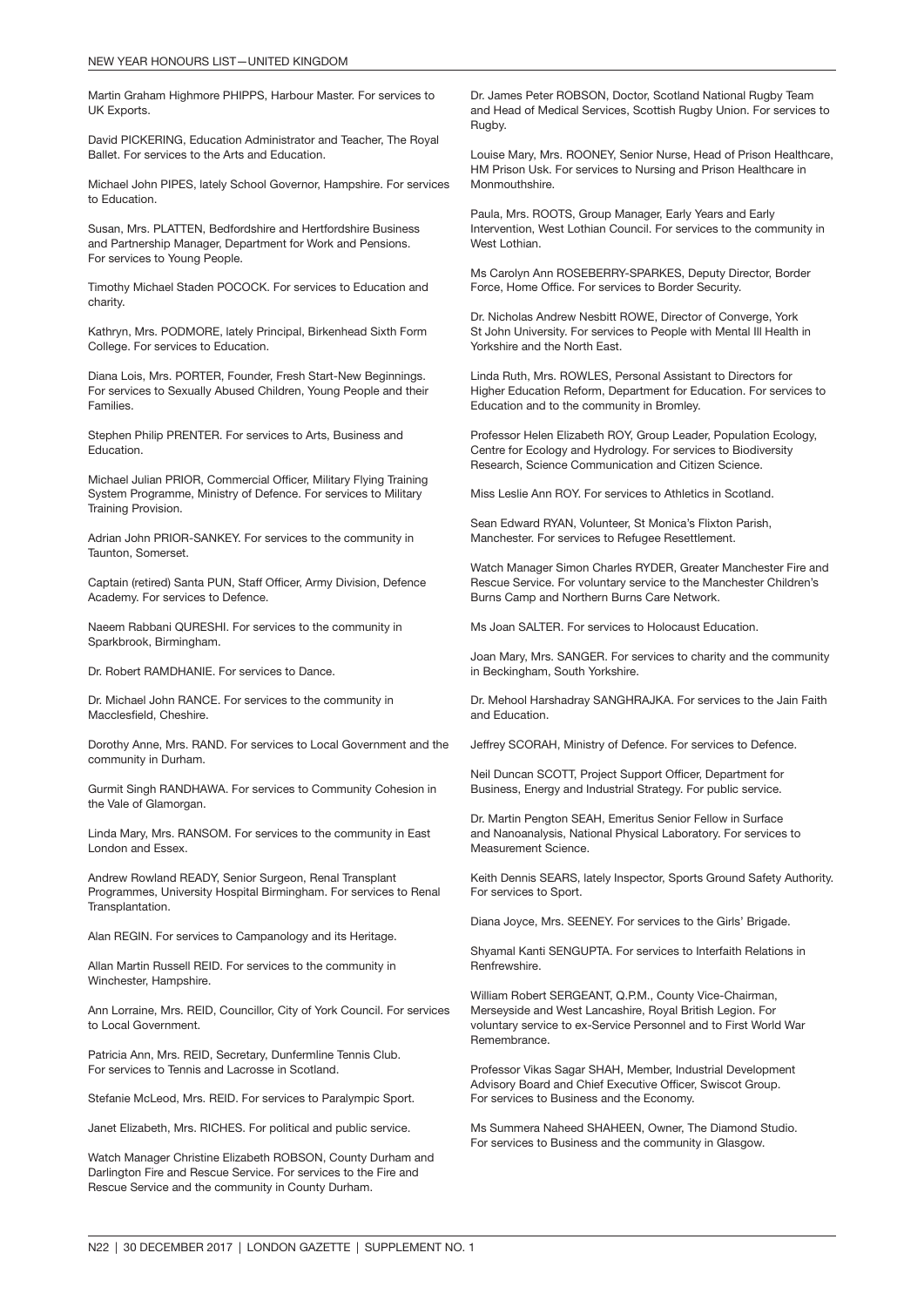Martin Graham Highmore PHIPPS, Harbour Master. For services to UK Exports.

David PICKERING, Education Administrator and Teacher, The Royal Ballet. For services to the Arts and Education.

Michael John PIPES, lately School Governor, Hampshire. For services to Education.

Susan, Mrs. PLATTEN, Bedfordshire and Hertfordshire Business and Partnership Manager, Department for Work and Pensions. For services to Young People.

Timothy Michael Staden POCOCK. For services to Education and charity.

Kathryn, Mrs. PODMORE, lately Principal, Birkenhead Sixth Form College. For services to Education.

Diana Lois, Mrs. PORTER, Founder, Fresh Start-New Beginnings. For services to Sexually Abused Children, Young People and their Families.

Stephen Philip PRENTER. For services to Arts, Business and Education.

Michael Julian PRIOR, Commercial Officer, Military Flying Training System Programme, Ministry of Defence. For services to Military Training Provision.

Adrian John PRIOR-SANKEY. For services to the community in Taunton, Somerset.

Captain (retired) Santa PUN, Staff Officer, Army Division, Defence Academy. For services to Defence.

Naeem Rabbani QURESHI. For services to the community in Sparkbrook, Birmingham.

Dr. Robert RAMDHANIE. For services to Dance.

Dr. Michael John RANCE. For services to the community in Macclesfield, Cheshire.

Dorothy Anne, Mrs. RAND. For services to Local Government and the community in Durham.

Gurmit Singh RANDHAWA. For services to Community Cohesion in the Vale of Glamorgan.

Linda Mary, Mrs. RANSOM. For services to the community in East London and Essex.

Andrew Rowland READY, Senior Surgeon, Renal Transplant Programmes, University Hospital Birmingham. For services to Renal Transplantation.

Alan REGIN. For services to Campanology and its Heritage.

Allan Martin Russell REID. For services to the community in Winchester, Hampshire.

Ann Lorraine, Mrs. REID, Councillor, City of York Council. For services to Local Government.

Patricia Ann, Mrs. REID, Secretary, Dunfermline Tennis Club. For services to Tennis and Lacrosse in Scotland.

Stefanie McLeod, Mrs. REID. For services to Paralympic Sport.

Janet Elizabeth, Mrs. RICHES. For political and public service.

Watch Manager Christine Elizabeth ROBSON, County Durham and Darlington Fire and Rescue Service. For services to the Fire and Rescue Service and the community in County Durham.

Dr. James Peter ROBSON, Doctor, Scotland National Rugby Team and Head of Medical Services, Scottish Rugby Union. For services to Rugby.

Louise Mary, Mrs. ROONEY, Senior Nurse, Head of Prison Healthcare, HM Prison Usk. For services to Nursing and Prison Healthcare in Monmouthshire.

Paula, Mrs. ROOTS, Group Manager, Early Years and Early Intervention, West Lothian Council. For services to the community in West Lothian.

Ms Carolyn Ann ROSEBERRY-SPARKES, Deputy Director, Border Force, Home Office. For services to Border Security.

Dr. Nicholas Andrew Nesbitt ROWE, Director of Converge, York St John University. For services to People with Mental Ill Health in Yorkshire and the North East.

Linda Ruth, Mrs. ROWLES, Personal Assistant to Directors for Higher Education Reform, Department for Education. For services to Education and to the community in Bromley.

Professor Helen Elizabeth ROY, Group Leader, Population Ecology, Centre for Ecology and Hydrology. For services to Biodiversity Research, Science Communication and Citizen Science.

Miss Leslie Ann ROY. For services to Athletics in Scotland.

Sean Edward RYAN, Volunteer, St Monica's Flixton Parish, Manchester. For services to Refugee Resettlement.

Watch Manager Simon Charles RYDER, Greater Manchester Fire and Rescue Service. For voluntary service to the Manchester Children's Burns Camp and Northern Burns Care Network.

Ms Joan SALTER. For services to Holocaust Education.

Joan Mary, Mrs. SANGER. For services to charity and the community in Beckingham, South Yorkshire.

Dr. Mehool Harshadray SANGHRAJKA. For services to the Jain Faith and Education.

Jeffrey SCORAH, Ministry of Defence. For services to Defence.

Neil Duncan SCOTT, Project Support Officer, Department for Business, Energy and Industrial Strategy. For public service.

Dr. Martin Pengton SEAH, Emeritus Senior Fellow in Surface and Nanoanalysis, National Physical Laboratory. For services to Measurement Science.

Keith Dennis SEARS, lately Inspector, Sports Ground Safety Authority. For services to Sport.

Diana Joyce, Mrs. SEENEY. For services to the Girls' Brigade.

Shyamal Kanti SENGUPTA. For services to Interfaith Relations in Renfrewshire.

William Robert SERGEANT, Q.P.M., County Vice-Chairman, Merseyside and West Lancashire, Royal British Legion. For voluntary service to ex-Service Personnel and to First World War Remembrance.

Professor Vikas Sagar SHAH, Member, Industrial Development Advisory Board and Chief Executive Officer, Swiscot Group. For services to Business and the Economy.

Ms Summera Naheed SHAHEEN, Owner, The Diamond Studio. For services to Business and the community in Glasgow.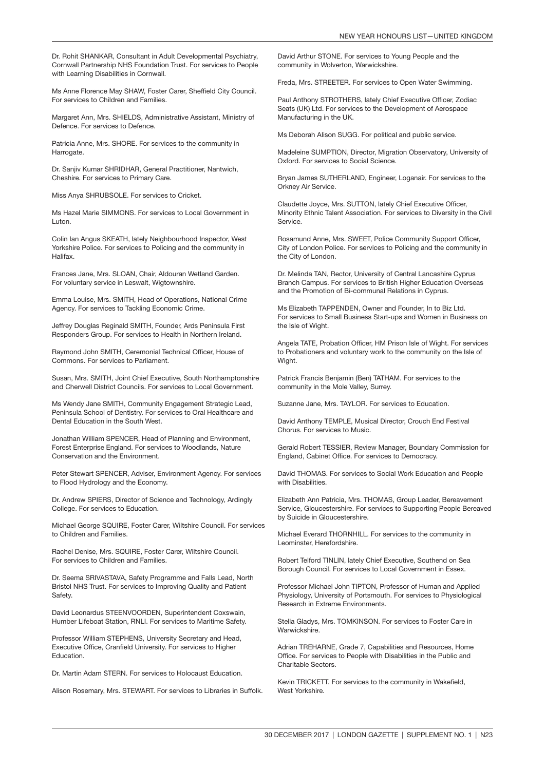Dr. Rohit SHANKAR, Consultant in Adult Developmental Psychiatry, Cornwall Partnership NHS Foundation Trust. For services to People with Learning Disabilities in Cornwall.

Ms Anne Florence May SHAW, Foster Carer, Sheffield City Council. For services to Children and Families.

Margaret Ann, Mrs. SHIELDS, Administrative Assistant, Ministry of Defence. For services to Defence.

Patricia Anne, Mrs. SHORE. For services to the community in Harrogate.

Dr. Sanjiv Kumar SHRIDHAR, General Practitioner, Nantwich, Cheshire. For services to Primary Care.

Miss Anya SHRUBSOLE. For services to Cricket.

Ms Hazel Marie SIMMONS. For services to Local Government in Luton.

Colin Ian Angus SKEATH, lately Neighbourhood Inspector, West Yorkshire Police. For services to Policing and the community in Halifax.

Frances Jane, Mrs. SLOAN, Chair, Aldouran Wetland Garden. For voluntary service in Leswalt, Wigtownshire.

Emma Louise, Mrs. SMITH, Head of Operations, National Crime Agency. For services to Tackling Economic Crime.

Jeffrey Douglas Reginald SMITH, Founder, Ards Peninsula First Responders Group. For services to Health in Northern Ireland.

Raymond John SMITH, Ceremonial Technical Officer, House of Commons. For services to Parliament.

Susan, Mrs. SMITH, Joint Chief Executive, South Northamptonshire and Cherwell District Councils. For services to Local Government.

Ms Wendy Jane SMITH, Community Engagement Strategic Lead, Peninsula School of Dentistry. For services to Oral Healthcare and Dental Education in the South West.

Jonathan William SPENCER, Head of Planning and Environment, Forest Enterprise England. For services to Woodlands, Nature Conservation and the Environment.

Peter Stewart SPENCER, Adviser, Environment Agency. For services to Flood Hydrology and the Economy.

Dr. Andrew SPIERS, Director of Science and Technology, Ardingly College. For services to Education.

Michael George SQUIRE, Foster Carer, Wiltshire Council. For services to Children and Families.

Rachel Denise, Mrs. SQUIRE, Foster Carer, Wiltshire Council. For services to Children and Families.

Dr. Seema SRIVASTAVA, Safety Programme and Falls Lead, North Bristol NHS Trust. For services to Improving Quality and Patient Safety.

David Leonardus STEENVOORDEN, Superintendent Coxswain, Humber Lifeboat Station, RNLI. For services to Maritime Safety.

Professor William STEPHENS, University Secretary and Head, Executive Office, Cranfield University. For services to Higher Education.

Dr. Martin Adam STERN. For services to Holocaust Education.

Alison Rosemary, Mrs. STEWART. For services to Libraries in Suffolk.

David Arthur STONE. For services to Young People and the community in Wolverton, Warwickshire.

Freda, Mrs. STREETER. For services to Open Water Swimming.

Paul Anthony STROTHERS, lately Chief Executive Officer, Zodiac Seats (UK) Ltd. For services to the Development of Aerospace Manufacturing in the UK.

Ms Deborah Alison SUGG. For political and public service.

Madeleine SUMPTION, Director, Migration Observatory, University of Oxford. For services to Social Science.

Bryan James SUTHERLAND, Engineer, Loganair. For services to the Orkney Air Service.

Claudette Joyce, Mrs. SUTTON, lately Chief Executive Officer, Minority Ethnic Talent Association. For services to Diversity in the Civil Service.

Rosamund Anne, Mrs. SWEET, Police Community Support Officer, City of London Police. For services to Policing and the community in the City of London.

Dr. Melinda TAN, Rector, University of Central Lancashire Cyprus Branch Campus. For services to British Higher Education Overseas and the Promotion of Bi-communal Relations in Cyprus.

Ms Elizabeth TAPPENDEN, Owner and Founder, In to Biz Ltd. For services to Small Business Start-ups and Women in Business on the Isle of Wight.

Angela TATE, Probation Officer, HM Prison Isle of Wight. For services to Probationers and voluntary work to the community on the Isle of Wight.

Patrick Francis Benjamin (Ben) TATHAM. For services to the community in the Mole Valley, Surrey.

Suzanne Jane, Mrs. TAYLOR. For services to Education.

David Anthony TEMPLE, Musical Director, Crouch End Festival Chorus. For services to Music.

Gerald Robert TESSIER, Review Manager, Boundary Commission for England, Cabinet Office. For services to Democracy.

David THOMAS. For services to Social Work Education and People with Disabilities.

Elizabeth Ann Patricia, Mrs. THOMAS, Group Leader, Bereavement Service, Gloucestershire. For services to Supporting People Bereaved by Suicide in Gloucestershire.

Michael Everard THORNHILL. For services to the community in Leominster, Herefordshire.

Robert Telford TINLIN, lately Chief Executive, Southend on Sea Borough Council. For services to Local Government in Essex.

Professor Michael John TIPTON, Professor of Human and Applied Physiology, University of Portsmouth. For services to Physiological Research in Extreme Environments.

Stella Gladys, Mrs. TOMKINSON. For services to Foster Care in Warwickshire.

Adrian TREHARNE, Grade 7, Capabilities and Resources, Home Office. For services to People with Disabilities in the Public and Charitable Sectors.

Kevin TRICKETT. For services to the community in Wakefield, West Yorkshire.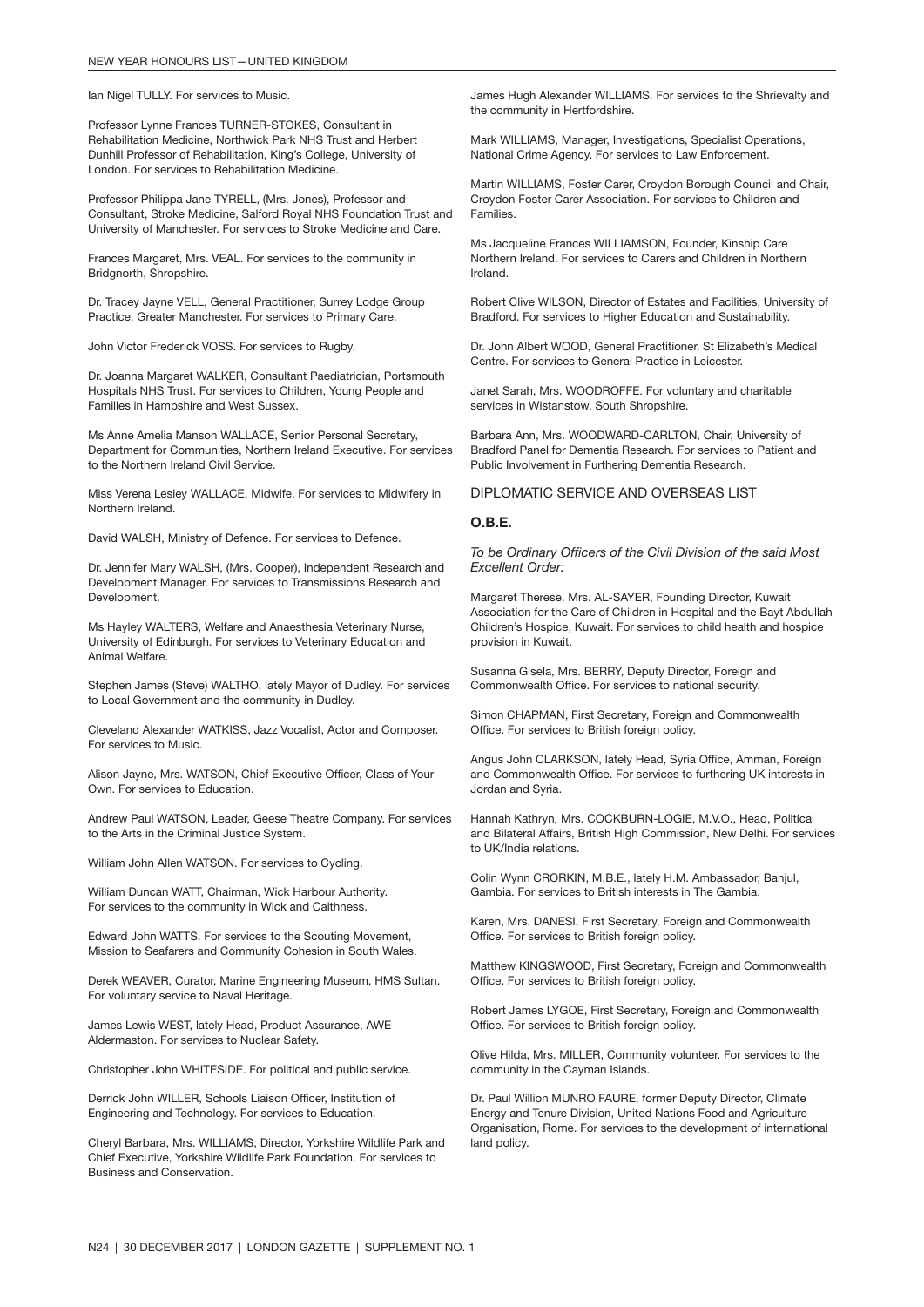Ian Nigel TULLY. For services to Music.

Professor Lynne Frances TURNER-STOKES, Consultant in Rehabilitation Medicine, Northwick Park NHS Trust and Herbert Dunhill Professor of Rehabilitation, King's College, University of London. For services to Rehabilitation Medicine.

Professor Philippa Jane TYRELL, (Mrs. Jones), Professor and Consultant, Stroke Medicine, Salford Royal NHS Foundation Trust and University of Manchester. For services to Stroke Medicine and Care.

Frances Margaret, Mrs. VEAL. For services to the community in Bridgnorth, Shropshire.

Dr. Tracey Jayne VELL, General Practitioner, Surrey Lodge Group Practice, Greater Manchester. For services to Primary Care.

John Victor Frederick VOSS. For services to Rugby.

Dr. Joanna Margaret WALKER, Consultant Paediatrician, Portsmouth Hospitals NHS Trust. For services to Children, Young People and Families in Hampshire and West Sussex.

Ms Anne Amelia Manson WALLACE, Senior Personal Secretary, Department for Communities, Northern Ireland Executive. For services to the Northern Ireland Civil Service.

Miss Verena Lesley WALLACE, Midwife. For services to Midwifery in Northern Ireland.

David WALSH, Ministry of Defence. For services to Defence.

Dr. Jennifer Mary WALSH, (Mrs. Cooper), Independent Research and Development Manager. For services to Transmissions Research and Development.

Ms Hayley WALTERS, Welfare and Anaesthesia Veterinary Nurse, University of Edinburgh. For services to Veterinary Education and Animal Welfare.

Stephen James (Steve) WALTHO, lately Mayor of Dudley. For services to Local Government and the community in Dudley.

Cleveland Alexander WATKISS, Jazz Vocalist, Actor and Composer. For services to Music.

Alison Jayne, Mrs. WATSON, Chief Executive Officer, Class of Your Own. For services to Education.

Andrew Paul WATSON, Leader, Geese Theatre Company. For services to the Arts in the Criminal Justice System.

William John Allen WATSON. For services to Cycling.

William Duncan WATT, Chairman, Wick Harbour Authority. For services to the community in Wick and Caithness.

Edward John WATTS. For services to the Scouting Movement, Mission to Seafarers and Community Cohesion in South Wales.

Derek WEAVER, Curator, Marine Engineering Museum, HMS Sultan. For voluntary service to Naval Heritage.

James Lewis WEST, lately Head, Product Assurance, AWE Aldermaston. For services to Nuclear Safety.

Christopher John WHITESIDE. For political and public service.

Derrick John WILLER, Schools Liaison Officer, Institution of Engineering and Technology. For services to Education.

Cheryl Barbara, Mrs. WILLIAMS, Director, Yorkshire Wildlife Park and Chief Executive, Yorkshire Wildlife Park Foundation. For services to Business and Conservation.

James Hugh Alexander WILLIAMS. For services to the Shrievalty and the community in Hertfordshire.

Mark WILLIAMS, Manager, Investigations, Specialist Operations, National Crime Agency. For services to Law Enforcement.

Martin WILLIAMS, Foster Carer, Croydon Borough Council and Chair, Croydon Foster Carer Association. For services to Children and Families.

Ms Jacqueline Frances WILLIAMSON, Founder, Kinship Care Northern Ireland. For services to Carers and Children in Northern Ireland.

Robert Clive WILSON, Director of Estates and Facilities, University of Bradford. For services to Higher Education and Sustainability.

Dr. John Albert WOOD, General Practitioner, St Elizabeth's Medical Centre. For services to General Practice in Leicester.

Janet Sarah, Mrs. WOODROFFE. For voluntary and charitable services in Wistanstow, South Shropshire.

Barbara Ann, Mrs. WOODWARD-CARLTON, Chair, University of Bradford Panel for Dementia Research. For services to Patient and Public Involvement in Furthering Dementia Research.

## DIPLOMATIC SERVICE AND OVERSEAS LIST

### O.B.E.

*To be Ordinary Officers of the Civil Division of the said Most Excellent Order:*

Margaret Therese, Mrs. AL-SAYER, Founding Director, Kuwait Association for the Care of Children in Hospital and the Bayt Abdullah Children's Hospice, Kuwait. For services to child health and hospice provision in Kuwait.

Susanna Gisela, Mrs. BERRY, Deputy Director, Foreign and Commonwealth Office. For services to national security.

Simon CHAPMAN, First Secretary, Foreign and Commonwealth Office. For services to British foreign policy.

Angus John CLARKSON, lately Head, Syria Office, Amman, Foreign and Commonwealth Office. For services to furthering UK interests in Jordan and Syria.

Hannah Kathryn, Mrs. COCKBURN-LOGIE, M.V.O., Head, Political and Bilateral Affairs, British High Commission, New Delhi. For services to UK/India relations.

Colin Wynn CRORKIN, M.B.E., lately H.M. Ambassador, Banjul, Gambia. For services to British interests in The Gambia.

Karen, Mrs. DANESI, First Secretary, Foreign and Commonwealth Office. For services to British foreign policy.

Matthew KINGSWOOD, First Secretary, Foreign and Commonwealth Office. For services to British foreign policy.

Robert James LYGOE, First Secretary, Foreign and Commonwealth Office. For services to British foreign policy.

Olive Hilda, Mrs. MILLER, Community volunteer. For services to the community in the Cayman Islands.

Dr. Paul Willion MUNRO FAURE, former Deputy Director, Climate Energy and Tenure Division, United Nations Food and Agriculture Organisation, Rome. For services to the development of international land policy.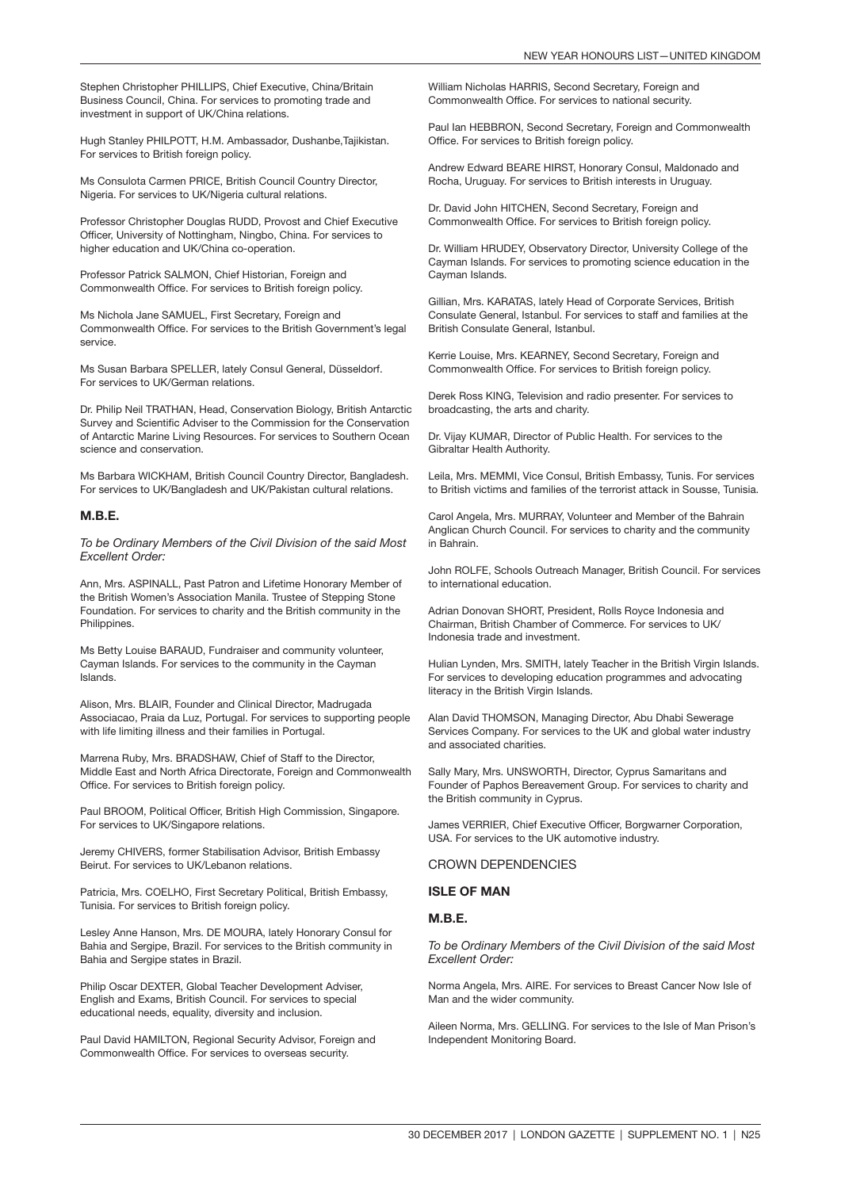Stephen Christopher PHILLIPS, Chief Executive, China/Britain Business Council, China. For services to promoting trade and investment in support of UK/China relations.

Hugh Stanley PHILPOTT, H.M. Ambassador, Dushanbe,Tajikistan. For services to British foreign policy.

Ms Consulota Carmen PRICE, British Council Country Director, Nigeria. For services to UK/Nigeria cultural relations.

Professor Christopher Douglas RUDD, Provost and Chief Executive Officer, University of Nottingham, Ningbo, China. For services to higher education and UK/China co-operation.

Professor Patrick SALMON, Chief Historian, Foreign and Commonwealth Office. For services to British foreign policy.

Ms Nichola Jane SAMUEL, First Secretary, Foreign and Commonwealth Office. For services to the British Government's legal service.

Ms Susan Barbara SPELLER, lately Consul General, Düsseldorf. For services to UK/German relations.

Dr. Philip Neil TRATHAN, Head, Conservation Biology, British Antarctic Survey and Scientific Adviser to the Commission for the Conservation of Antarctic Marine Living Resources. For services to Southern Ocean science and conservation.

Ms Barbara WICKHAM, British Council Country Director, Bangladesh. For services to UK/Bangladesh and UK/Pakistan cultural relations.

### M.B.E.

*To be Ordinary Members of the Civil Division of the said Most Excellent Order:*

Ann, Mrs. ASPINALL, Past Patron and Lifetime Honorary Member of the British Women's Association Manila. Trustee of Stepping Stone Foundation. For services to charity and the British community in the Philippines.

Ms Betty Louise BARAUD, Fundraiser and community volunteer, Cayman Islands. For services to the community in the Cayman Islands.

Alison, Mrs. BLAIR, Founder and Clinical Director, Madrugada Associacao, Praia da Luz, Portugal. For services to supporting people with life limiting illness and their families in Portugal.

Marrena Ruby, Mrs. BRADSHAW, Chief of Staff to the Director, Middle East and North Africa Directorate, Foreign and Commonwealth Office. For services to British foreign policy.

Paul BROOM, Political Officer, British High Commission, Singapore. For services to UK/Singapore relations.

Jeremy CHIVERS, former Stabilisation Advisor, British Embassy Beirut. For services to UK/Lebanon relations.

Patricia, Mrs. COELHO, First Secretary Political, British Embassy, Tunisia. For services to British foreign policy.

Lesley Anne Hanson, Mrs. DE MOURA, lately Honorary Consul for Bahia and Sergipe, Brazil. For services to the British community in Bahia and Sergipe states in Brazil.

Philip Oscar DEXTER, Global Teacher Development Adviser, English and Exams, British Council. For services to special educational needs, equality, diversity and inclusion.

Paul David HAMILTON, Regional Security Advisor, Foreign and Commonwealth Office. For services to overseas security.

William Nicholas HARRIS, Second Secretary, Foreign and Commonwealth Office. For services to national security.

Paul Ian HEBBRON, Second Secretary, Foreign and Commonwealth Office. For services to British foreign policy.

Andrew Edward BEARE HIRST, Honorary Consul, Maldonado and Rocha, Uruguay. For services to British interests in Uruguay.

Dr. David John HITCHEN, Second Secretary, Foreign and Commonwealth Office. For services to British foreign policy.

Dr. William HRUDEY, Observatory Director, University College of the Cayman Islands. For services to promoting science education in the Cayman Islands.

Gillian, Mrs. KARATAS, lately Head of Corporate Services, British Consulate General, Istanbul. For services to staff and families at the British Consulate General, Istanbul.

Kerrie Louise, Mrs. KEARNEY, Second Secretary, Foreign and Commonwealth Office. For services to British foreign policy.

Derek Ross KING, Television and radio presenter. For services to broadcasting, the arts and charity.

Dr. Vijay KUMAR, Director of Public Health. For services to the Gibraltar Health Authority.

Leila, Mrs. MEMMI, Vice Consul, British Embassy, Tunis. For services to British victims and families of the terrorist attack in Sousse, Tunisia.

Carol Angela, Mrs. MURRAY, Volunteer and Member of the Bahrain Anglican Church Council. For services to charity and the community in Bahrain.

John ROLFE, Schools Outreach Manager, British Council. For services to international education.

Adrian Donovan SHORT, President, Rolls Royce Indonesia and Chairman, British Chamber of Commerce. For services to UK/ Indonesia trade and investment.

Hulian Lynden, Mrs. SMITH, lately Teacher in the British Virgin Islands. For services to developing education programmes and advocating literacy in the British Virgin Islands.

Alan David THOMSON, Managing Director, Abu Dhabi Sewerage Services Company. For services to the UK and global water industry and associated charities.

Sally Mary, Mrs. UNSWORTH, Director, Cyprus Samaritans and Founder of Paphos Bereavement Group. For services to charity and the British community in Cyprus.

James VERRIER, Chief Executive Officer, Borgwarner Corporation, USA. For services to the UK automotive industry.

## CROWN DEPENDENCIES

### ISLE OF MAN

### M.B.E.

*To be Ordinary Members of the Civil Division of the said Most Excellent Order:*

Norma Angela, Mrs. AIRE. For services to Breast Cancer Now Isle of Man and the wider community.

Aileen Norma, Mrs. GELLING. For services to the Isle of Man Prison's Independent Monitoring Board.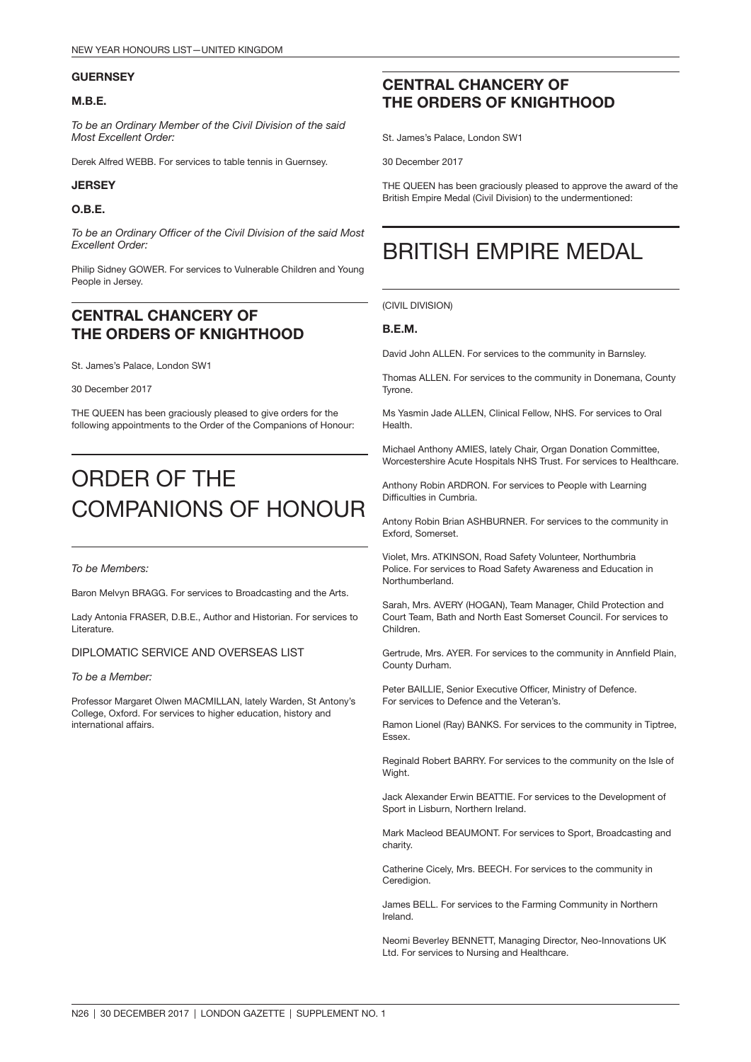### GUERNSEY

#### M.B.E.

*To be an Ordinary Member of the Civil Division of the said Most Excellent Order:*

Derek Alfred WEBB. For services to table tennis in Guernsey.

### JERSEY

#### O.B.E.

*To be an Ordinary Officer of the Civil Division of the said Most Excellent Order:*

Philip Sidney GOWER. For services to Vulnerable Children and Young People in Jersey.

## CENTRAL CHANCERY OF THE ORDERS OF KNIGHTHOOD

St. James's Palace, London SW1

30 December 2017

THE QUEEN has been graciously pleased to give orders for the following appointments to the Order of the Companions of Honour:

# ORDER OF THE COMPANIONS OF HONOUR

*To be Members:*

Baron Melvyn BRAGG. For services to Broadcasting and the Arts.

Lady Antonia FRASER, D.B.E., Author and Historian. For services to Literature.

DIPLOMATIC SERVICE AND OVERSEAS LIST

*To be a Member:*

Professor Margaret Olwen MACMILLAN, lately Warden, St Antony's College, Oxford. For services to higher education, history and international affairs.

## CENTRAL CHANCERY OF THE ORDERS OF KNIGHTHOOD

St. James's Palace, London SW1

30 December 2017

THE QUEEN has been graciously pleased to approve the award of the British Empire Medal (Civil Division) to the undermentioned:

# BRITISH EMPIRE MEDAL

(CIVIL DIVISION)

#### B.E.M.

David John ALLEN. For services to the community in Barnsley.

Thomas ALLEN. For services to the community in Donemana, County Tyrone.

Ms Yasmin Jade ALLEN, Clinical Fellow, NHS. For services to Oral Health.

Michael Anthony AMIES, lately Chair, Organ Donation Committee, Worcestershire Acute Hospitals NHS Trust. For services to Healthcare.

Anthony Robin ARDRON. For services to People with Learning Difficulties in Cumbria.

Antony Robin Brian ASHBURNER. For services to the community in Exford, Somerset.

Violet, Mrs. ATKINSON, Road Safety Volunteer, Northumbria Police. For services to Road Safety Awareness and Education in Northumberland.

Sarah, Mrs. AVERY (HOGAN), Team Manager, Child Protection and Court Team, Bath and North East Somerset Council. For services to Children.

Gertrude, Mrs. AYER. For services to the community in Annfield Plain, County Durham.

Peter BAILLIE, Senior Executive Officer, Ministry of Defence. For services to Defence and the Veteran's.

Ramon Lionel (Ray) BANKS. For services to the community in Tiptree, Essex.

Reginald Robert BARRY. For services to the community on the Isle of Wight.

Jack Alexander Erwin BEATTIE. For services to the Development of Sport in Lisburn, Northern Ireland.

Mark Macleod BEAUMONT. For services to Sport, Broadcasting and charity.

Catherine Cicely, Mrs. BEECH. For services to the community in Ceredigion.

James BELL. For services to the Farming Community in Northern Ireland.

Neomi Beverley BENNETT, Managing Director, Neo-Innovations UK Ltd. For services to Nursing and Healthcare.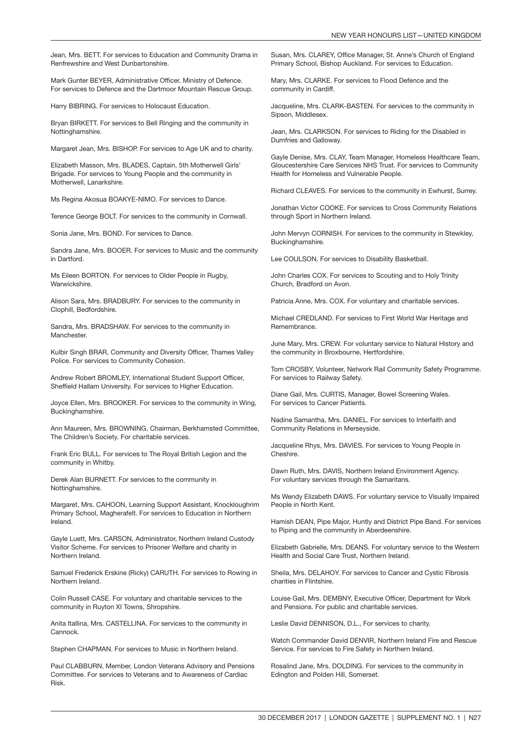Jean, Mrs. BETT. For services to Education and Community Drama in Renfrewshire and West Dunbartonshire.

Mark Gunter BEYER, Administrative Officer, Ministry of Defence. For services to Defence and the Dartmoor Mountain Rescue Group.

Harry BIBRING. For services to Holocaust Education.

Bryan BIRKETT. For services to Bell Ringing and the community in Nottinghamshire.

Margaret Jean, Mrs. BISHOP. For services to Age UK and to charity.

Elizabeth Masson, Mrs. BLADES, Captain, 5th Motherwell Girls' Brigade. For services to Young People and the community in Motherwell, Lanarkshire.

Ms Regina Akosua BOAKYE-NIMO. For services to Dance.

Terence George BOLT. For services to the community in Cornwall.

Sonia Jane, Mrs. BOND. For services to Dance.

Sandra Jane, Mrs. BOOER. For services to Music and the community in Dartford.

Ms Eileen BORTON. For services to Older People in Rugby, Warwickshire.

Alison Sara, Mrs. BRADBURY. For services to the community in Clophill, Bedfordshire.

Sandra, Mrs. BRADSHAW. For services to the community in Manchester.

Kulbir Singh BRAR, Community and Diversity Officer, Thames Valley Police. For services to Community Cohesion.

Andrew Robert BROMLEY, International Student Support Officer, Sheffield Hallam University. For services to Higher Education.

Joyce Ellen, Mrs. BROOKER. For services to the community in Wing, Buckinghamshire.

Ann Maureen, Mrs. BROWNING, Chairman, Berkhamsted Committee, The Children's Society. For charitable services.

Frank Eric BULL. For services to The Royal British Legion and the community in Whitby.

Derek Alan BURNETT. For services to the community in Nottinghamshire.

Margaret, Mrs. CAHOON, Learning Support Assistant, Knockloughrim Primary School, Magherafelt. For services to Education in Northern Ireland.

Gayle Luett, Mrs. CARSON, Administrator, Northern Ireland Custody Visitor Scheme. For services to Prisoner Welfare and charity in Northern Ireland.

Samuel Frederick Erskine (Ricky) CARUTH. For services to Rowing in Northern Ireland.

Colin Russell CASE. For voluntary and charitable services to the community in Ruyton XI Towns, Shropshire.

Anita Itallina, Mrs. CASTELLINA. For services to the community in Cannock.

Stephen CHAPMAN. For services to Music in Northern Ireland.

Paul CLABBURN, Member, London Veterans Advisory and Pensions Committee. For services to Veterans and to Awareness of Cardiac Risk.

Susan, Mrs. CLAREY, Office Manager, St. Anne's Church of England Primary School, Bishop Auckland. For services to Education.

Mary, Mrs. CLARKE. For services to Flood Defence and the community in Cardiff.

Jacqueline, Mrs. CLARK-BASTEN. For services to the community in Sipson, Middlesex.

Jean, Mrs. CLARKSON. For services to Riding for the Disabled in Dumfries and Galloway.

Gayle Denise, Mrs. CLAY, Team Manager, Homeless Healthcare Team, Gloucestershire Care Services NHS Trust. For services to Community Health for Homeless and Vulnerable People.

Richard CLEAVES. For services to the community in Ewhurst, Surrey.

Jonathan Victor COOKE. For services to Cross Community Relations through Sport in Northern Ireland.

John Mervyn CORNISH. For services to the community in Stewkley, Buckinghamshire.

Lee COULSON. For services to Disability Basketball.

John Charles COX. For services to Scouting and to Holy Trinity Church, Bradford on Avon.

Patricia Anne, Mrs. COX. For voluntary and charitable services.

Michael CREDLAND. For services to First World War Heritage and Remembrance.

June Mary, Mrs. CREW. For voluntary service to Natural History and the community in Broxbourne, Hertfordshire.

Tom CROSBY, Volunteer, Network Rail Community Safety Programme. For services to Railway Safety.

Diane Gail, Mrs. CURTIS, Manager, Bowel Screening Wales. For services to Cancer Patients.

Nadine Samantha, Mrs. DANIEL. For services to Interfaith and Community Relations in Merseyside.

Jacqueline Rhys, Mrs. DAVIES. For services to Young People in Cheshire.

Dawn Ruth, Mrs. DAVIS, Northern Ireland Environment Agency. For voluntary services through the Samaritans.

Ms Wendy Elizabeth DAWS. For voluntary service to Visually Impaired People in North Kent.

Hamish DEAN, Pipe Major, Huntly and District Pipe Band. For services to Piping and the community in Aberdeenshire.

Elizabeth Gabrielle, Mrs. DEANS. For voluntary service to the Western Health and Social Care Trust, Northern Ireland.

Sheila, Mrs. DELAHOY. For services to Cancer and Cystic Fibrosis charities in Flintshire.

Louise Gail, Mrs. DEMBNY, Executive Officer, Department for Work and Pensions. For public and charitable services.

Leslie David DENNISON, D.L., For services to charity.

Watch Commander David DENVIR, Northern Ireland Fire and Rescue Service. For services to Fire Safety in Northern Ireland.

Rosalind Jane, Mrs. DOLDING. For services to the community in Edington and Polden Hill, Somerset.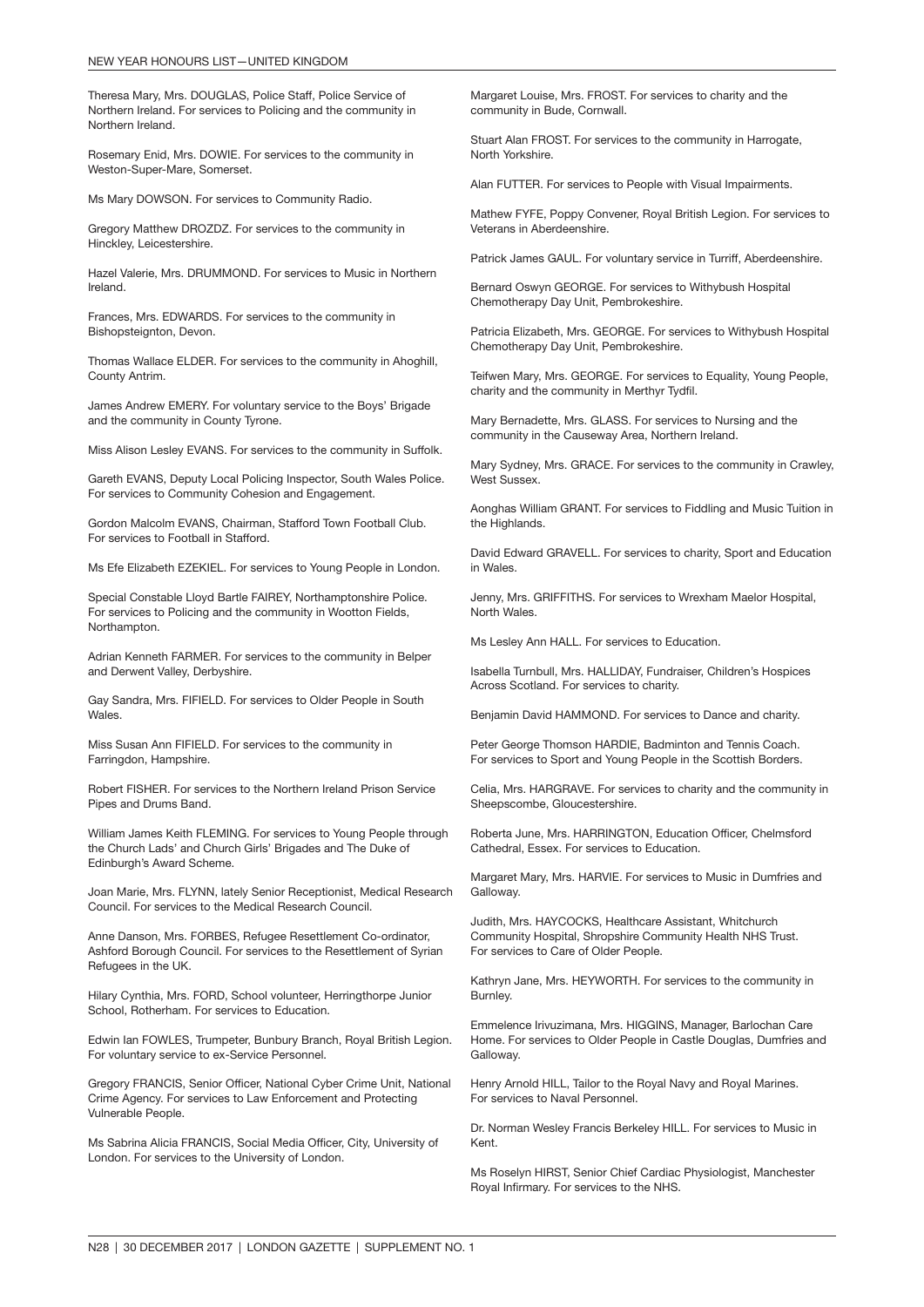Theresa Mary, Mrs. DOUGLAS, Police Staff, Police Service of Northern Ireland. For services to Policing and the community in Northern Ireland.

Rosemary Enid, Mrs. DOWIE. For services to the community in Weston-Super-Mare, Somerset.

Ms Mary DOWSON. For services to Community Radio.

Gregory Matthew DROZDZ. For services to the community in Hinckley, Leicestershire.

Hazel Valerie, Mrs. DRUMMOND. For services to Music in Northern Ireland.

Frances, Mrs. EDWARDS. For services to the community in Bishopsteignton, Devon.

Thomas Wallace ELDER. For services to the community in Ahoghill, County Antrim.

James Andrew EMERY. For voluntary service to the Boys' Brigade and the community in County Tyrone.

Miss Alison Lesley EVANS. For services to the community in Suffolk.

Gareth EVANS, Deputy Local Policing Inspector, South Wales Police. For services to Community Cohesion and Engagement.

Gordon Malcolm EVANS, Chairman, Stafford Town Football Club. For services to Football in Stafford.

Ms Efe Elizabeth EZEKIEL. For services to Young People in London.

Special Constable Lloyd Bartle FAIREY, Northamptonshire Police. For services to Policing and the community in Wootton Fields, Northampton.

Adrian Kenneth FARMER. For services to the community in Belper and Derwent Valley, Derbyshire.

Gay Sandra, Mrs. FIFIELD. For services to Older People in South Wales.

Miss Susan Ann FIFIELD. For services to the community in Farringdon, Hampshire.

Robert FISHER. For services to the Northern Ireland Prison Service Pipes and Drums Band.

William James Keith FLEMING. For services to Young People through the Church Lads' and Church Girls' Brigades and The Duke of Edinburgh's Award Scheme.

Joan Marie, Mrs. FLYNN, lately Senior Receptionist, Medical Research Council. For services to the Medical Research Council.

Anne Danson, Mrs. FORBES, Refugee Resettlement Co-ordinator, Ashford Borough Council. For services to the Resettlement of Syrian Refugees in the UK.

Hilary Cynthia, Mrs. FORD, School volunteer, Herringthorpe Junior School, Rotherham. For services to Education.

Edwin Ian FOWLES, Trumpeter, Bunbury Branch, Royal British Legion. For voluntary service to ex-Service Personnel.

Gregory FRANCIS, Senior Officer, National Cyber Crime Unit, National Crime Agency. For services to Law Enforcement and Protecting Vulnerable People.

Ms Sabrina Alicia FRANCIS, Social Media Officer, City, University of London. For services to the University of London.

Margaret Louise, Mrs. FROST. For services to charity and the community in Bude, Cornwall.

Stuart Alan FROST. For services to the community in Harrogate, North Yorkshire.

Alan FUTTER. For services to People with Visual Impairments.

Mathew FYFE, Poppy Convener, Royal British Legion. For services to Veterans in Aberdeenshire.

Patrick James GAUL. For voluntary service in Turriff, Aberdeenshire.

Bernard Oswyn GEORGE. For services to Withybush Hospital Chemotherapy Day Unit, Pembrokeshire.

Patricia Elizabeth, Mrs. GEORGE. For services to Withybush Hospital Chemotherapy Day Unit, Pembrokeshire.

Teifwen Mary, Mrs. GEORGE. For services to Equality, Young People, charity and the community in Merthyr Tydfil.

Mary Bernadette, Mrs. GLASS. For services to Nursing and the community in the Causeway Area, Northern Ireland.

Mary Sydney, Mrs. GRACE. For services to the community in Crawley, West Sussex.

Aonghas William GRANT. For services to Fiddling and Music Tuition in the Highlands.

David Edward GRAVELL. For services to charity, Sport and Education in Wales.

Jenny, Mrs. GRIFFITHS. For services to Wrexham Maelor Hospital, North Wales.

Ms Lesley Ann HALL. For services to Education.

Isabella Turnbull, Mrs. HALLIDAY, Fundraiser, Children's Hospices Across Scotland. For services to charity.

Benjamin David HAMMOND. For services to Dance and charity.

Peter George Thomson HARDIE, Badminton and Tennis Coach. For services to Sport and Young People in the Scottish Borders.

Celia, Mrs. HARGRAVE. For services to charity and the community in Sheepscombe, Gloucestershire.

Roberta June, Mrs. HARRINGTON, Education Officer, Chelmsford Cathedral, Essex. For services to Education.

Margaret Mary, Mrs. HARVIE. For services to Music in Dumfries and Galloway.

Judith, Mrs. HAYCOCKS, Healthcare Assistant, Whitchurch Community Hospital, Shropshire Community Health NHS Trust. For services to Care of Older People.

Kathryn Jane, Mrs. HEYWORTH. For services to the community in Burnley.

Emmelence Irivuzimana, Mrs. HIGGINS, Manager, Barlochan Care Home. For services to Older People in Castle Douglas, Dumfries and Galloway.

Henry Arnold HILL, Tailor to the Royal Navy and Royal Marines. For services to Naval Personnel.

Dr. Norman Wesley Francis Berkeley HILL. For services to Music in Kent.

Ms Roselyn HIRST, Senior Chief Cardiac Physiologist, Manchester Royal Infirmary. For services to the NHS.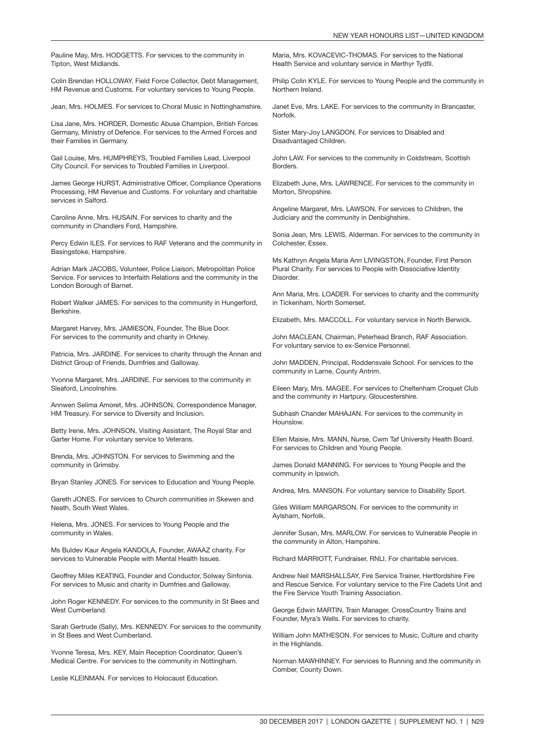Pauline May, Mrs. HODGETTS. For services to the community in Tipton, West Midlands.

Colin Brendan HOLLOWAY, Field Force Collector, Debt Management, HM Revenue and Customs. For voluntary services to Young People.

Jean, Mrs. HOLMES. For services to Choral Music in Nottinghamshire.

Lisa Jane, Mrs. HORDER, Domestic Abuse Champion, British Forces Germany, Ministry of Defence. For services to the Armed Forces and their Families in Germany.

Gail Louise, Mrs. HUMPHREYS, Troubled Families Lead, Liverpool City Council. For services to Troubled Families in Liverpool.

James George HURST, Administrative Officer, Compliance Operations Processing, HM Revenue and Customs. For voluntary and charitable services in Salford.

Caroline Anne, Mrs. HUSAIN. For services to charity and the community in Chandlers Ford, Hampshire.

Percy Edwin ILES. For services to RAF Veterans and the community in Basingstoke, Hampshire.

Adrian Mark JACOBS, Volunteer, Police Liaison, Metropolitan Police Service. For services to Interfaith Relations and the community in the London Borough of Barnet.

Robert Walker JAMES. For services to the community in Hungerford, Berkshire.

Margaret Harvey, Mrs. JAMIESON, Founder, The Blue Door. For services to the community and charity in Orkney.

Patricia, Mrs. JARDINE. For services to charity through the Annan and District Group of Friends, Dumfries and Galloway.

Yvonne Margaret, Mrs. JARDINE. For services to the community in Sleaford, Lincolnshire.

Annwen Selima Amoret, Mrs. JOHNSON, Correspondence Manager, HM Treasury. For service to Diversity and Inclusion.

Betty Irene, Mrs. JOHNSON, Visiting Assistant, The Royal Star and Garter Home. For voluntary service to Veterans.

Brenda, Mrs. JOHNSTON. For services to Swimming and the community in Grimsby.

Bryan Stanley JONES. For services to Education and Young People.

Gareth JONES. For services to Church communities in Skewen and Neath, South West Wales.

Helena, Mrs. JONES. For services to Young People and the community in Wales.

Ms Buldev Kaur Angela KANDOLA, Founder, AWAAZ charity. For services to Vulnerable People with Mental Health Issues.

Geoffrey Miles KEATING, Founder and Conductor, Solway Sinfonia. For services to Music and charity in Dumfries and Galloway.

John Roger KENNEDY. For services to the community in St Bees and West Cumberland.

Sarah Gertrude (Sally), Mrs. KENNEDY. For services to the community in St Bees and West Cumberland.

Yvonne Teresa, Mrs. KEY, Main Reception Coordinator, Queen's Medical Centre. For services to the community in Nottingham.

Leslie KLEINMAN. For services to Holocaust Education.

Maria, Mrs. KOVACEVIC-THOMAS. For services to the National Health Service and voluntary service in Merthyr Tydfil.

Philip Colin KYLE. For services to Young People and the community in Northern Ireland.

Janet Eve, Mrs. LAKE. For services to the community in Brancaster, Norfolk.

Sister Mary-Joy LANGDON. For services to Disabled and Disadvantaged Children.

John LAW. For services to the community in Coldstream, Scottish Borders.

Elizabeth June, Mrs. LAWRENCE. For services to the community in Morton, Shropshire.

Angeline Margaret, Mrs. LAWSON. For services to Children, the Judiciary and the community in Denbighshire.

Sonia Jean, Mrs. LEWIS, Alderman. For services to the community in Colchester, Essex.

Ms Kathryn Angela Maria Ann LIVINGSTON, Founder, First Person Plural Charity. For services to People with Dissociative Identity Disorder.

Ann Maria, Mrs. LOADER. For services to charity and the community in Tickenham, North Somerset.

Elizabeth, Mrs. MACCOLL. For voluntary service in North Berwick.

John MACLEAN, Chairman, Peterhead Branch, RAF Association. For voluntary service to ex-Service Personnel.

John MADDEN, Principal, Roddensvale School. For services to the community in Larne, County Antrim.

Eileen Mary, Mrs. MAGEE. For services to Cheltenham Croquet Club and the community in Hartpury, Gloucestershire.

Subhash Chander MAHAJAN. For services to the community in Hounslow.

Ellen Maisie, Mrs. MANN, Nurse, Cwm Taf University Health Board. For services to Children and Young People.

James Donald MANNING. For services to Young People and the community in Ipswich.

Andrea, Mrs. MANSON. For voluntary service to Disability Sport.

Giles William MARGARSON. For services to the community in Aylsham, Norfolk.

Jennifer Susan, Mrs. MARLOW. For services to Vulnerable People in the community in Alton, Hampshire.

Richard MARRIOTT, Fundraiser, RNLI. For charitable services.

Andrew Neil MARSHALLSAY, Fire Service Trainer, Hertfordshire Fire and Rescue Service. For voluntary service to the Fire Cadets Unit and the Fire Service Youth Training Association.

George Edwin MARTIN, Train Manager, CrossCountry Trains and Founder, Myra's Wells. For services to charity.

William John MATHESON. For services to Music, Culture and charity in the Highlands.

Norman MAWHINNEY. For services to Running and the community in Comber, County Down.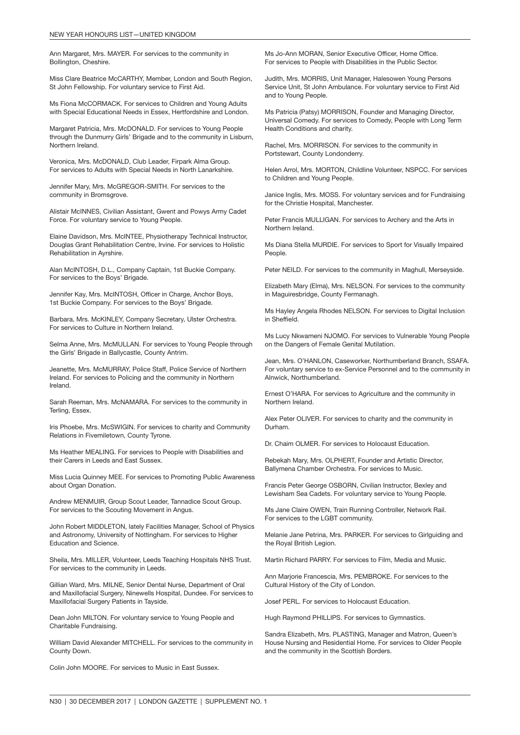Ann Margaret, Mrs. MAYER. For services to the community in Bollington, Cheshire.

Miss Clare Beatrice McCARTHY, Member, London and South Region, St John Fellowship. For voluntary service to First Aid.

Ms Fiona McCORMACK. For services to Children and Young Adults with Special Educational Needs in Essex, Hertfordshire and London.

Margaret Patricia, Mrs. McDONALD. For services to Young People through the Dunmurry Girls' Brigade and to the community in Lisburn, Northern Ireland.

Veronica, Mrs. McDONALD, Club Leader, Firpark Alma Group. For services to Adults with Special Needs in North Lanarkshire.

Jennifer Mary, Mrs. McGREGOR-SMITH. For services to the community in Bromsgrove.

Alistair McINNES, Civilian Assistant, Gwent and Powys Army Cadet Force. For voluntary service to Young People.

Elaine Davidson, Mrs. McINTEE, Physiotherapy Technical Instructor, Douglas Grant Rehabilitation Centre, Irvine. For services to Holistic Rehabilitation in Ayrshire.

Alan McINTOSH, D.L., Company Captain, 1st Buckie Company. For services to the Boys' Brigade.

Jennifer Kay, Mrs. McINTOSH, Officer in Charge, Anchor Boys, 1st Buckie Company. For services to the Boys' Brigade.

Barbara, Mrs. McKINLEY, Company Secretary, Ulster Orchestra. For services to Culture in Northern Ireland.

Selma Anne, Mrs. McMULLAN. For services to Young People through the Girls' Brigade in Ballycastle, County Antrim.

Jeanette, Mrs. McMURRAY, Police Staff, Police Service of Northern Ireland. For services to Policing and the community in Northern Ireland.

Sarah Reeman, Mrs. McNAMARA. For services to the community in Terling, Essex.

Iris Phoebe, Mrs. McSWIGIN. For services to charity and Community Relations in Fivemiletown, County Tyrone.

Ms Heather MEALING. For services to People with Disabilities and their Carers in Leeds and East Sussex.

Miss Lucia Quinney MEE. For services to Promoting Public Awareness about Organ Donation.

Andrew MENMUIR, Group Scout Leader, Tannadice Scout Group. For services to the Scouting Movement in Angus.

John Robert MIDDLETON, lately Facilities Manager, School of Physics and Astronomy, University of Nottingham. For services to Higher Education and Science.

Sheila, Mrs. MILLER, Volunteer, Leeds Teaching Hospitals NHS Trust. For services to the community in Leeds.

Gillian Ward, Mrs. MILNE, Senior Dental Nurse, Department of Oral and Maxillofacial Surgery, Ninewells Hospital, Dundee. For services to Maxillofacial Surgery Patients in Tayside.

Dean John MILTON. For voluntary service to Young People and Charitable Fundraising.

William David Alexander MITCHELL. For services to the community in County Down.

Colin John MOORE. For services to Music in East Sussex.

Ms Jo-Ann MORAN, Senior Executive Officer, Home Office. For services to People with Disabilities in the Public Sector.

Judith, Mrs. MORRIS, Unit Manager, Halesowen Young Persons Service Unit, St John Ambulance. For voluntary service to First Aid and to Young People.

Ms Patricia (Patsy) MORRISON, Founder and Managing Director, Universal Comedy. For services to Comedy, People with Long Term Health Conditions and charity.

Rachel, Mrs. MORRISON. For services to the community in Portstewart, County Londonderry.

Helen Arrol, Mrs. MORTON, Childline Volunteer, NSPCC. For services to Children and Young People.

Janice Inglis, Mrs. MOSS. For voluntary services and for Fundraising for the Christie Hospital, Manchester.

Peter Francis MULLIGAN. For services to Archery and the Arts in Northern Ireland.

Ms Diana Stella MURDIE. For services to Sport for Visually Impaired People.

Peter NEILD. For services to the community in Maghull, Merseyside.

Elizabeth Mary (Elma), Mrs. NELSON. For services to the community in Maguiresbridge, County Fermanagh.

Ms Hayley Angela Rhodes NELSON. For services to Digital Inclusion in Sheffield.

Ms Lucy Nkwameni NJOMO. For services to Vulnerable Young People on the Dangers of Female Genital Mutilation.

Jean, Mrs. O'HANLON, Caseworker, Northumberland Branch, SSAFA. For voluntary service to ex-Service Personnel and to the community in Alnwick, Northumberland.

Ernest O'HARA. For services to Agriculture and the community in Northern Ireland.

Alex Peter OLIVER. For services to charity and the community in Durham.

Dr. Chaim OLMER. For services to Holocaust Education.

Rebekah Mary, Mrs. OLPHERT, Founder and Artistic Director, Ballymena Chamber Orchestra. For services to Music.

Francis Peter George OSBORN, Civilian Instructor, Bexley and Lewisham Sea Cadets. For voluntary service to Young People.

Ms Jane Claire OWEN, Train Running Controller, Network Rail. For services to the LGBT community.

Melanie Jane Petrina, Mrs. PARKER. For services to Girlguiding and the Royal British Legion.

Martin Richard PARRY. For services to Film, Media and Music.

Ann Marjorie Francescia, Mrs. PEMBROKE. For services to the Cultural History of the City of London.

Josef PERL. For services to Holocaust Education.

Hugh Raymond PHILLIPS. For services to Gymnastics.

Sandra Elizabeth, Mrs. PLASTING, Manager and Matron, Queen's House Nursing and Residential Home. For services to Older People and the community in the Scottish Borders.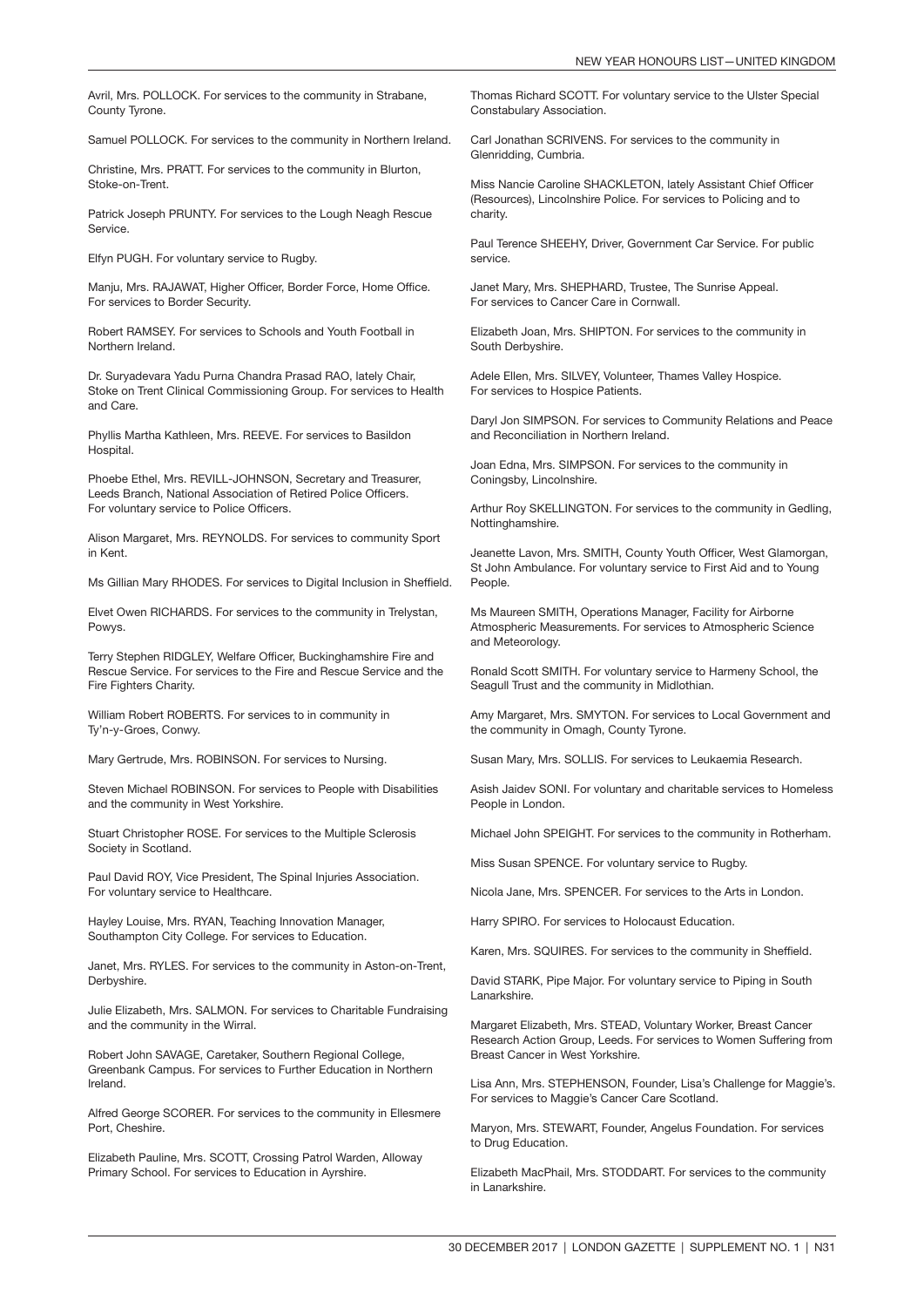Avril, Mrs. POLLOCK. For services to the community in Strabane, County Tyrone.

Samuel POLLOCK. For services to the community in Northern Ireland.

Christine, Mrs. PRATT. For services to the community in Blurton, Stoke-on-Trent.

Patrick Joseph PRUNTY. For services to the Lough Neagh Rescue Service.

Elfyn PUGH. For voluntary service to Rugby.

Manju, Mrs. RAJAWAT, Higher Officer, Border Force, Home Office. For services to Border Security.

Robert RAMSEY. For services to Schools and Youth Football in Northern Ireland.

Dr. Suryadevara Yadu Purna Chandra Prasad RAO, lately Chair, Stoke on Trent Clinical Commissioning Group. For services to Health and Care.

Phyllis Martha Kathleen, Mrs. REEVE. For services to Basildon Hospital.

Phoebe Ethel, Mrs. REVILL-JOHNSON, Secretary and Treasurer, Leeds Branch, National Association of Retired Police Officers. For voluntary service to Police Officers.

Alison Margaret, Mrs. REYNOLDS. For services to community Sport in Kent.

Ms Gillian Mary RHODES. For services to Digital Inclusion in Sheffield.

Elvet Owen RICHARDS. For services to the community in Trelystan, Powys.

Terry Stephen RIDGLEY, Welfare Officer, Buckinghamshire Fire and Rescue Service. For services to the Fire and Rescue Service and the Fire Fighters Charity.

William Robert ROBERTS. For services to in community in Ty'n-y-Groes, Conwy.

Mary Gertrude, Mrs. ROBINSON. For services to Nursing.

Steven Michael ROBINSON. For services to People with Disabilities and the community in West Yorkshire.

Stuart Christopher ROSE. For services to the Multiple Sclerosis Society in Scotland.

Paul David ROY, Vice President, The Spinal Injuries Association. For voluntary service to Healthcare.

Hayley Louise, Mrs. RYAN, Teaching Innovation Manager, Southampton City College. For services to Education.

Janet, Mrs. RYLES. For services to the community in Aston-on-Trent, Derbyshire.

Julie Elizabeth, Mrs. SALMON. For services to Charitable Fundraising and the community in the Wirral.

Robert John SAVAGE, Caretaker, Southern Regional College, Greenbank Campus. For services to Further Education in Northern Ireland.

Alfred George SCORER. For services to the community in Ellesmere Port, Cheshire.

Elizabeth Pauline, Mrs. SCOTT, Crossing Patrol Warden, Alloway Primary School. For services to Education in Ayrshire.

Thomas Richard SCOTT. For voluntary service to the Ulster Special Constabulary Association.

Carl Jonathan SCRIVENS. For services to the community in Glenridding, Cumbria.

Miss Nancie Caroline SHACKLETON, lately Assistant Chief Officer (Resources), Lincolnshire Police. For services to Policing and to charity.

Paul Terence SHEEHY, Driver, Government Car Service. For public service.

Janet Mary, Mrs. SHEPHARD, Trustee, The Sunrise Appeal. For services to Cancer Care in Cornwall.

Elizabeth Joan, Mrs. SHIPTON. For services to the community in South Derbyshire.

Adele Ellen, Mrs. SILVEY, Volunteer, Thames Valley Hospice. For services to Hospice Patients.

Daryl Jon SIMPSON. For services to Community Relations and Peace and Reconciliation in Northern Ireland.

Joan Edna, Mrs. SIMPSON. For services to the community in Coningsby, Lincolnshire.

Arthur Roy SKELLINGTON. For services to the community in Gedling, Nottinghamshire.

Jeanette Lavon, Mrs. SMITH, County Youth Officer, West Glamorgan, St John Ambulance. For voluntary service to First Aid and to Young People.

Ms Maureen SMITH, Operations Manager, Facility for Airborne Atmospheric Measurements. For services to Atmospheric Science and Meteorology.

Ronald Scott SMITH. For voluntary service to Harmeny School, the Seagull Trust and the community in Midlothian.

Amy Margaret, Mrs. SMYTON. For services to Local Government and the community in Omagh, County Tyrone.

Susan Mary, Mrs. SOLLIS. For services to Leukaemia Research.

Asish Jaidev SONI. For voluntary and charitable services to Homeless People in London.

Michael John SPEIGHT. For services to the community in Rotherham.

Miss Susan SPENCE. For voluntary service to Rugby.

Nicola Jane, Mrs. SPENCER. For services to the Arts in London.

Harry SPIRO. For services to Holocaust Education.

Karen, Mrs. SQUIRES. For services to the community in Sheffield.

David STARK, Pipe Major. For voluntary service to Piping in South Lanarkshire.

Margaret Elizabeth, Mrs. STEAD, Voluntary Worker, Breast Cancer Research Action Group, Leeds. For services to Women Suffering from Breast Cancer in West Yorkshire.

Lisa Ann, Mrs. STEPHENSON, Founder, Lisa's Challenge for Maggie's. For services to Maggie's Cancer Care Scotland.

Maryon, Mrs. STEWART, Founder, Angelus Foundation. For services to Drug Education.

Elizabeth MacPhail, Mrs. STODDART. For services to the community in Lanarkshire.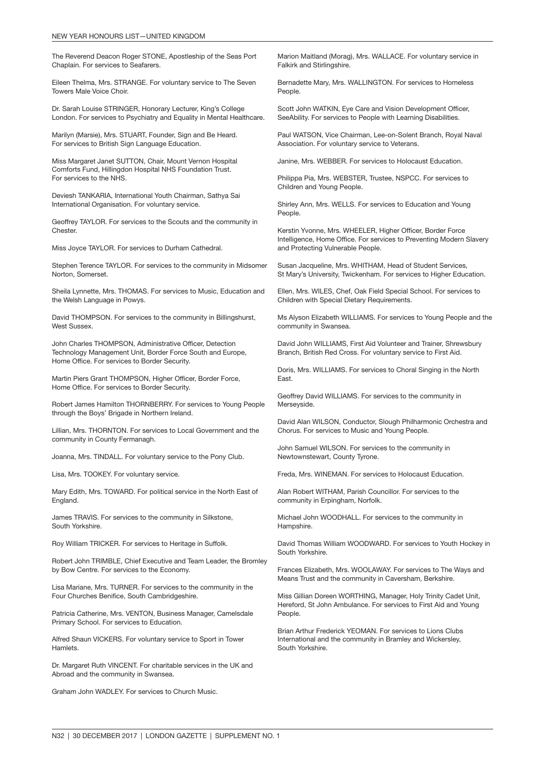The Reverend Deacon Roger STONE, Apostleship of the Seas Port Chaplain. For services to Seafarers.

Eileen Thelma, Mrs. STRANGE. For voluntary service to The Seven Towers Male Voice Choir.

Dr. Sarah Louise STRINGER, Honorary Lecturer, King's College London. For services to Psychiatry and Equality in Mental Healthcare.

Marilyn (Marsie), Mrs. STUART, Founder, Sign and Be Heard. For services to British Sign Language Education.

Miss Margaret Janet SUTTON, Chair, Mount Vernon Hospital Comforts Fund, Hillingdon Hospital NHS Foundation Trust. For services to the NHS.

Deviesh TANKARIA, International Youth Chairman, Sathya Sai International Organisation. For voluntary service.

Geoffrey TAYLOR. For services to the Scouts and the community in Chester.

Miss Joyce TAYLOR. For services to Durham Cathedral.

Stephen Terence TAYLOR. For services to the community in Midsomer Norton, Somerset.

Sheila Lynnette, Mrs. THOMAS. For services to Music, Education and the Welsh Language in Powys.

David THOMPSON. For services to the community in Billingshurst, West Sussex.

John Charles THOMPSON, Administrative Officer, Detection Technology Management Unit, Border Force South and Europe, Home Office. For services to Border Security.

Martin Piers Grant THOMPSON, Higher Officer, Border Force, Home Office. For services to Border Security.

Robert James Hamilton THORNBERRY. For services to Young People through the Boys' Brigade in Northern Ireland.

Lillian, Mrs. THORNTON. For services to Local Government and the community in County Fermanagh.

Joanna, Mrs. TINDALL. For voluntary service to the Pony Club.

Lisa, Mrs. TOOKEY. For voluntary service.

Mary Edith, Mrs. TOWARD. For political service in the North East of England.

James TRAVIS. For services to the community in Silkstone, South Yorkshire.

Roy William TRICKER. For services to Heritage in Suffolk.

Robert John TRIMBLE, Chief Executive and Team Leader, the Bromley by Bow Centre. For services to the Economy.

Lisa Mariane, Mrs. TURNER. For services to the community in the Four Churches Benifice, South Cambridgeshire.

Patricia Catherine, Mrs. VENTON, Business Manager, Camelsdale Primary School. For services to Education.

Alfred Shaun VICKERS. For voluntary service to Sport in Tower Hamlets.

Dr. Margaret Ruth VINCENT. For charitable services in the UK and Abroad and the community in Swansea.

Graham John WADLEY. For services to Church Music.

Marion Maitland (Morag), Mrs. WALLACE. For voluntary service in Falkirk and Stirlingshire.

Bernadette Mary, Mrs. WALLINGTON. For services to Homeless People.

Scott John WATKIN, Eye Care and Vision Development Officer, SeeAbility. For services to People with Learning Disabilities.

Paul WATSON, Vice Chairman, Lee-on-Solent Branch, Royal Naval Association. For voluntary service to Veterans.

Janine, Mrs. WEBBER. For services to Holocaust Education.

Philippa Pia, Mrs. WEBSTER, Trustee, NSPCC. For services to Children and Young People.

Shirley Ann, Mrs. WELLS. For services to Education and Young People.

Kerstin Yvonne, Mrs. WHEELER, Higher Officer, Border Force Intelligence, Home Office. For services to Preventing Modern Slavery and Protecting Vulnerable People.

Susan Jacqueline, Mrs. WHITHAM, Head of Student Services, St Mary's University, Twickenham. For services to Higher Education.

Ellen, Mrs. WILES, Chef, Oak Field Special School. For services to Children with Special Dietary Requirements.

Ms Alyson Elizabeth WILLIAMS. For services to Young People and the community in Swansea.

David John WILLIAMS, First Aid Volunteer and Trainer, Shrewsbury Branch, British Red Cross. For voluntary service to First Aid.

Doris, Mrs. WILLIAMS. For services to Choral Singing in the North East.

Geoffrey David WILLIAMS. For services to the community in Merseyside.

David Alan WILSON, Conductor, Slough Philharmonic Orchestra and Chorus. For services to Music and Young People.

John Samuel WILSON. For services to the community in Newtownstewart, County Tyrone.

Freda, Mrs. WINEMAN. For services to Holocaust Education.

Alan Robert WITHAM, Parish Councillor. For services to the community in Erpingham, Norfolk.

Michael John WOODHALL. For services to the community in Hampshire.

David Thomas William WOODWARD. For services to Youth Hockey in South Yorkshire.

Frances Elizabeth, Mrs. WOOLAWAY. For services to The Ways and Means Trust and the community in Caversham, Berkshire.

Miss Gillian Doreen WORTHING, Manager, Holy Trinity Cadet Unit, Hereford, St John Ambulance. For services to First Aid and Young People.

Brian Arthur Frederick YEOMAN. For services to Lions Clubs International and the community in Bramley and Wickersley, South Yorkshire.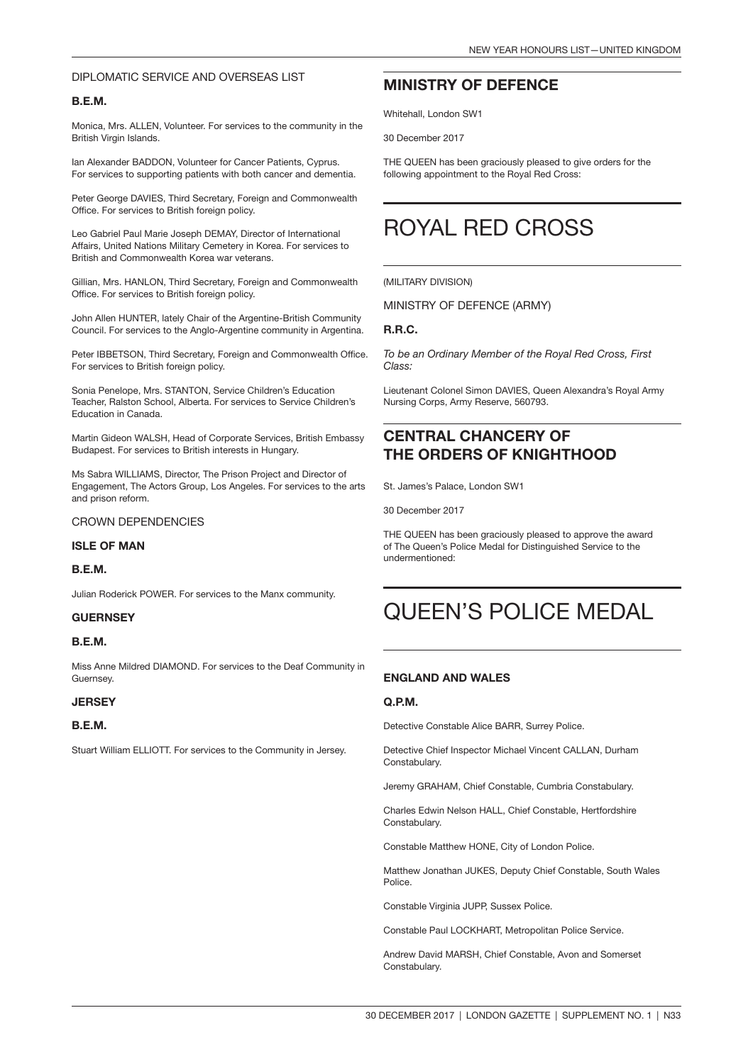DIPLOMATIC SERVICE AND OVERSEAS LIST

**B.E.M.**

Monica, Mrs. ALLEN, Volunteer. For services to the community in the British Virgin Islands.

Ian Alexander BADDON, Volunteer for Cancer Patients, Cyprus. For services to supporting patients with both cancer and dementia.

Peter George DAVIES, Third Secretary, Foreign and Commonwealth Office. For services to British foreign policy.

Leo Gabriel Paul Marie Joseph DEMAY, Director of International Affairs, United Nations Military Cemetery in Korea. For services to British and Commonwealth Korea war veterans.

Gillian, Mrs. HANLON, Third Secretary, Foreign and Commonwealth Office. For services to British foreign policy.

John Allen HUNTER, lately Chair of the Argentine-British Community Council. For services to the Anglo-Argentine community in Argentina.

Peter IBBETSON, Third Secretary, Foreign and Commonwealth Office. For services to British foreign policy.

Sonia Penelope, Mrs. STANTON, Service Children's Education Teacher, Ralston School, Alberta. For services to Service Children's Education in Canada.

Martin Gideon WALSH, Head of Corporate Services, British Embassy Budapest. For services to British interests in Hungary.

Ms Sabra WILLIAMS, Director, The Prison Project and Director of Engagement, The Actors Group, Los Angeles. For services to the arts and prison reform.

CROWN DEPENDENCIES

**ISLE OF MAN**

**B.E.M.**

Julian Roderick POWER. For services to the Manx community.

**GUERNSEY**

**B.E.M.**

Miss Anne Mildred DIAMOND. For services to the Deaf Community in Guernsey.

**JERSEY**

**B.E.M.**

Stuart William ELLIOTT. For services to the Community in Jersey.

## MINISTRY OF DEFENCE

Whitehall, London SW1

30 December 2017

THE QUEEN has been graciously pleased to give orders for the following appointment to the Royal Red Cross:

# ROYAL RED CROSS

(MILITARY DIVISION)

MINISTRY OF DEFENCE (ARMY)

**R.R.C.**

*To be an Ordinary Member of the Royal Red Cross, First Class:*

Lieutenant Colonel Simon DAVIES, Queen Alexandra's Royal Army Nursing Corps, Army Reserve, 560793.

## CENTRAL CHANCERY OF THE ORDERS OF KNIGHTHOOD

St. James's Palace, London SW1

30 December 2017

THE QUEEN has been graciously pleased to approve the award of The Queen's Police Medal for Distinguished Service to the undermentioned:

# QUEEN'S POLICE MEDAL

**ENGLAND AND WALES**

**Q.P.M.**

Detective Constable Alice BARR, Surrey Police.

Detective Chief Inspector Michael Vincent CALLAN, Durham Constabulary.

Jeremy GRAHAM, Chief Constable, Cumbria Constabulary.

Charles Edwin Nelson HALL, Chief Constable, Hertfordshire Constabulary.

Constable Matthew HONE, City of London Police.

Matthew Jonathan JUKES, Deputy Chief Constable, South Wales Police.

Constable Virginia JUPP, Sussex Police.

Constable Paul LOCKHART, Metropolitan Police Service.

Andrew David MARSH, Chief Constable, Avon and Somerset Constabulary.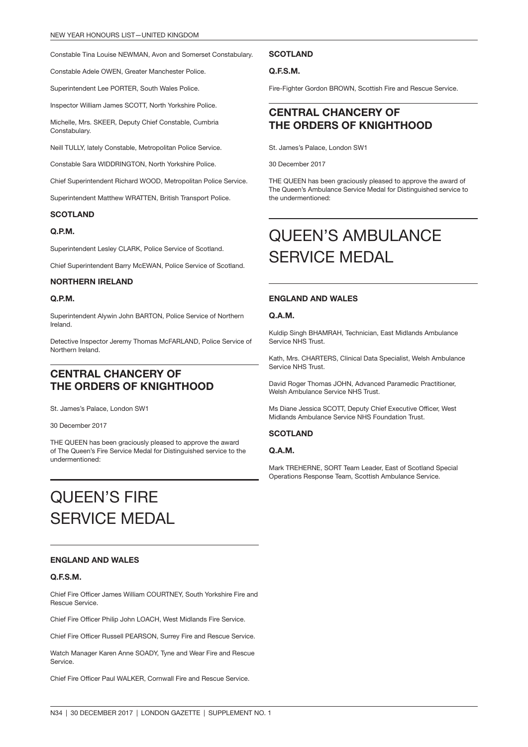Constable Tina Louise NEWMAN, Avon and Somerset Constabulary.

Constable Adele OWEN, Greater Manchester Police.

Superintendent Lee PORTER, South Wales Police.

Inspector William James SCOTT, North Yorkshire Police.

Michelle, Mrs. SKEER, Deputy Chief Constable, Cumbria Constabulary.

Neill TULLY, lately Constable, Metropolitan Police Service.

Constable Sara WIDDRINGTON, North Yorkshire Police.

Chief Superintendent Richard WOOD, Metropolitan Police Service.

Superintendent Matthew WRATTEN, British Transport Police.

**SCOTLAND**

**Q.P.M.**

Superintendent Lesley CLARK, Police Service of Scotland.

Chief Superintendent Barry McEWAN, Police Service of Scotland.

**NORTHERN IRELAND**

**Q.P.M.**

Superintendent Alywin John BARTON, Police Service of Northern Ireland.

Detective Inspector Jeremy Thomas McFARLAND, Police Service of Northern Ireland.

## CENTRAL CHANCERY OF THE ORDERS OF KNIGHTHOOD

St. James's Palace, London SW1

30 December 2017

THE QUEEN has been graciously pleased to approve the award of The Queen's Fire Service Medal for Distinguished service to the undermentioned:

# QUEEN'S FIRE SERVICE MEDAL

**ENGLAND AND WALES**

**Q.F.S.M.**

Chief Fire Officer James William COURTNEY, South Yorkshire Fire and Rescue Service.

Chief Fire Officer Philip John LOACH, West Midlands Fire Service.

Chief Fire Officer Russell PEARSON, Surrey Fire and Rescue Service.

Watch Manager Karen Anne SOADY, Tyne and Wear Fire and Rescue Service.

Chief Fire Officer Paul WALKER, Cornwall Fire and Rescue Service.

**SCOTLAND**

**Q.F.S.M.**

Fire-Fighter Gordon BROWN, Scottish Fire and Rescue Service.

## CENTRAL CHANCERY OF THE ORDERS OF KNIGHTHOOD

St. James's Palace, London SW1

30 December 2017

THE QUEEN has been graciously pleased to approve the award of The Queen's Ambulance Service Medal for Distinguished service to the undermentioned:

# QUEEN'S AMBULANCE SERVICE MEDAL

**ENGLAND AND WALES**

**Q.A.M.**

Kuldip Singh BHAMRAH, Technician, East Midlands Ambulance Service NHS Trust.

Kath, Mrs. CHARTERS, Clinical Data Specialist, Welsh Ambulance Service NHS Trust.

David Roger Thomas JOHN, Advanced Paramedic Practitioner, Welsh Ambulance Service NHS Trust.

Ms Diane Jessica SCOTT, Deputy Chief Executive Officer, West Midlands Ambulance Service NHS Foundation Trust.

**SCOTLAND**

**Q.A.M.**

Mark TREHERNE, SORT Team Leader, East of Scotland Special Operations Response Team, Scottish Ambulance Service.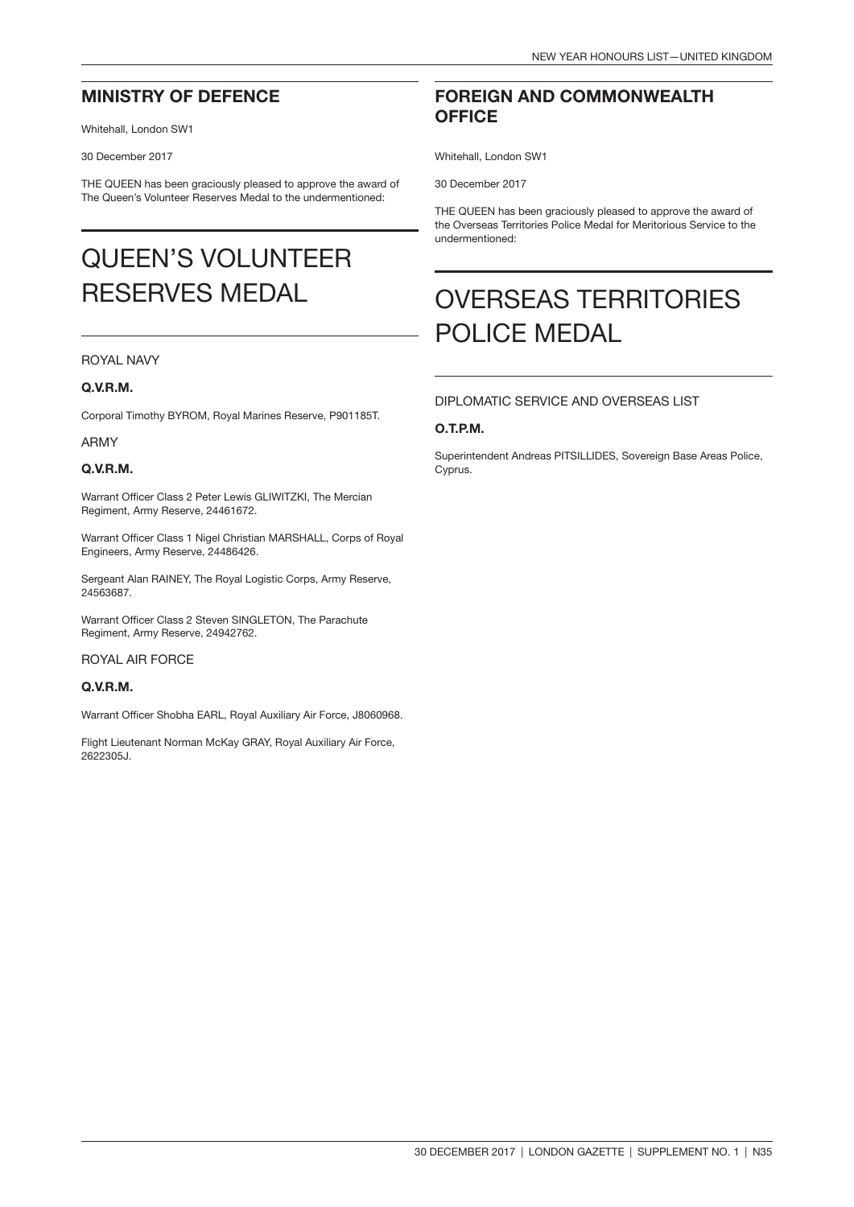## MINISTRY OF DEFENCE

Whitehall, London SW1

30 December 2017

THE QUEEN has been graciously pleased to approve the award of The Queen's Volunteer Reserves Medal to the undermentioned:

# QUEEN'S VOLUNTEER RESERVES MEDAL

ROYAL NAVY

**Q.V.R.M.**

Corporal Timothy BYROM, Royal Marines Reserve, P901185T.

ARMY

**Q.V.R.M.**

Warrant Officer Class 2 Peter Lewis GLIWITZKI, The Mercian Regiment, Army Reserve, 24461672.

Warrant Officer Class 1 Nigel Christian MARSHALL, Corps of Royal Engineers, Army Reserve, 24486426.

Sergeant Alan RAINEY, The Royal Logistic Corps, Army Reserve, 24563687.

Warrant Officer Class 2 Steven SINGLETON, The Parachute Regiment, Army Reserve, 24942762.

ROYAL AIR FORCE

**Q.V.R.M.**

Warrant Officer Shobha EARL, Royal Auxiliary Air Force, J8060968.

Flight Lieutenant Norman McKay GRAY, Royal Auxiliary Air Force, 2622305J.

## FOREIGN AND COMMONWEALTH OFFICE

Whitehall, London SW1

30 December 2017

THE QUEEN has been graciously pleased to approve the award of the Overseas Territories Police Medal for Meritorious Service to the undermentioned:

# OVERSEAS TERRITORIES POLICE MEDAL

DIPLOMATIC SERVICE AND OVERSEAS LIST

**O.T.P.M.**

Superintendent Andreas PITSILLIDES, Sovereign Base Areas Police, Cyprus.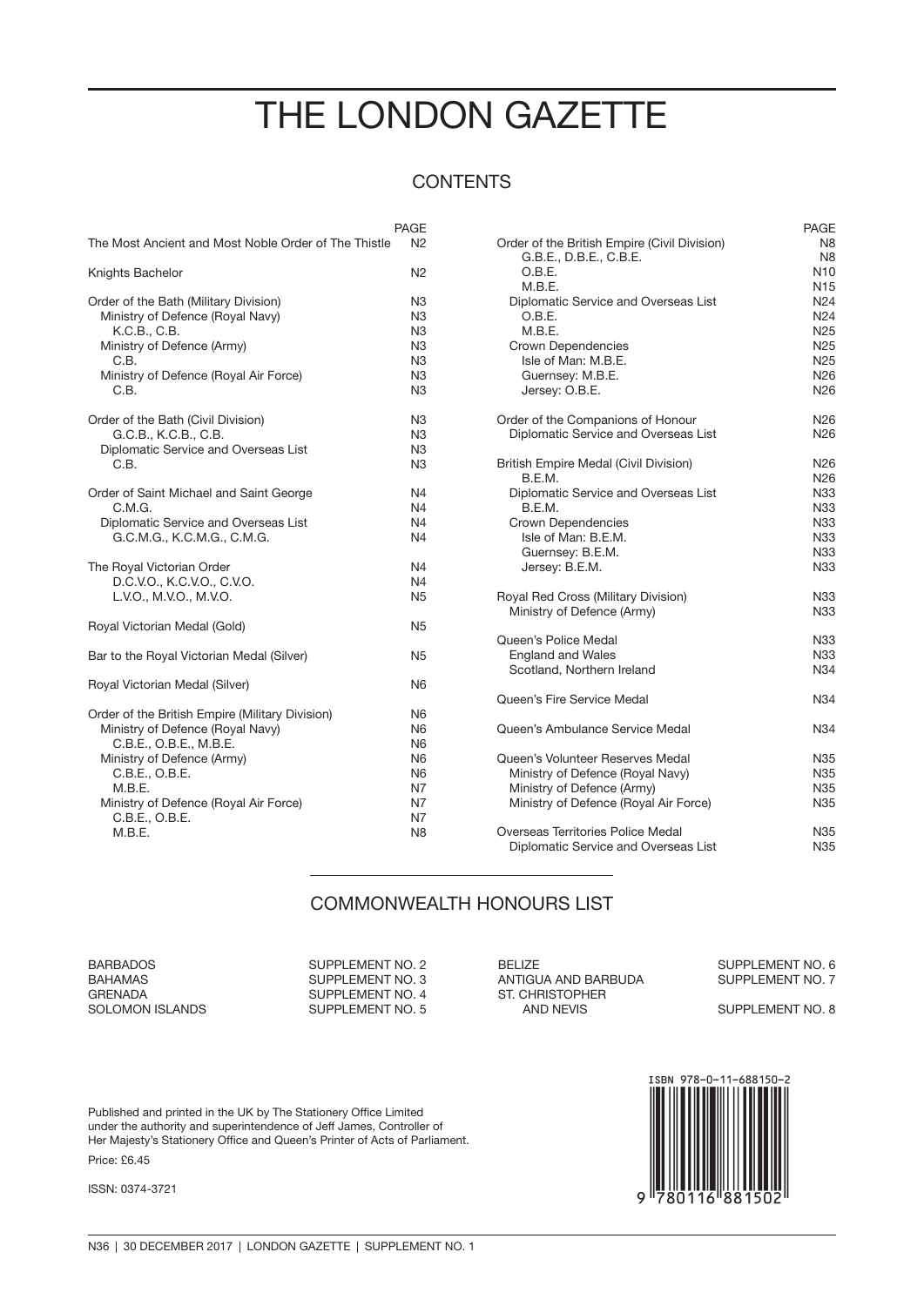# THE LONDON GAZETTE

## CONTENTS

| | PAGE |
|---|---|
| The Most Ancient and Most Noble Order of The Thistle | N2 |
| Knights Bachelor | N2 |
| Order of the Bath (Military Division) | N3 |
| Ministry of Defence (Royal Navy) | N3 |
| K.C.B., C.B. | N3 |
| Ministry of Defence (Army) | N3 |
| C.B. | N3 |
| Ministry of Defence (Royal Air Force) | N3 |
| C.B. | N3 |
| Order of the Bath (Civil Division) | N3 |
| G.C.B., K.C.B., C.B. | N3 |
| Diplomatic Service and Overseas List | N3 |
| C.B. | N3 |
| Order of Saint Michael and Saint George | N4 |
| C.M.G. | N4 |
| Diplomatic Service and Overseas List | N4 |
| G.C.M.G., K.C.M.G., C.M.G. | N4 |
| The Royal Victorian Order | N4 |
| D.C.V.O., K.C.V.O., C.V.O. | N4 |
| L.V.O., M.V.O., M.V.O. | N5 |
| Royal Victorian Medal (Gold) | N5 |
| Bar to the Royal Victorian Medal (Silver) | N5 |
| Royal Victorian Medal (Silver) | N6 |
| Order of the British Empire (Military Division) | N6 |
| Ministry of Defence (Royal Navy) | N6 |
| C.B.E., O.B.E., M.B.E. | N6 |
| Ministry of Defence (Army) | N6 |
| C.B.E., O.B.E. | N6 |
| M.B.E. | N7 |
| Ministry of Defence (Royal Air Force) | N7 |
| C.B.E., O.B.E. | N7 |
| M.B.E. | N8 |
| Order of the British Empire (Civil Division) | N8 |
| G.B.E., D.B.E., C.B.E. | N8 |
| O.B.E. | N10 |
| M.B.E. | N15 |
| Diplomatic Service and Overseas List | N24 |
| O.B.E. | N24 |
| M.B.E. | N25 |
| Crown Dependencies | N25 |
| Isle of Man: M.B.E. | N25 |
| Guernsey: M.B.E. | N26 |
| Jersey: O.B.E. | N26 |
| Order of the Companions of Honour | N26 |
| Diplomatic Service and Overseas List | N26 |
| British Empire Medal (Civil Division) | N26 |
| B.E.M. | N26 |
| Diplomatic Service and Overseas List | N33 |
| B.E.M. | N33 |
| Crown Dependencies | N33 |
| Isle of Man: B.E.M. | N33 |
| Guernsey: B.E.M. | N33 |
| Jersey: B.E.M. | N33 |
| Royal Red Cross (Military Division) | N33 |
| Ministry of Defence (Army) | N33 |
| Queen's Police Medal | N33 |
| England and Wales | N33 |
| Scotland, Northern Ireland | N34 |
| Queen's Fire Service Medal | N34 |
| Queen's Ambulance Service Medal | N34 |
| Queen's Volunteer Reserves Medal | N35 |
| Ministry of Defence (Royal Navy) | N35 |
| Ministry of Defence (Army) | N35 |
| Ministry of Defence (Royal Air Force) | N35 |
| Overseas Territories Police Medal | N35 |
| Diplomatic Service and Overseas List | N35 |

## COMMONWEALTH HONOURS LIST

| | |
|---|---|
| BARBADOS | SUPPLEMENT NO. 2 |
| BAHAMAS | SUPPLEMENT NO. 3 |
| GRENADA | SUPPLEMENT NO. 4 |
| SOLOMON ISLANDS | SUPPLEMENT NO. 5 |
| BELIZE | SUPPLEMENT NO. 6 |
| ANTIGUA AND BARBUDA | SUPPLEMENT NO. 7 |
| ST. CHRISTOPHER AND NEVIS | SUPPLEMENT NO. 8 |

Published and printed in the UK by The Stationery Office Limited under the authority and superintendence of Jeff James, Controller of Her Majesty's Stationery Office and Queen's Printer of Acts of Parliament.

Price: £6.45

ISSN: 0374-3721

ISBN 978-0-11-688150-2